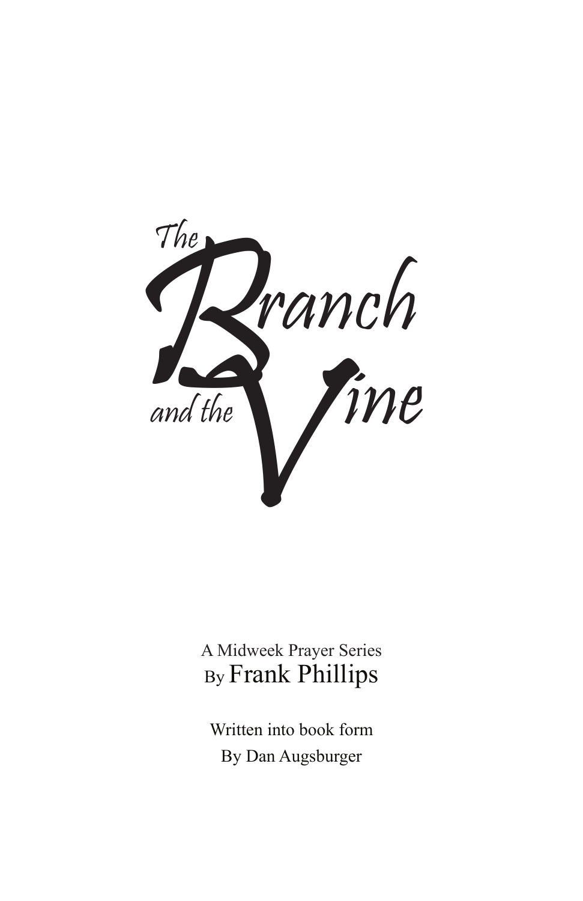# The Branch and the Vine

A Midweek Prayer Series
By Frank Phillips

Written into book form
By Dan Augsburger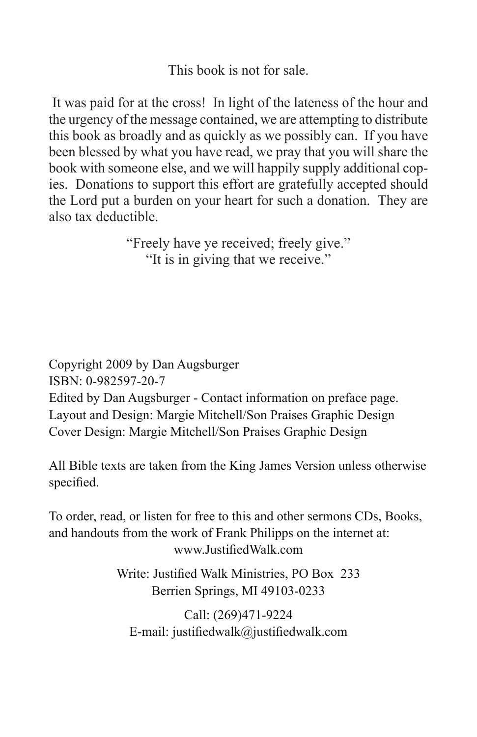This book is not for sale.

It was paid for at the cross! In light of the lateness of the hour and the urgency of the message contained, we are attempting to distribute this book as broadly and as quickly as we possibly can. If you have been blessed by what you have read, we pray that you will share the book with someone else, and we will happily supply additional copies. Donations to support this effort are gratefully accepted should the Lord put a burden on your heart for such a donation. They are also tax deductible.

"Freely have ye received; freely give."
"It is in giving that we receive."

Copyright 2009 by Dan Augsburger
ISBN: 0-982597-20-7
Edited by Dan Augsburger - Contact information on preface page.
Layout and Design: Margie Mitchell/Son Praises Graphic Design
Cover Design: Margie Mitchell/Son Praises Graphic Design

All Bible texts are taken from the King James Version unless otherwise specified.

To order, read, or listen for free to this and other sermons CDs, Books, and handouts from the work of Frank Philipps on the internet at:
www.JustifiedWalk.com

Write: Justified Walk Ministries, PO Box 233
Berrien Springs, MI 49103-0233

Call: (269)471-9224
E-mail: justifiedwalk@justifiedwalk.com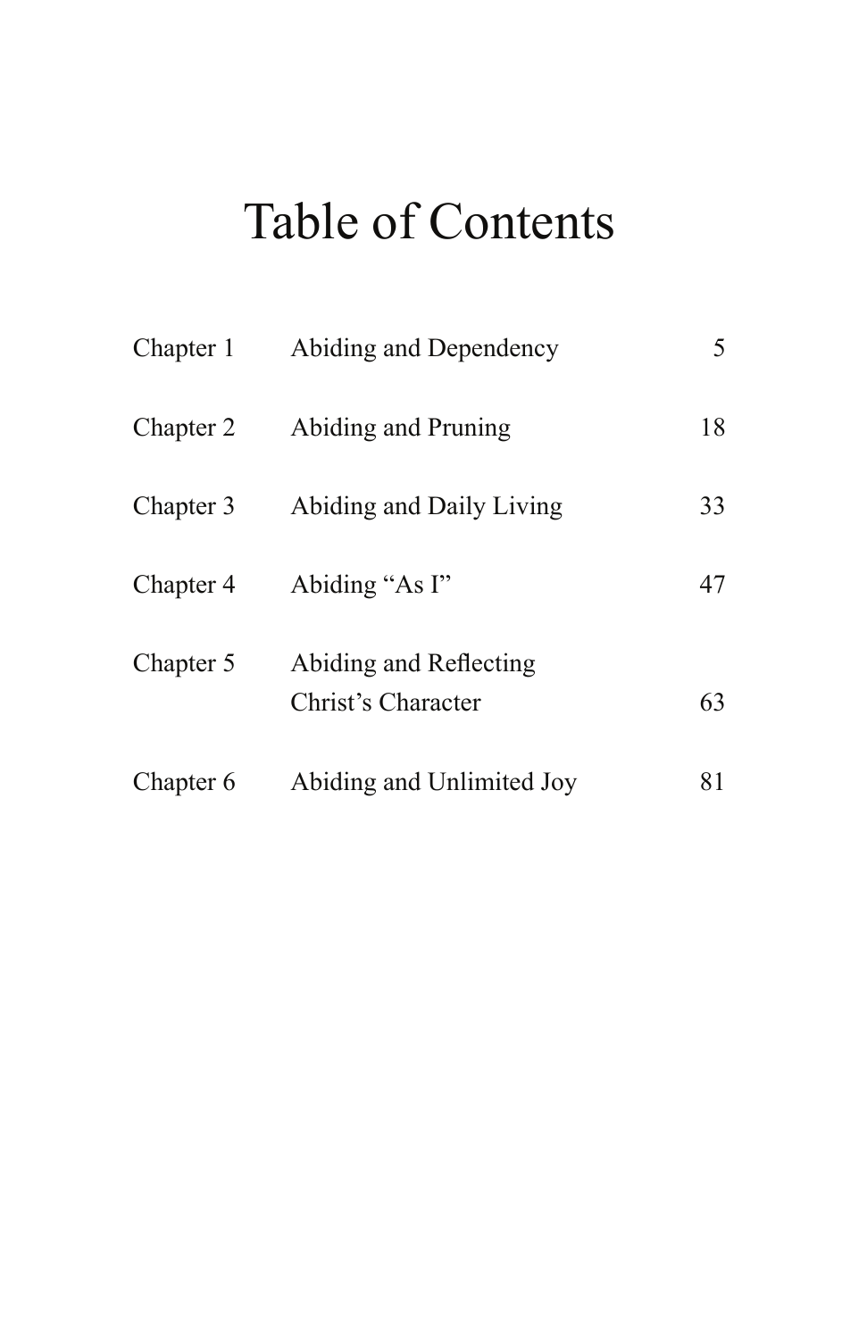# Table of Contents

| | | |
|---|---|---|
| Chapter 1 | Abiding and Dependency | 5 |
| Chapter 2 | Abiding and Pruning | 18 |
| Chapter 3 | Abiding and Daily Living | 33 |
| Chapter 4 | Abiding "As I" | 47 |
| Chapter 5 | Abiding and Reflecting Christ's Character | 63 |
| Chapter 6 | Abiding and Unlimited Joy | 81 |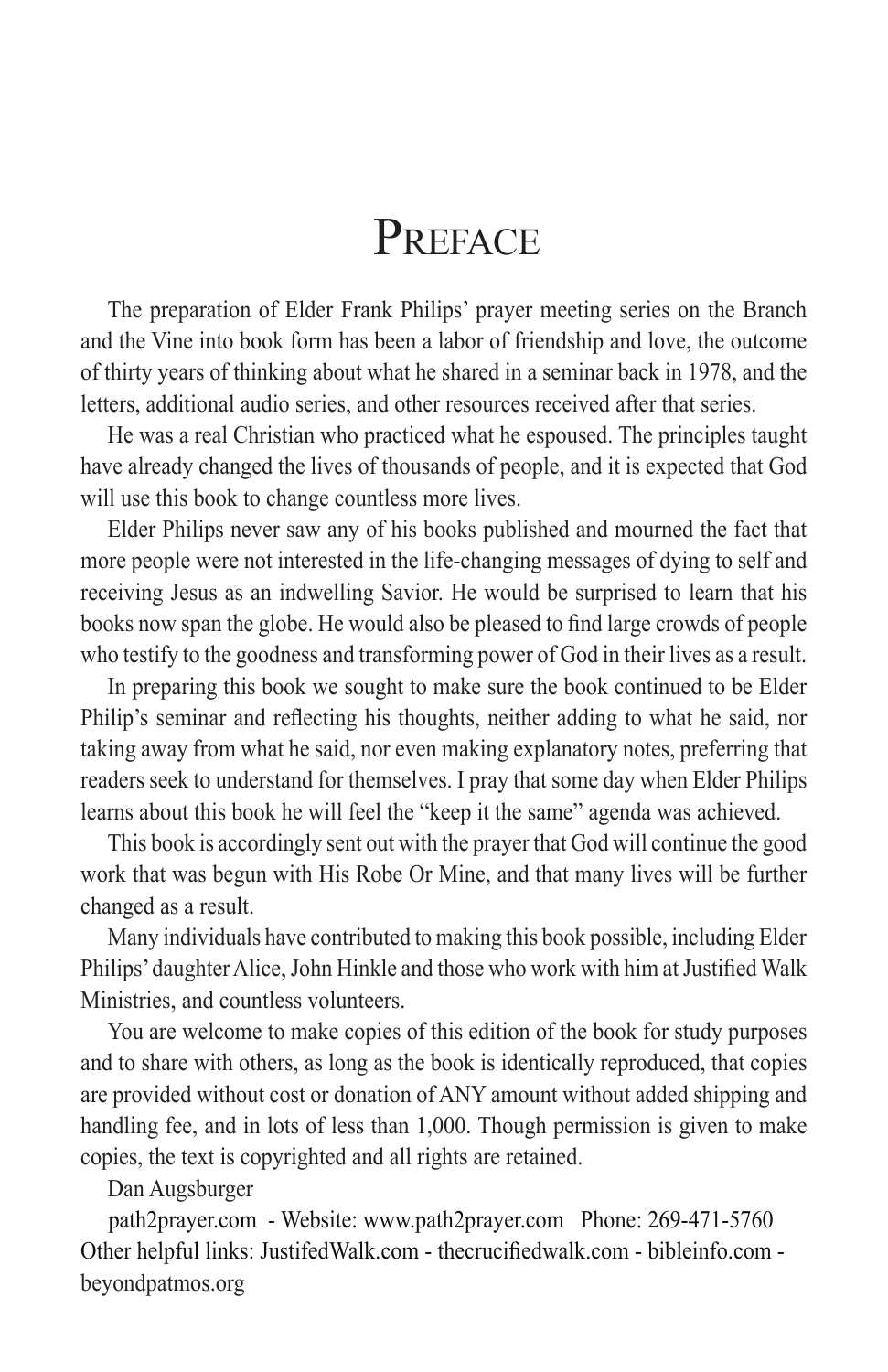# Preface

The preparation of Elder Frank Philips' prayer meeting series on the Branch and the Vine into book form has been a labor of friendship and love, the outcome of thirty years of thinking about what he shared in a seminar back in 1978, and the letters, additional audio series, and other resources received after that series.

He was a real Christian who practiced what he espoused. The principles taught have already changed the lives of thousands of people, and it is expected that God will use this book to change countless more lives.

Elder Philips never saw any of his books published and mourned the fact that more people were not interested in the life-changing messages of dying to self and receiving Jesus as an indwelling Savior. He would be surprised to learn that his books now span the globe. He would also be pleased to find large crowds of people who testify to the goodness and transforming power of God in their lives as a result.

In preparing this book we sought to make sure the book continued to be Elder Philip's seminar and reflecting his thoughts, neither adding to what he said, nor taking away from what he said, nor even making explanatory notes, preferring that readers seek to understand for themselves. I pray that some day when Elder Philips learns about this book he will feel the "keep it the same" agenda was achieved.

This book is accordingly sent out with the prayer that God will continue the good work that was begun with His Robe Or Mine, and that many lives will be further changed as a result.

Many individuals have contributed to making this book possible, including Elder Philips' daughter Alice, John Hinkle and those who work with him at Justified Walk Ministries, and countless volunteers.

You are welcome to make copies of this edition of the book for study purposes and to share with others, as long as the book is identically reproduced, that copies are provided without cost or donation of ANY amount without added shipping and handling fee, and in lots of less than 1,000. Though permission is given to make copies, the text is copyrighted and all rights are retained.

Dan Augsburger

path2prayer.com - Website: www.path2prayer.com Phone: 269-471-5760
Other helpful links: JustifedWalk.com - thecrucifiedwalk.com - bibleinfo.com - beyondpatmos.org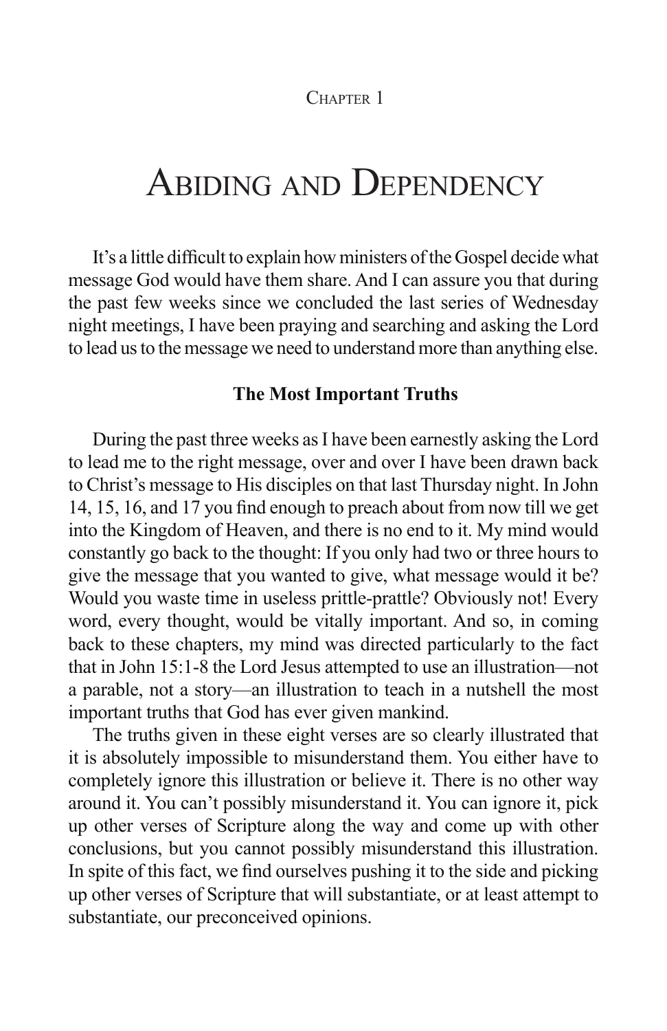Chapter 1

# Abiding and Dependency

It's a little difficult to explain how ministers of the Gospel decide what message God would have them share. And I can assure you that during the past few weeks since we concluded the last series of Wednesday night meetings, I have been praying and searching and asking the Lord to lead us to the message we need to understand more than anything else.

### The Most Important Truths

During the past three weeks as I have been earnestly asking the Lord to lead me to the right message, over and over I have been drawn back to Christ's message to His disciples on that last Thursday night. In John 14, 15, 16, and 17 you find enough to preach about from now till we get into the Kingdom of Heaven, and there is no end to it. My mind would constantly go back to the thought: If you only had two or three hours to give the message that you wanted to give, what message would it be? Would you waste time in useless prittle-prattle? Obviously not! Every word, every thought, would be vitally important. And so, in coming back to these chapters, my mind was directed particularly to the fact that in John 15:1-8 the Lord Jesus attempted to use an illustration—not a parable, not a story—an illustration to teach in a nutshell the most important truths that God has ever given mankind.

The truths given in these eight verses are so clearly illustrated that it is absolutely impossible to misunderstand them. You either have to completely ignore this illustration or believe it. There is no other way around it. You can't possibly misunderstand it. You can ignore it, pick up other verses of Scripture along the way and come up with other conclusions, but you cannot possibly misunderstand this illustration. In spite of this fact, we find ourselves pushing it to the side and picking up other verses of Scripture that will substantiate, or at least attempt to substantiate, our preconceived opinions.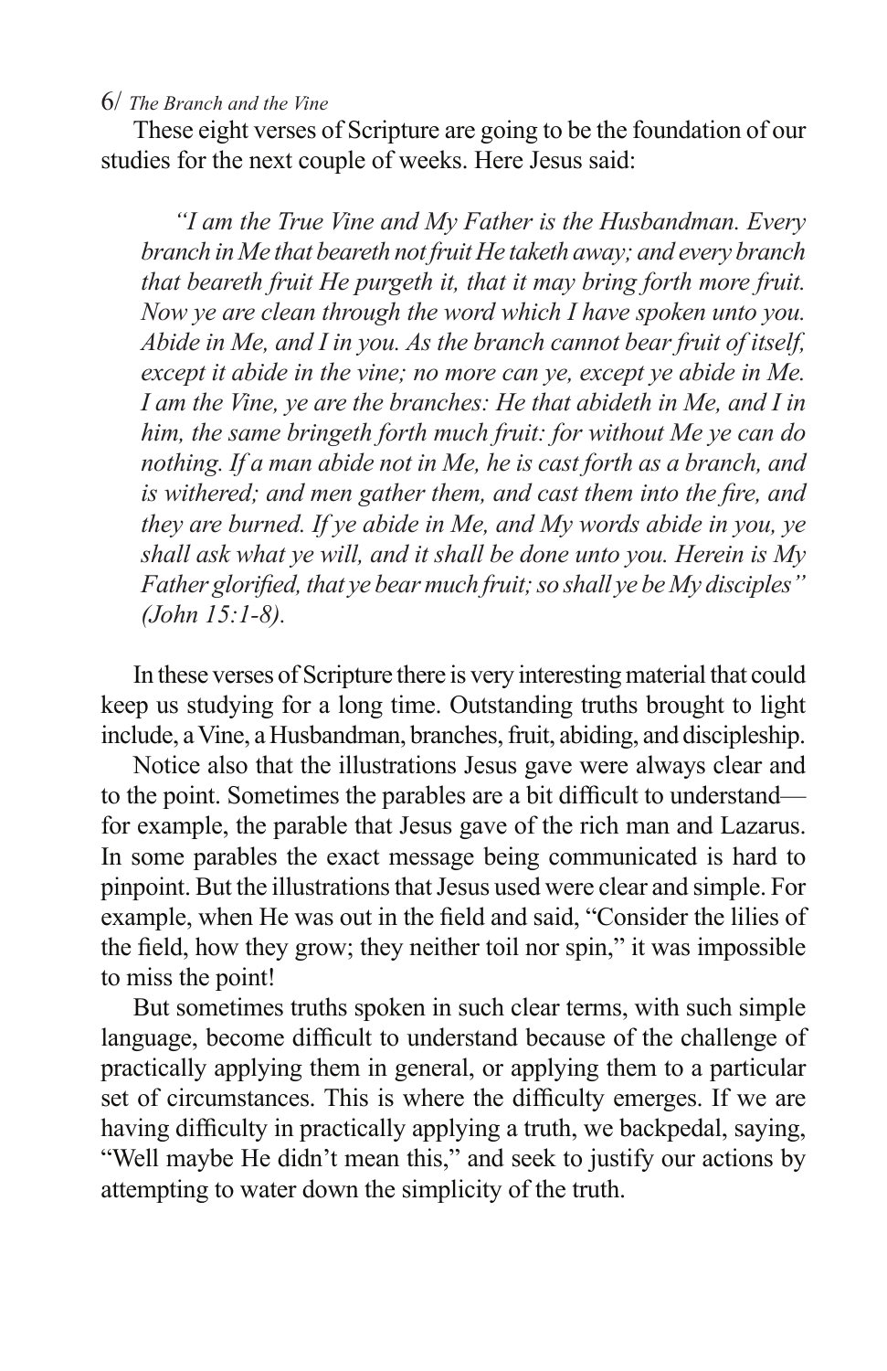These eight verses of Scripture are going to be the foundation of our studies for the next couple of weeks. Here Jesus said:

> *"I am the True Vine and My Father is the Husbandman. Every branch in Me that beareth not fruit He taketh away; and every branch that beareth fruit He purgeth it, that it may bring forth more fruit. Now ye are clean through the word which I have spoken unto you. Abide in Me, and I in you. As the branch cannot bear fruit of itself, except it abide in the vine; no more can ye, except ye abide in Me. I am the Vine, ye are the branches: He that abideth in Me, and I in him, the same bringeth forth much fruit: for without Me ye can do nothing. If a man abide not in Me, he is cast forth as a branch, and is withered; and men gather them, and cast them into the fire, and they are burned. If ye abide in Me, and My words abide in you, ye shall ask what ye will, and it shall be done unto you. Herein is My Father glorified, that ye bear much fruit; so shall ye be My disciples" (John 15:1-8).*

In these verses of Scripture there is very interesting material that could keep us studying for a long time. Outstanding truths brought to light include, a Vine, a Husbandman, branches, fruit, abiding, and discipleship.

Notice also that the illustrations Jesus gave were always clear and to the point. Sometimes the parables are a bit difficult to understand—for example, the parable that Jesus gave of the rich man and Lazarus. In some parables the exact message being communicated is hard to pinpoint. But the illustrations that Jesus used were clear and simple. For example, when He was out in the field and said, "Consider the lilies of the field, how they grow; they neither toil nor spin," it was impossible to miss the point!

But sometimes truths spoken in such clear terms, with such simple language, become difficult to understand because of the challenge of practically applying them in general, or applying them to a particular set of circumstances. This is where the difficulty emerges. If we are having difficulty in practically applying a truth, we backpedal, saying, "Well maybe He didn't mean this," and seek to justify our actions by attempting to water down the simplicity of the truth.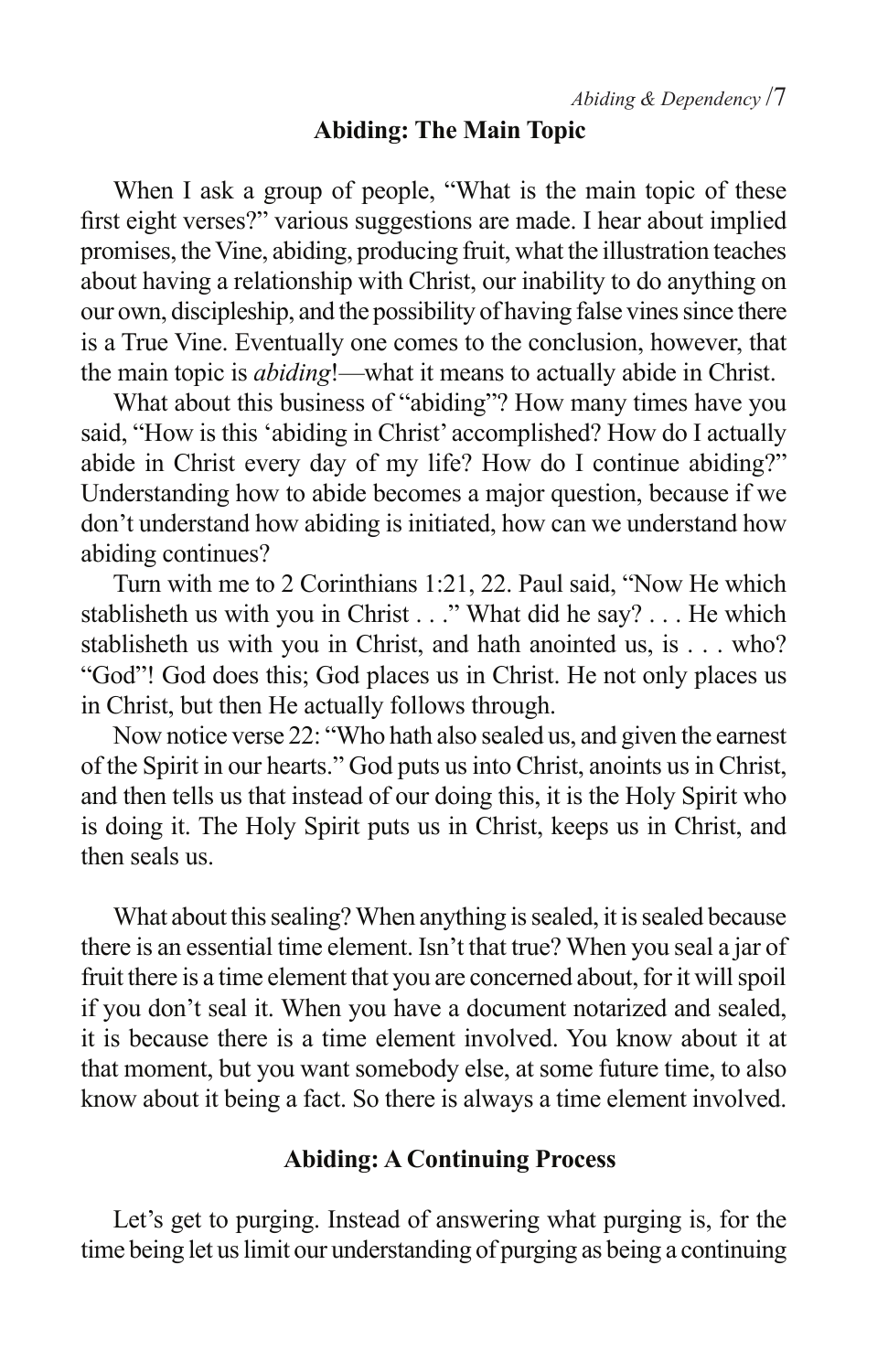## Abiding: The Main Topic

When I ask a group of people, "What is the main topic of these first eight verses?" various suggestions are made. I hear about implied promises, the Vine, abiding, producing fruit, what the illustration teaches about having a relationship with Christ, our inability to do anything on our own, discipleship, and the possibility of having false vines since there is a True Vine. Eventually one comes to the conclusion, however, that the main topic is *abiding*!—what it means to actually abide in Christ.

What about this business of "abiding"? How many times have you said, "How is this 'abiding in Christ' accomplished? How do I actually abide in Christ every day of my life? How do I continue abiding?" Understanding how to abide becomes a major question, because if we don't understand how abiding is initiated, how can we understand how abiding continues?

Turn with me to 2 Corinthians 1:21, 22. Paul said, "Now He which stablisheth us with you in Christ . . ." What did he say? . . . He which stablisheth us with you in Christ, and hath anointed us, is . . . who? "God"! God does this; God places us in Christ. He not only places us in Christ, but then He actually follows through.

Now notice verse 22: "Who hath also sealed us, and given the earnest of the Spirit in our hearts." God puts us into Christ, anoints us in Christ, and then tells us that instead of our doing this, it is the Holy Spirit who is doing it. The Holy Spirit puts us in Christ, keeps us in Christ, and then seals us.

What about this sealing? When anything is sealed, it is sealed because there is an essential time element. Isn't that true? When you seal a jar of fruit there is a time element that you are concerned about, for it will spoil if you don't seal it. When you have a document notarized and sealed, it is because there is a time element involved. You know about it at that moment, but you want somebody else, at some future time, to also know about it being a fact. So there is always a time element involved.

## Abiding: A Continuing Process

Let's get to purging. Instead of answering what purging is, for the time being let us limit our understanding of purging as being a continuing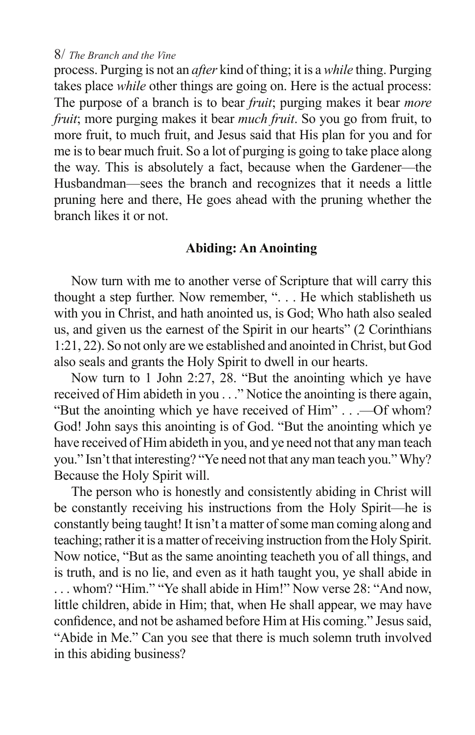process. Purging is not an *after* kind of thing; it is a *while* thing. Purging takes place *while* other things are going on. Here is the actual process: The purpose of a branch is to bear *fruit*; purging makes it bear *more fruit*; more purging makes it bear *much fruit*. So you go from fruit, to more fruit, to much fruit, and Jesus said that His plan for you and for me is to bear much fruit. So a lot of purging is going to take place along the way. This is absolutely a fact, because when the Gardener—the Husbandman—sees the branch and recognizes that it needs a little pruning here and there, He goes ahead with the pruning whether the branch likes it or not.

### Abiding: An Anointing

Now turn with me to another verse of Scripture that will carry this thought a step further. Now remember, ". . . He which stablisheth us with you in Christ, and hath anointed us, is God; Who hath also sealed us, and given us the earnest of the Spirit in our hearts" (2 Corinthians 1:21, 22). So not only are we established and anointed in Christ, but God also seals and grants the Holy Spirit to dwell in our hearts.

Now turn to 1 John 2:27, 28. "But the anointing which ye have received of Him abideth in you . . ." Notice the anointing is there again, "But the anointing which ye have received of Him" . . .—Of whom? God! John says this anointing is of God. "But the anointing which ye have received of Him abideth in you, and ye need not that any man teach you." Isn't that interesting? "Ye need not that any man teach you." Why? Because the Holy Spirit will.

The person who is honestly and consistently abiding in Christ will be constantly receiving his instructions from the Holy Spirit—he is constantly being taught! It isn't a matter of some man coming along and teaching; rather it is a matter of receiving instruction from the Holy Spirit. Now notice, "But as the same anointing teacheth you of all things, and is truth, and is no lie, and even as it hath taught you, ye shall abide in . . . whom? "Him." "Ye shall abide in Him!" Now verse 28: "And now, little children, abide in Him; that, when He shall appear, we may have confidence, and not be ashamed before Him at His coming." Jesus said, "Abide in Me." Can you see that there is much solemn truth involved in this abiding business?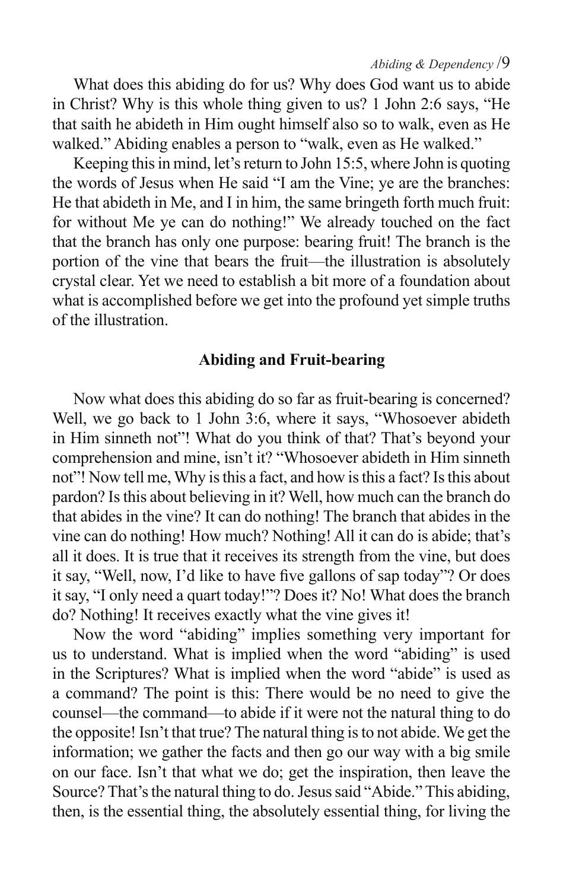What does this abiding do for us? Why does God want us to abide in Christ? Why is this whole thing given to us? 1 John 2:6 says, "He that saith he abideth in Him ought himself also so to walk, even as He walked." Abiding enables a person to "walk, even as He walked."

Keeping this in mind, let's return to John 15:5, where John is quoting the words of Jesus when He said "I am the Vine; ye are the branches: He that abideth in Me, and I in him, the same bringeth forth much fruit: for without Me ye can do nothing!" We already touched on the fact that the branch has only one purpose: bearing fruit! The branch is the portion of the vine that bears the fruit—the illustration is absolutely crystal clear. Yet we need to establish a bit more of a foundation about what is accomplished before we get into the profound yet simple truths of the illustration.

### Abiding and Fruit-bearing

Now what does this abiding do so far as fruit-bearing is concerned? Well, we go back to 1 John 3:6, where it says, "Whosoever abideth in Him sinneth not"! What do you think of that? That's beyond your comprehension and mine, isn't it? "Whosoever abideth in Him sinneth not"! Now tell me, Why is this a fact, and how is this a fact? Is this about pardon? Is this about believing in it? Well, how much can the branch do that abides in the vine? It can do nothing! The branch that abides in the vine can do nothing! How much? Nothing! All it can do is abide; that's all it does. It is true that it receives its strength from the vine, but does it say, "Well, now, I'd like to have five gallons of sap today"? Or does it say, "I only need a quart today!"? Does it? No! What does the branch do? Nothing! It receives exactly what the vine gives it!

Now the word "abiding" implies something very important for us to understand. What is implied when the word "abiding" is used in the Scriptures? What is implied when the word "abide" is used as a command? The point is this: There would be no need to give the counsel—the command—to abide if it were not the natural thing to do the opposite! Isn't that true? The natural thing is to not abide. We get the information; we gather the facts and then go our way with a big smile on our face. Isn't that what we do; get the inspiration, then leave the Source? That's the natural thing to do. Jesus said "Abide." This abiding, then, is the essential thing, the absolutely essential thing, for living the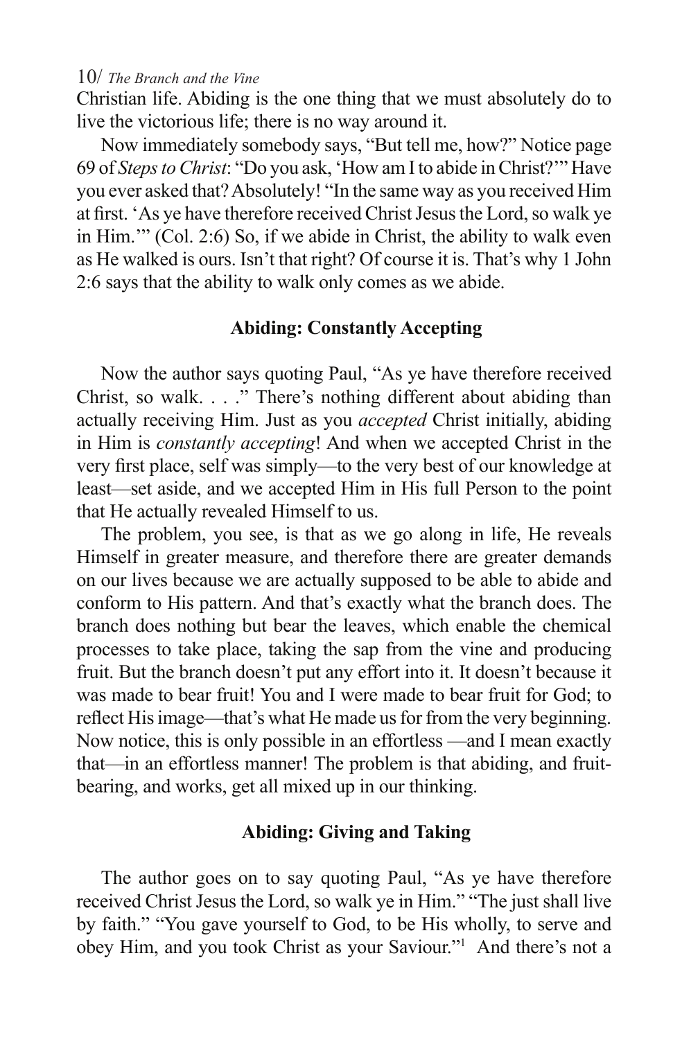Christian life. Abiding is the one thing that we must absolutely do to live the victorious life; there is no way around it.

Now immediately somebody says, "But tell me, how?" Notice page 69 of *Steps to Christ*: "Do you ask, 'How am I to abide in Christ?'" Have you ever asked that? Absolutely! "In the same way as you received Him at first. 'As ye have therefore received Christ Jesus the Lord, so walk ye in Him.'" (Col. 2:6) So, if we abide in Christ, the ability to walk even as He walked is ours. Isn't that right? Of course it is. That's why 1 John 2:6 says that the ability to walk only comes as we abide.

### Abiding: Constantly Accepting

Now the author says quoting Paul, "As ye have therefore received Christ, so walk. . . ." There's nothing different about abiding than actually receiving Him. Just as you *accepted* Christ initially, abiding in Him is *constantly accepting*! And when we accepted Christ in the very first place, self was simply—to the very best of our knowledge at least—set aside, and we accepted Him in His full Person to the point that He actually revealed Himself to us.

The problem, you see, is that as we go along in life, He reveals Himself in greater measure, and therefore there are greater demands on our lives because we are actually supposed to be able to abide and conform to His pattern. And that's exactly what the branch does. The branch does nothing but bear the leaves, which enable the chemical processes to take place, taking the sap from the vine and producing fruit. But the branch doesn't put any effort into it. It doesn't because it was made to bear fruit! You and I were made to bear fruit for God; to reflect His image—that's what He made us for from the very beginning. Now notice, this is only possible in an effortless —and I mean exactly that—in an effortless manner! The problem is that abiding, and fruit-bearing, and works, get all mixed up in our thinking.

### Abiding: Giving and Taking

The author goes on to say quoting Paul, "As ye have therefore received Christ Jesus the Lord, so walk ye in Him." "The just shall live by faith." "You gave yourself to God, to be His wholly, to serve and obey Him, and you took Christ as your Saviour."[1] And there's not a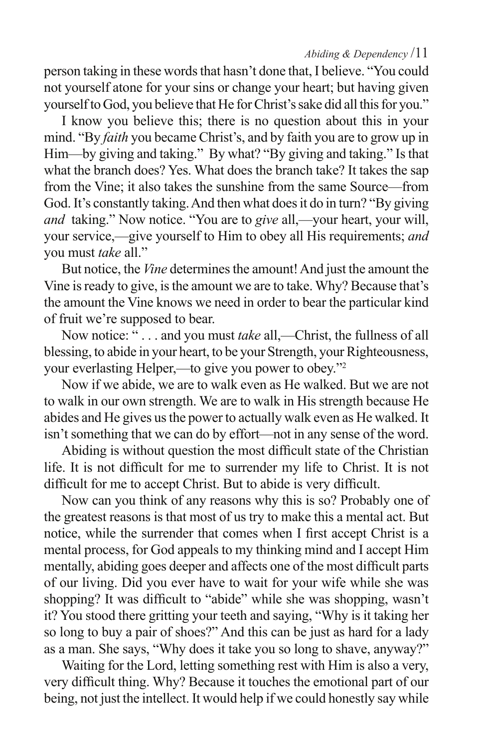person taking in these words that hasn't done that, I believe. "You could not yourself atone for your sins or change your heart; but having given yourself to God, you believe that He for Christ's sake did all this for you."

I know you believe this; there is no question about this in your mind. "By *faith* you became Christ's, and by faith you are to grow up in Him—by giving and taking." By what? "By giving and taking." Is that what the branch does? Yes. What does the branch take? It takes the sap from the Vine; it also takes the sunshine from the same Source—from God. It's constantly taking. And then what does it do in turn? "By giving *and* taking." Now notice. "You are to *give* all,—your heart, your will, your service,—give yourself to Him to obey all His requirements; *and* you must *take* all."

But notice, the *Vine* determines the amount! And just the amount the Vine is ready to give, is the amount we are to take. Why? Because that's the amount the Vine knows we need in order to bear the particular kind of fruit we're supposed to bear.

Now notice: " . . . and you must *take* all,—Christ, the fullness of all blessing, to abide in your heart, to be your Strength, your Righteousness, your everlasting Helper,—to give you power to obey."[2]

Now if we abide, we are to walk even as He walked. But we are not to walk in our own strength. We are to walk in His strength because He abides and He gives us the power to actually walk even as He walked. It isn't something that we can do by effort—not in any sense of the word.

Abiding is without question the most difficult state of the Christian life. It is not difficult for me to surrender my life to Christ. It is not difficult for me to accept Christ. But to abide is very difficult.

Now can you think of any reasons why this is so? Probably one of the greatest reasons is that most of us try to make this a mental act. But notice, while the surrender that comes when I first accept Christ is a mental process, for God appeals to my thinking mind and I accept Him mentally, abiding goes deeper and affects one of the most difficult parts of our living. Did you ever have to wait for your wife while she was shopping? It was difficult to "abide" while she was shopping, wasn't it? You stood there gritting your teeth and saying, "Why is it taking her so long to buy a pair of shoes?" And this can be just as hard for a lady as a man. She says, "Why does it take you so long to shave, anyway?"

Waiting for the Lord, letting something rest with Him is also a very, very difficult thing. Why? Because it touches the emotional part of our being, not just the intellect. It would help if we could honestly say while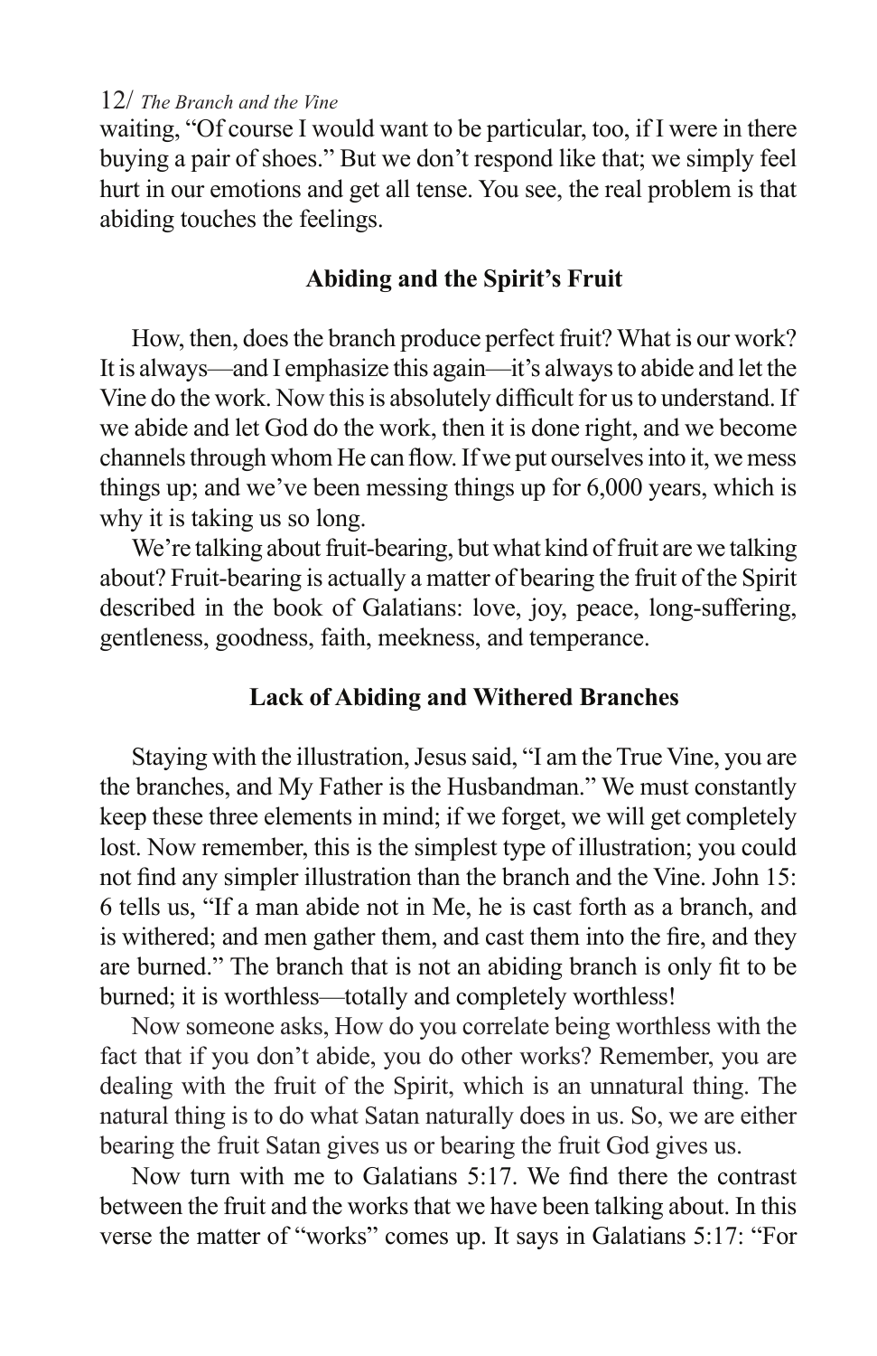waiting, "Of course I would want to be particular, too, if I were in there buying a pair of shoes." But we don't respond like that; we simply feel hurt in our emotions and get all tense. You see, the real problem is that abiding touches the feelings.

### Abiding and the Spirit's Fruit

How, then, does the branch produce perfect fruit? What is our work? It is always—and I emphasize this again—it's always to abide and let the Vine do the work. Now this is absolutely difficult for us to understand. If we abide and let God do the work, then it is done right, and we become channels through whom He can flow. If we put ourselves into it, we mess things up; and we've been messing things up for 6,000 years, which is why it is taking us so long.

We're talking about fruit-bearing, but what kind of fruit are we talking about? Fruit-bearing is actually a matter of bearing the fruit of the Spirit described in the book of Galatians: love, joy, peace, long-suffering, gentleness, goodness, faith, meekness, and temperance.

### Lack of Abiding and Withered Branches

Staying with the illustration, Jesus said, "I am the True Vine, you are the branches, and My Father is the Husbandman." We must constantly keep these three elements in mind; if we forget, we will get completely lost. Now remember, this is the simplest type of illustration; you could not find any simpler illustration than the branch and the Vine. John 15: 6 tells us, "If a man abide not in Me, he is cast forth as a branch, and is withered; and men gather them, and cast them into the fire, and they are burned." The branch that is not an abiding branch is only fit to be burned; it is worthless—totally and completely worthless!

Now someone asks, How do you correlate being worthless with the fact that if you don't abide, you do other works? Remember, you are dealing with the fruit of the Spirit, which is an unnatural thing. The natural thing is to do what Satan naturally does in us. So, we are either bearing the fruit Satan gives us or bearing the fruit God gives us.

Now turn with me to Galatians 5:17. We find there the contrast between the fruit and the works that we have been talking about. In this verse the matter of "works" comes up. It says in Galatians 5:17: "For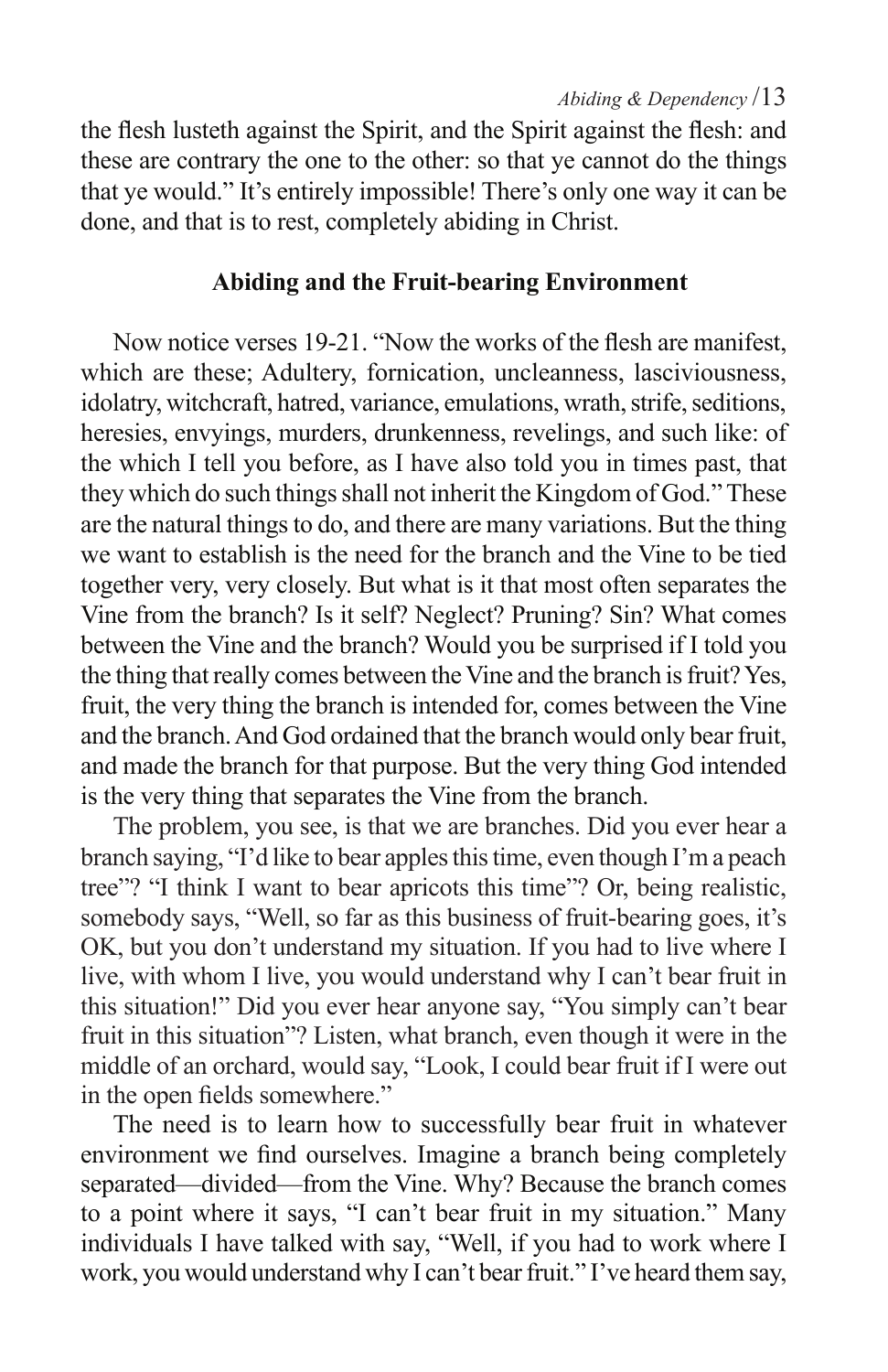the flesh lusteth against the Spirit, and the Spirit against the flesh: and these are contrary the one to the other: so that ye cannot do the things that ye would." It's entirely impossible! There's only one way it can be done, and that is to rest, completely abiding in Christ.

### Abiding and the Fruit-bearing Environment

Now notice verses 19-21. "Now the works of the flesh are manifest, which are these; Adultery, fornication, uncleanness, lasciviousness, idolatry, witchcraft, hatred, variance, emulations, wrath, strife, seditions, heresies, envyings, murders, drunkenness, revelings, and such like: of the which I tell you before, as I have also told you in times past, that they which do such things shall not inherit the Kingdom of God." These are the natural things to do, and there are many variations. But the thing we want to establish is the need for the branch and the Vine to be tied together very, very closely. But what is it that most often separates the Vine from the branch? Is it self? Neglect? Pruning? Sin? What comes between the Vine and the branch? Would you be surprised if I told you the thing that really comes between the Vine and the branch is fruit? Yes, fruit, the very thing the branch is intended for, comes between the Vine and the branch. And God ordained that the branch would only bear fruit, and made the branch for that purpose. But the very thing God intended is the very thing that separates the Vine from the branch.

The problem, you see, is that we are branches. Did you ever hear a branch saying, "I'd like to bear apples this time, even though I'm a peach tree"? "I think I want to bear apricots this time"? Or, being realistic, somebody says, "Well, so far as this business of fruit-bearing goes, it's OK, but you don't understand my situation. If you had to live where I live, with whom I live, you would understand why I can't bear fruit in this situation!" Did you ever hear anyone say, "You simply can't bear fruit in this situation"? Listen, what branch, even though it were in the middle of an orchard, would say, "Look, I could bear fruit if I were out in the open fields somewhere."

The need is to learn how to successfully bear fruit in whatever environment we find ourselves. Imagine a branch being completely separated—divided—from the Vine. Why? Because the branch comes to a point where it says, "I can't bear fruit in my situation." Many individuals I have talked with say, "Well, if you had to work where I work, you would understand why I can't bear fruit." I've heard them say,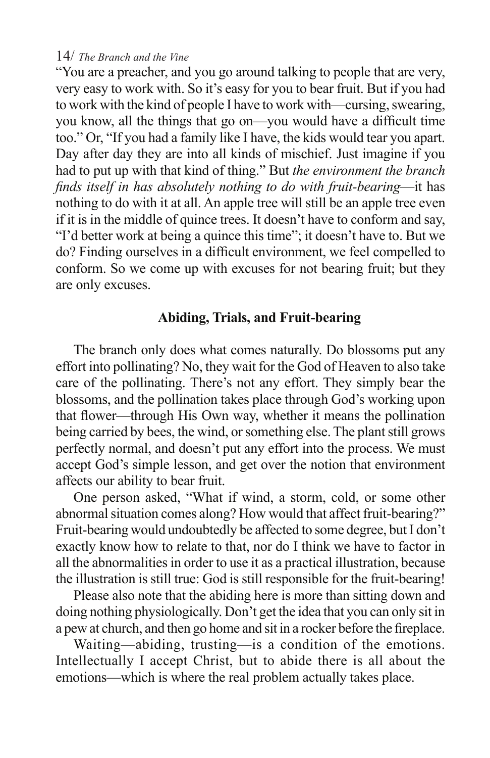"You are a preacher, and you go around talking to people that are very, very easy to work with. So it's easy for you to bear fruit. But if you had to work with the kind of people I have to work with—cursing, swearing, you know, all the things that go on—you would have a difficult time too." Or, "If you had a family like I have, the kids would tear you apart. Day after day they are into all kinds of mischief. Just imagine if you had to put up with that kind of thing." But *the environment the branch finds itself in has absolutely nothing to do with fruit-bearing*—it has nothing to do with it at all. An apple tree will still be an apple tree even if it is in the middle of quince trees. It doesn't have to conform and say, "I'd better work at being a quince this time"; it doesn't have to. But we do? Finding ourselves in a difficult environment, we feel compelled to conform. So we come up with excuses for not bearing fruit; but they are only excuses.

## Abiding, Trials, and Fruit-bearing

The branch only does what comes naturally. Do blossoms put any effort into pollinating? No, they wait for the God of Heaven to also take care of the pollinating. There's not any effort. They simply bear the blossoms, and the pollination takes place through God's working upon that flower—through His Own way, whether it means the pollination being carried by bees, the wind, or something else. The plant still grows perfectly normal, and doesn't put any effort into the process. We must accept God's simple lesson, and get over the notion that environment affects our ability to bear fruit.

One person asked, "What if wind, a storm, cold, or some other abnormal situation comes along? How would that affect fruit-bearing?" Fruit-bearing would undoubtedly be affected to some degree, but I don't exactly know how to relate to that, nor do I think we have to factor in all the abnormalities in order to use it as a practical illustration, because the illustration is still true: God is still responsible for the fruit-bearing!

Please also note that the abiding here is more than sitting down and doing nothing physiologically. Don't get the idea that you can only sit in a pew at church, and then go home and sit in a rocker before the fireplace.

Waiting—abiding, trusting—is a condition of the emotions. Intellectually I accept Christ, but to abide there is all about the emotions—which is where the real problem actually takes place.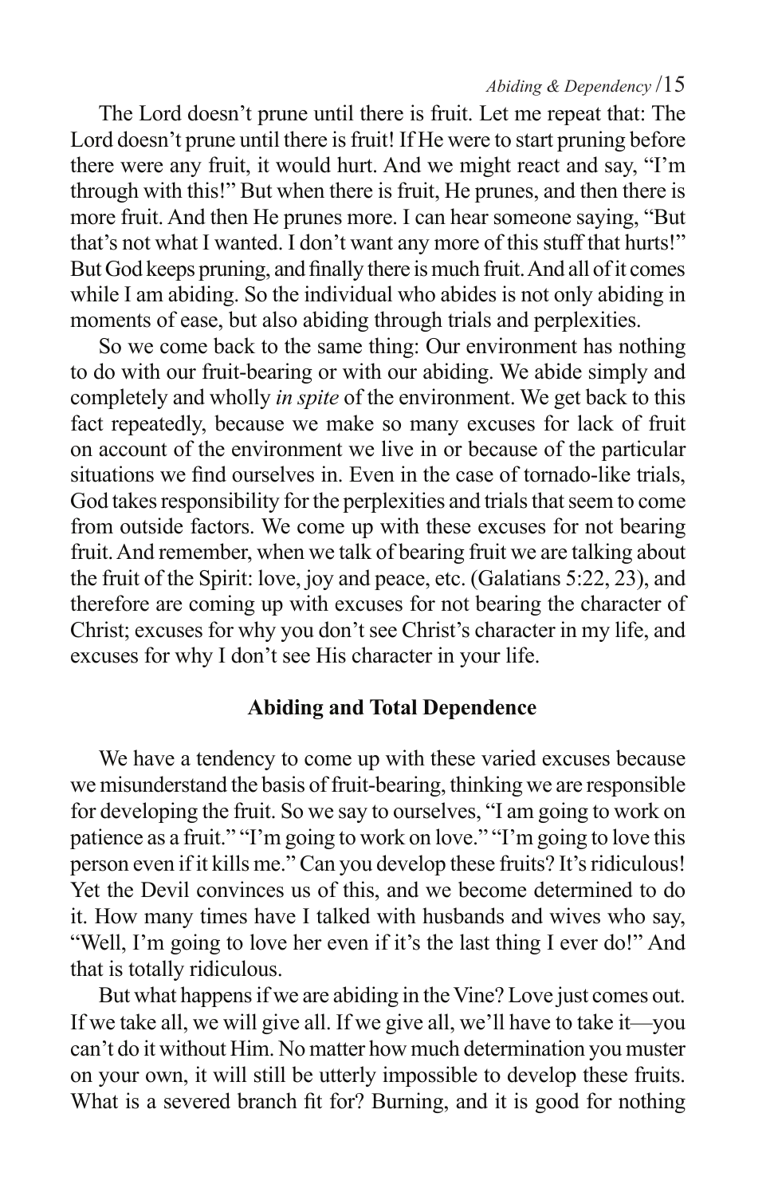The Lord doesn't prune until there is fruit. Let me repeat that: The Lord doesn't prune until there is fruit! If He were to start pruning before there were any fruit, it would hurt. And we might react and say, "I'm through with this!" But when there is fruit, He prunes, and then there is more fruit. And then He prunes more. I can hear someone saying, "But that's not what I wanted. I don't want any more of this stuff that hurts!" But God keeps pruning, and finally there is much fruit. And all of it comes while I am abiding. So the individual who abides is not only abiding in moments of ease, but also abiding through trials and perplexities.

So we come back to the same thing: Our environment has nothing to do with our fruit-bearing or with our abiding. We abide simply and completely and wholly *in spite* of the environment. We get back to this fact repeatedly, because we make so many excuses for lack of fruit on account of the environment we live in or because of the particular situations we find ourselves in. Even in the case of tornado-like trials, God takes responsibility for the perplexities and trials that seem to come from outside factors. We come up with these excuses for not bearing fruit. And remember, when we talk of bearing fruit we are talking about the fruit of the Spirit: love, joy and peace, etc. (Galatians 5:22, 23), and therefore are coming up with excuses for not bearing the character of Christ; excuses for why you don't see Christ's character in my life, and excuses for why I don't see His character in your life.

### Abiding and Total Dependence

We have a tendency to come up with these varied excuses because we misunderstand the basis of fruit-bearing, thinking we are responsible for developing the fruit. So we say to ourselves, "I am going to work on patience as a fruit." "I'm going to work on love." "I'm going to love this person even if it kills me." Can you develop these fruits? It's ridiculous! Yet the Devil convinces us of this, and we become determined to do it. How many times have I talked with husbands and wives who say, "Well, I'm going to love her even if it's the last thing I ever do!" And that is totally ridiculous.

But what happens if we are abiding in the Vine? Love just comes out. If we take all, we will give all. If we give all, we'll have to take it—you can't do it without Him. No matter how much determination you muster on your own, it will still be utterly impossible to develop these fruits. What is a severed branch fit for? Burning, and it is good for nothing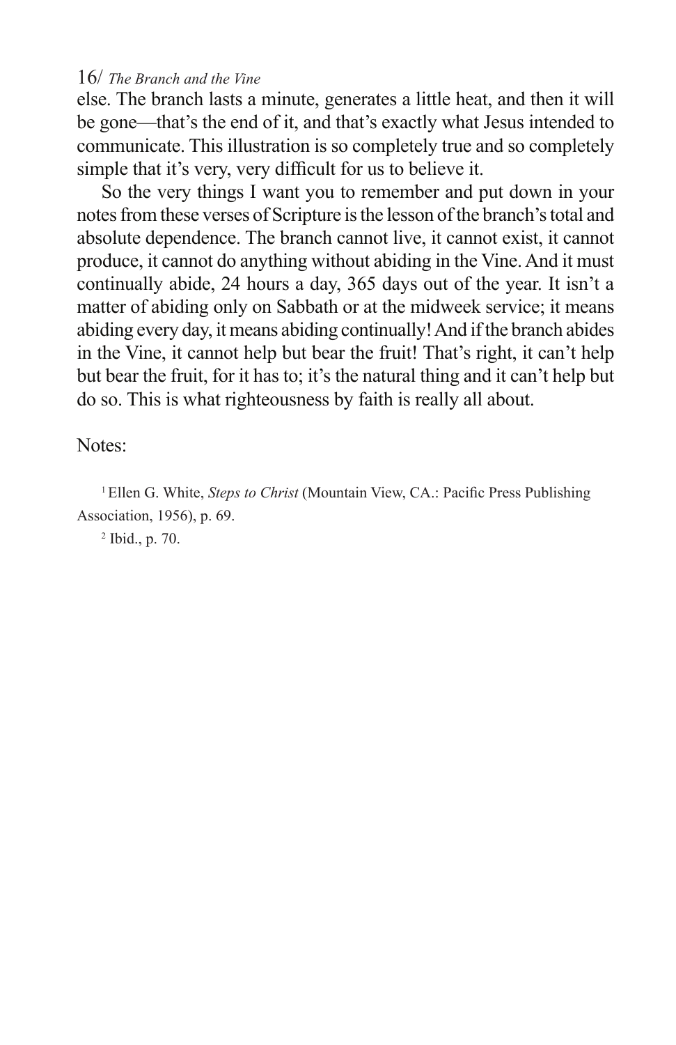else. The branch lasts a minute, generates a little heat, and then it will be gone—that's the end of it, and that's exactly what Jesus intended to communicate. This illustration is so completely true and so completely simple that it's very, very difficult for us to believe it.

So the very things I want you to remember and put down in your notes from these verses of Scripture is the lesson of the branch's total and absolute dependence. The branch cannot live, it cannot exist, it cannot produce, it cannot do anything without abiding in the Vine. And it must continually abide, 24 hours a day, 365 days out of the year. It isn't a matter of abiding only on Sabbath or at the midweek service; it means abiding every day, it means abiding continually! And if the branch abides in the Vine, it cannot help but bear the fruit! That's right, it can't help but bear the fruit, for it has to; it's the natural thing and it can't help but do so. This is what righteousness by faith is really all about.

Notes:

[1] Ellen G. White, *Steps to Christ* (Mountain View, CA.: Pacific Press Publishing Association, 1956), p. 69.

[2] Ibid., p. 70.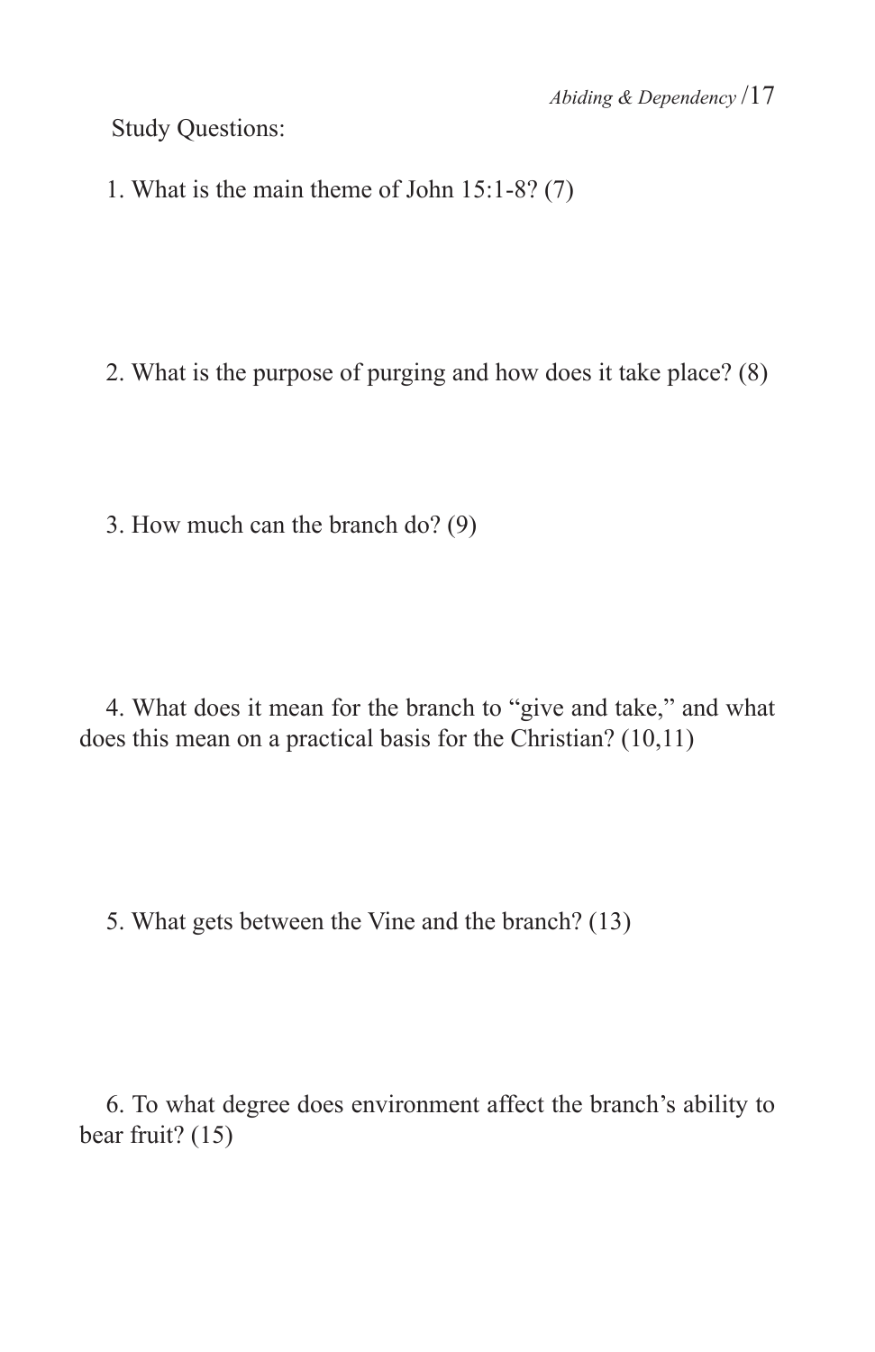Study Questions:

1. What is the main theme of John 15:1-8? (7)

2. What is the purpose of purging and how does it take place? (8)

3. How much can the branch do? (9)

4. What does it mean for the branch to “give and take,” and what does this mean on a practical basis for the Christian? (10,11)

5. What gets between the Vine and the branch? (13)

6. To what degree does environment affect the branch’s ability to bear fruit? (15)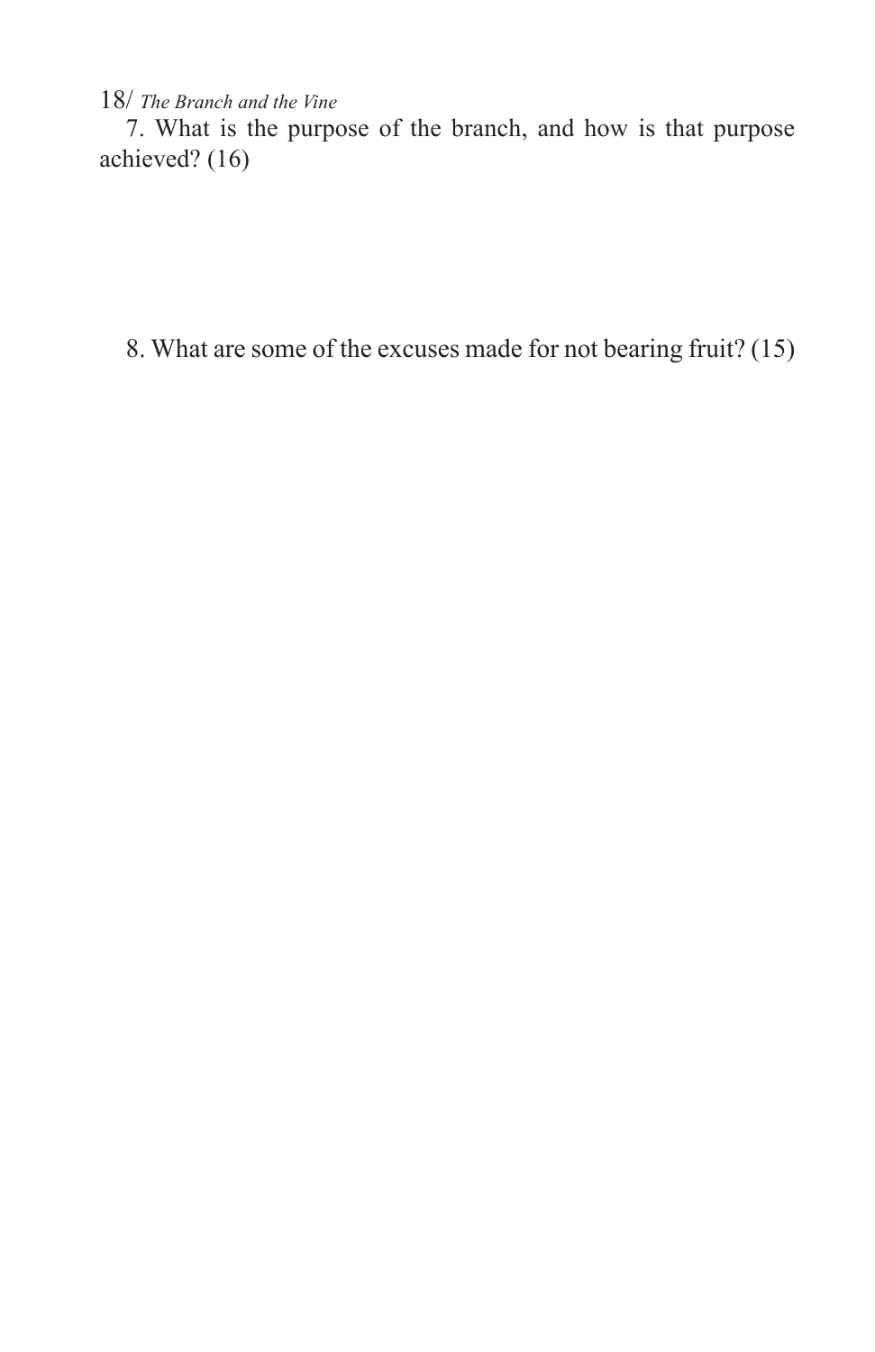7. What is the purpose of the branch, and how is that purpose achieved? (16)

8. What are some of the excuses made for not bearing fruit? (15)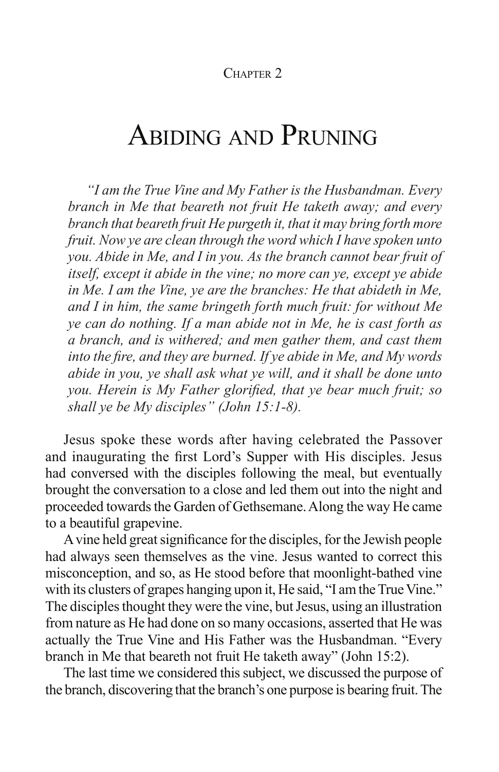Chapter 2

# Abiding and Pruning

*"I am the True Vine and My Father is the Husbandman. Every branch in Me that beareth not fruit He taketh away; and every branch that beareth fruit He purgeth it, that it may bring forth more fruit. Now ye are clean through the word which I have spoken unto you. Abide in Me, and I in you. As the branch cannot bear fruit of itself, except it abide in the vine; no more can ye, except ye abide in Me. I am the Vine, ye are the branches: He that abideth in Me, and I in him, the same bringeth forth much fruit: for without Me ye can do nothing. If a man abide not in Me, he is cast forth as a branch, and is withered; and men gather them, and cast them into the fire, and they are burned. If ye abide in Me, and My words abide in you, ye shall ask what ye will, and it shall be done unto you. Herein is My Father glorified, that ye bear much fruit; so shall ye be My disciples" (John 15:1-8).*

Jesus spoke these words after having celebrated the Passover and inaugurating the first Lord's Supper with His disciples. Jesus had conversed with the disciples following the meal, but eventually brought the conversation to a close and led them out into the night and proceeded towards the Garden of Gethsemane. Along the way He came to a beautiful grapevine.

A vine held great significance for the disciples, for the Jewish people had always seen themselves as the vine. Jesus wanted to correct this misconception, and so, as He stood before that moonlight-bathed vine with its clusters of grapes hanging upon it, He said, "I am the True Vine." The disciples thought they were the vine, but Jesus, using an illustration from nature as He had done on so many occasions, asserted that He was actually the True Vine and His Father was the Husbandman. "Every branch in Me that beareth not fruit He taketh away" (John 15:2).

The last time we considered this subject, we discussed the purpose of the branch, discovering that the branch's one purpose is bearing fruit. The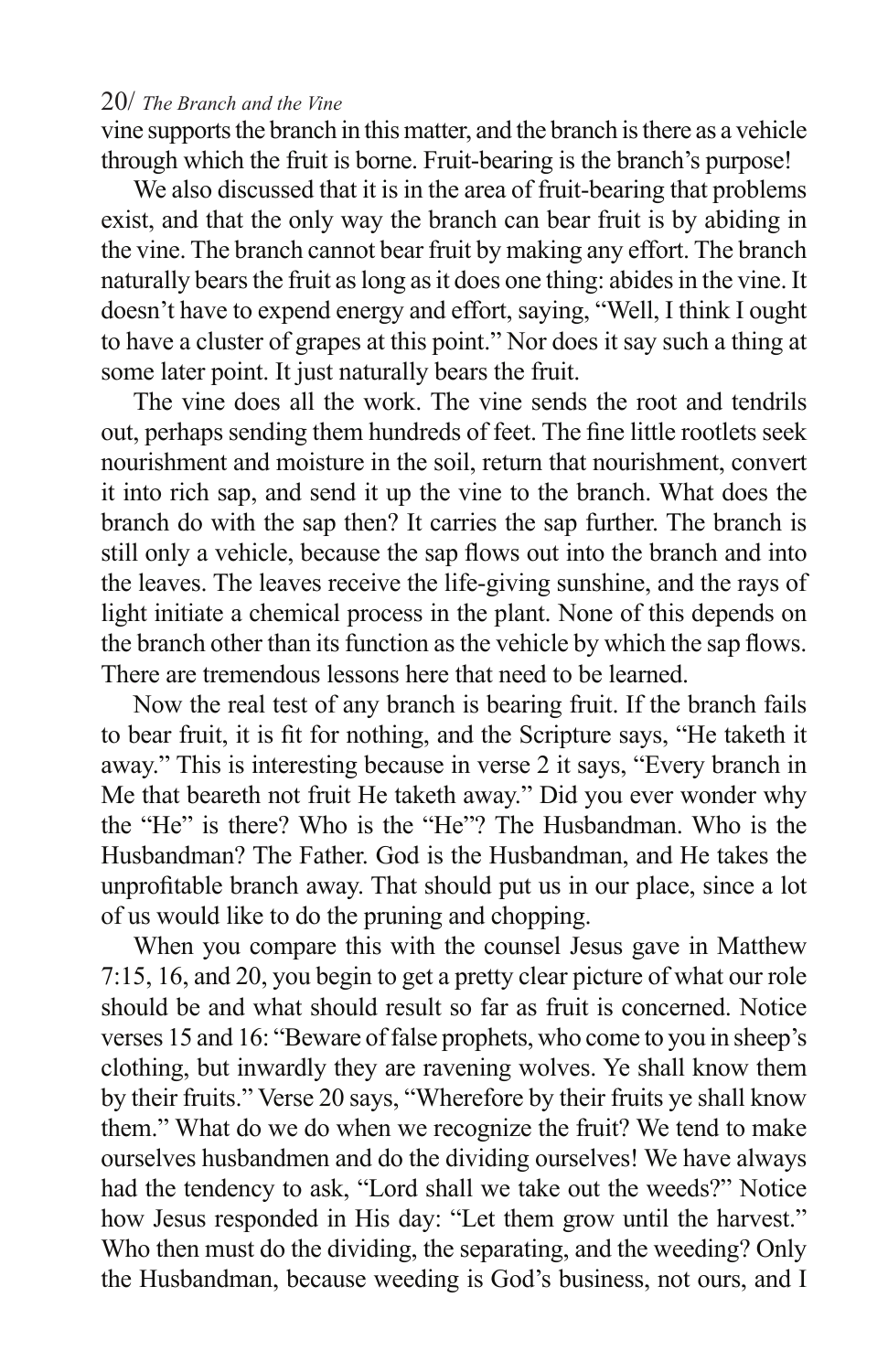vine supports the branch in this matter, and the branch is there as a vehicle through which the fruit is borne. Fruit-bearing is the branch's purpose!

We also discussed that it is in the area of fruit-bearing that problems exist, and that the only way the branch can bear fruit is by abiding in the vine. The branch cannot bear fruit by making any effort. The branch naturally bears the fruit as long as it does one thing: abides in the vine. It doesn't have to expend energy and effort, saying, "Well, I think I ought to have a cluster of grapes at this point." Nor does it say such a thing at some later point. It just naturally bears the fruit.

The vine does all the work. The vine sends the root and tendrils out, perhaps sending them hundreds of feet. The fine little rootlets seek nourishment and moisture in the soil, return that nourishment, convert it into rich sap, and send it up the vine to the branch. What does the branch do with the sap then? It carries the sap further. The branch is still only a vehicle, because the sap flows out into the branch and into the leaves. The leaves receive the life-giving sunshine, and the rays of light initiate a chemical process in the plant. None of this depends on the branch other than its function as the vehicle by which the sap flows. There are tremendous lessons here that need to be learned.

Now the real test of any branch is bearing fruit. If the branch fails to bear fruit, it is fit for nothing, and the Scripture says, "He taketh it away." This is interesting because in verse 2 it says, "Every branch in Me that beareth not fruit He taketh away." Did you ever wonder why the "He" is there? Who is the "He"? The Husbandman. Who is the Husbandman? The Father. God is the Husbandman, and He takes the unprofitable branch away. That should put us in our place, since a lot of us would like to do the pruning and chopping.

When you compare this with the counsel Jesus gave in Matthew 7:15, 16, and 20, you begin to get a pretty clear picture of what our role should be and what should result so far as fruit is concerned. Notice verses 15 and 16: "Beware of false prophets, who come to you in sheep's clothing, but inwardly they are ravening wolves. Ye shall know them by their fruits." Verse 20 says, "Wherefore by their fruits ye shall know them." What do we do when we recognize the fruit? We tend to make ourselves husbandmen and do the dividing ourselves! We have always had the tendency to ask, "Lord shall we take out the weeds?" Notice how Jesus responded in His day: "Let them grow until the harvest." Who then must do the dividing, the separating, and the weeding? Only the Husbandman, because weeding is God's business, not ours, and I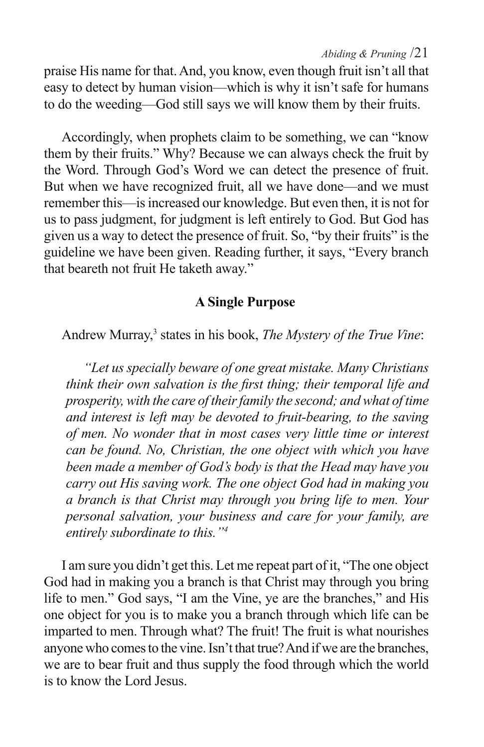praise His name for that. And, you know, even though fruit isn't all that easy to detect by human vision—which is why it isn't safe for humans to do the weeding—God still says we will know them by their fruits.

Accordingly, when prophets claim to be something, we can "know them by their fruits." Why? Because we can always check the fruit by the Word. Through God's Word we can detect the presence of fruit. But when we have recognized fruit, all we have done—and we must remember this—is increased our knowledge. But even then, it is not for us to pass judgment, for judgment is left entirely to God. But God has given us a way to detect the presence of fruit. So, "by their fruits" is the guideline we have been given. Reading further, it says, "Every branch that beareth not fruit He taketh away."

### A Single Purpose

Andrew Murray,[3] states in his book, *The Mystery of the True Vine*:

> *"Let us specially beware of one great mistake. Many Christians think their own salvation is the first thing; their temporal life and prosperity, with the care of their family the second; and what of time and interest is left may be devoted to fruit-bearing, to the saving of men. No wonder that in most cases very little time or interest can be found. No, Christian, the one object with which you have been made a member of God's body is that the Head may have you carry out His saving work. The one object God had in making you a branch is that Christ may through you bring life to men. Your personal salvation, your business and care for your family, are entirely subordinate to this."*[4]

I am sure you didn't get this. Let me repeat part of it, "The one object God had in making you a branch is that Christ may through you bring life to men." God says, "I am the Vine, ye are the branches," and His one object for you is to make you a branch through which life can be imparted to men. Through what? The fruit! The fruit is what nourishes anyone who comes to the vine. Isn't that true? And if we are the branches, we are to bear fruit and thus supply the food through which the world is to know the Lord Jesus.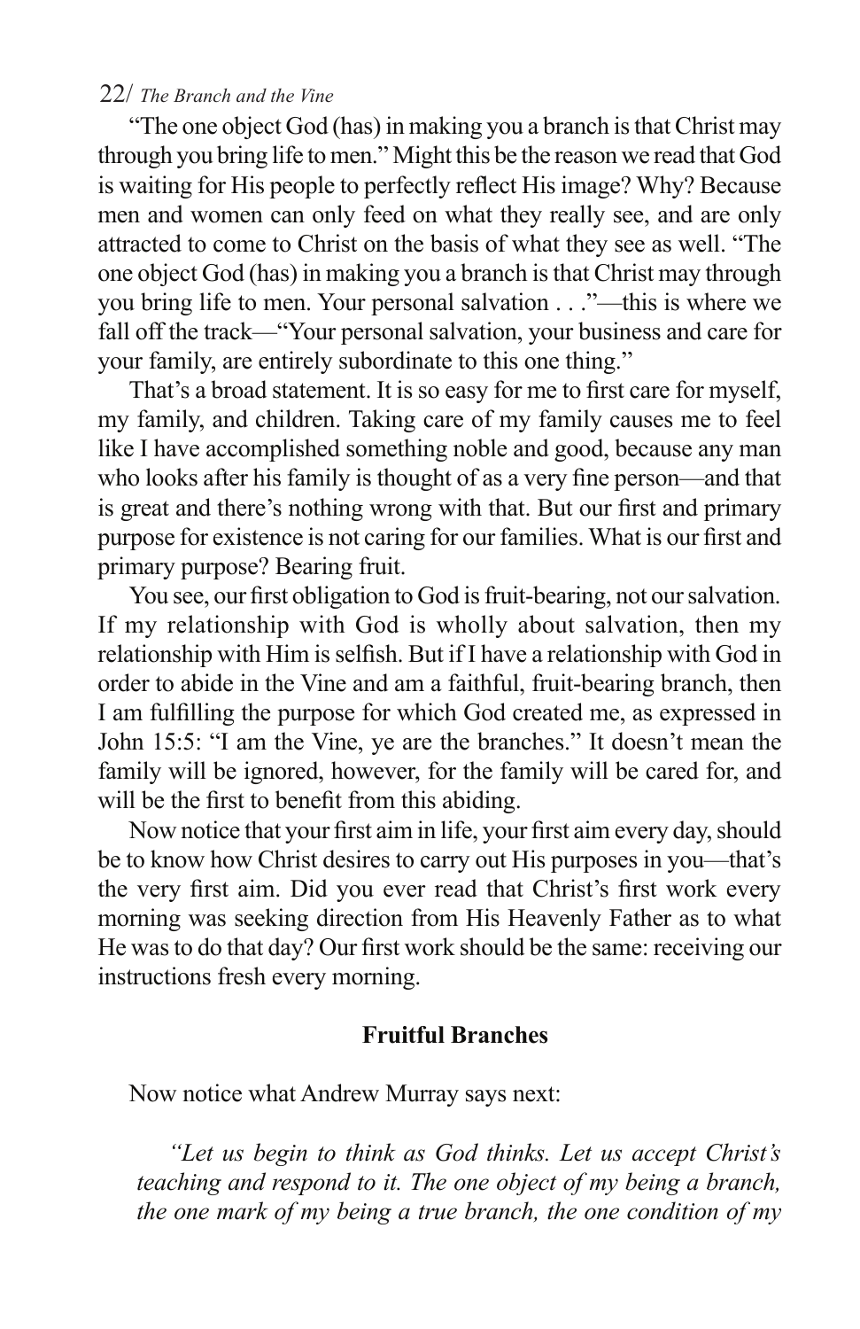"The one object God (has) in making you a branch is that Christ may through you bring life to men." Might this be the reason we read that God is waiting for His people to perfectly reflect His image? Why? Because men and women can only feed on what they really see, and are only attracted to come to Christ on the basis of what they see as well. "The one object God (has) in making you a branch is that Christ may through you bring life to men. Your personal salvation . . ."—this is where we fall off the track—"Your personal salvation, your business and care for your family, are entirely subordinate to this one thing."

That's a broad statement. It is so easy for me to first care for myself, my family, and children. Taking care of my family causes me to feel like I have accomplished something noble and good, because any man who looks after his family is thought of as a very fine person—and that is great and there's nothing wrong with that. But our first and primary purpose for existence is not caring for our families. What is our first and primary purpose? Bearing fruit.

You see, our first obligation to God is fruit-bearing, not our salvation. If my relationship with God is wholly about salvation, then my relationship with Him is selfish. But if I have a relationship with God in order to abide in the Vine and am a faithful, fruit-bearing branch, then I am fulfilling the purpose for which God created me, as expressed in John 15:5: "I am the Vine, ye are the branches." It doesn't mean the family will be ignored, however, for the family will be cared for, and will be the first to benefit from this abiding.

Now notice that your first aim in life, your first aim every day, should be to know how Christ desires to carry out His purposes in you—that's the very first aim. Did you ever read that Christ's first work every morning was seeking direction from His Heavenly Father as to what He was to do that day? Our first work should be the same: receiving our instructions fresh every morning.

### Fruitful Branches

Now notice what Andrew Murray says next:

> *"Let us begin to think as God thinks. Let us accept Christ's teaching and respond to it. The one object of my being a branch, the one mark of my being a true branch, the one condition of my*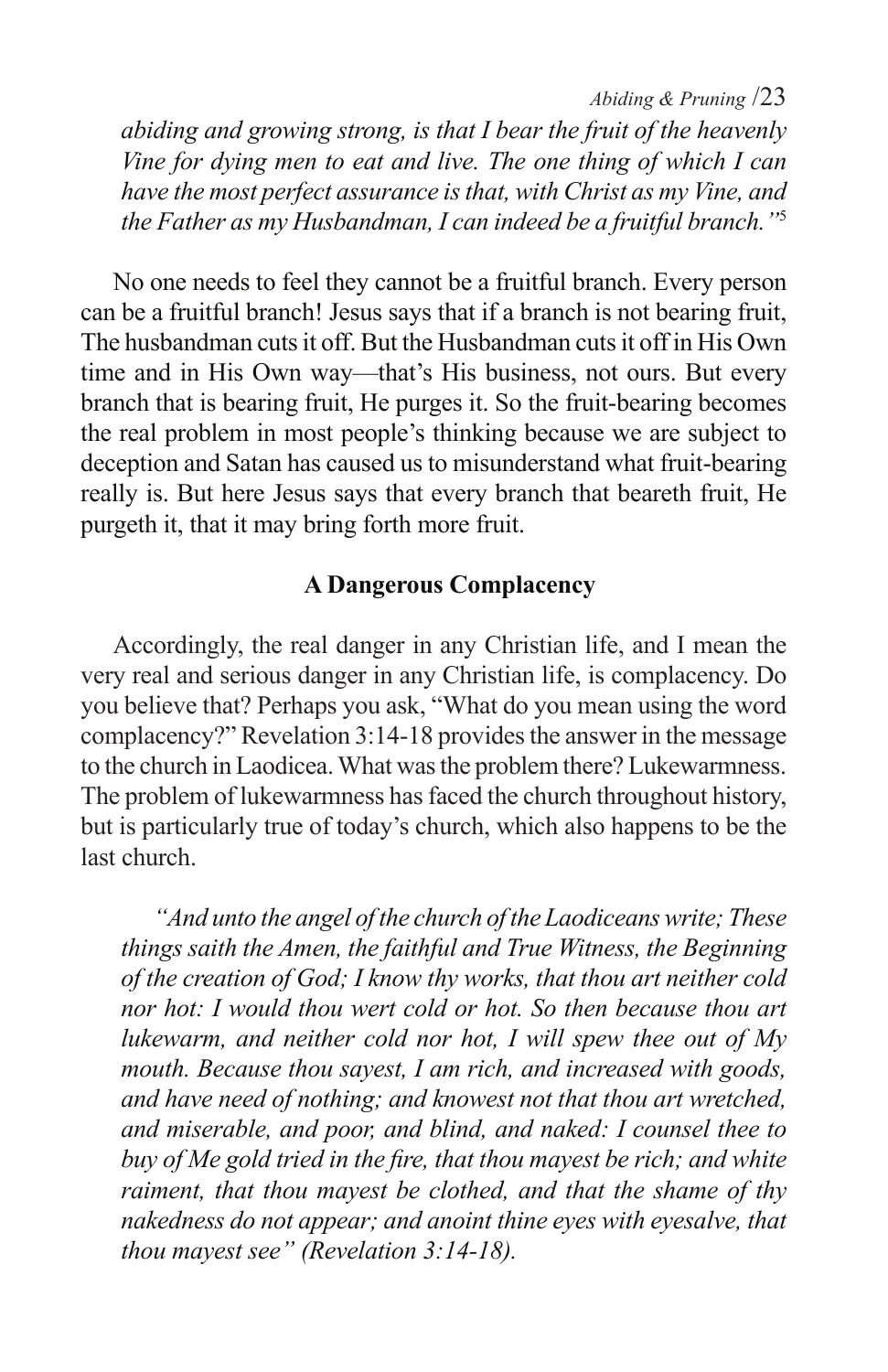*abiding and growing strong, is that I bear the fruit of the heavenly Vine for dying men to eat and live. The one thing of which I can have the most perfect assurance is that, with Christ as my Vine, and the Father as my Husbandman, I can indeed be a fruitful branch."*[5]

No one needs to feel they cannot be a fruitful branch. Every person can be a fruitful branch! Jesus says that if a branch is not bearing fruit, The husbandman cuts it off. But the Husbandman cuts it off in His Own time and in His Own way—that's His business, not ours. But every branch that is bearing fruit, He purges it. So the fruit-bearing becomes the real problem in most people's thinking because we are subject to deception and Satan has caused us to misunderstand what fruit-bearing really is. But here Jesus says that every branch that beareth fruit, He purgeth it, that it may bring forth more fruit.

### A Dangerous Complacency

Accordingly, the real danger in any Christian life, and I mean the very real and serious danger in any Christian life, is complacency. Do you believe that? Perhaps you ask, "What do you mean using the word complacency?" Revelation 3:14-18 provides the answer in the message to the church in Laodicea. What was the problem there? Lukewarmness. The problem of lukewarmness has faced the church throughout history, but is particularly true of today's church, which also happens to be the last church.

*"And unto the angel of the church of the Laodiceans write; These things saith the Amen, the faithful and True Witness, the Beginning of the creation of God; I know thy works, that thou art neither cold nor hot: I would thou wert cold or hot. So then because thou art lukewarm, and neither cold nor hot, I will spew thee out of My mouth. Because thou sayest, I am rich, and increased with goods, and have need of nothing; and knowest not that thou art wretched, and miserable, and poor, and blind, and naked: I counsel thee to buy of Me gold tried in the fire, that thou mayest be rich; and white raiment, that thou mayest be clothed, and that the shame of thy nakedness do not appear; and anoint thine eyes with eyesalve, that thou mayest see" (Revelation 3:14-18).*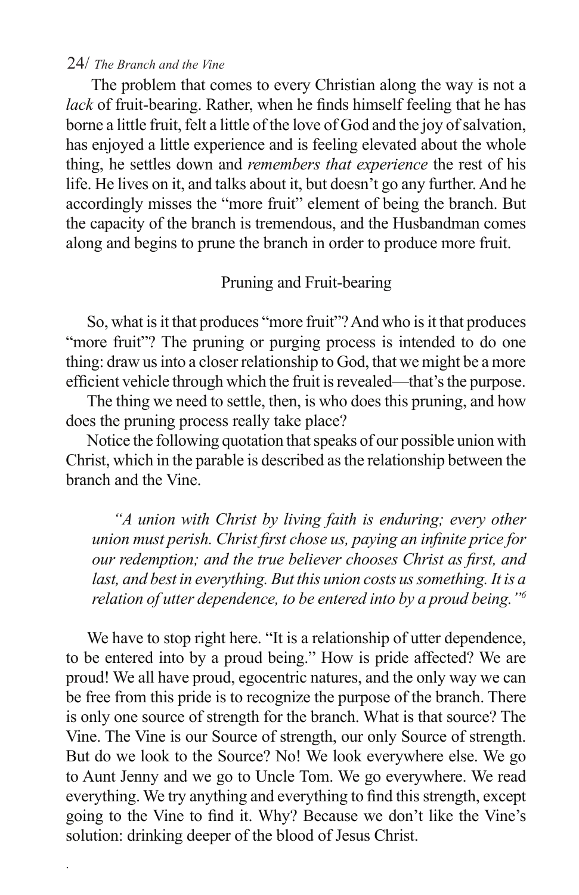The problem that comes to every Christian along the way is not a *lack* of fruit-bearing. Rather, when he finds himself feeling that he has borne a little fruit, felt a little of the love of God and the joy of salvation, has enjoyed a little experience and is feeling elevated about the whole thing, he settles down and *remembers that experience* the rest of his life. He lives on it, and talks about it, but doesn't go any further. And he accordingly misses the "more fruit" element of being the branch. But the capacity of the branch is tremendous, and the Husbandman comes along and begins to prune the branch in order to produce more fruit.

## Pruning and Fruit-bearing

So, what is it that produces "more fruit"? And who is it that produces "more fruit"? The pruning or purging process is intended to do one thing: draw us into a closer relationship to God, that we might be a more efficient vehicle through which the fruit is revealed—that's the purpose.

The thing we need to settle, then, is who does this pruning, and how does the pruning process really take place?

Notice the following quotation that speaks of our possible union with Christ, which in the parable is described as the relationship between the branch and the Vine.

> *"A union with Christ by living faith is enduring; every other union must perish. Christ first chose us, paying an infinite price for our redemption; and the true believer chooses Christ as first, and last, and best in everything. But this union costs us something. It is a relation of utter dependence, to be entered into by a proud being."*[6]

We have to stop right here. "It is a relationship of utter dependence, to be entered into by a proud being." How is pride affected? We are proud! We all have proud, egocentric natures, and the only way we can be free from this pride is to recognize the purpose of the branch. There is only one source of strength for the branch. What is that source? The Vine. The Vine is our Source of strength, our only Source of strength. But do we look to the Source? No! We look everywhere else. We go to Aunt Jenny and we go to Uncle Tom. We go everywhere. We read everything. We try anything and everything to find this strength, except going to the Vine to find it. Why? Because we don't like the Vine's solution: drinking deeper of the blood of Jesus Christ.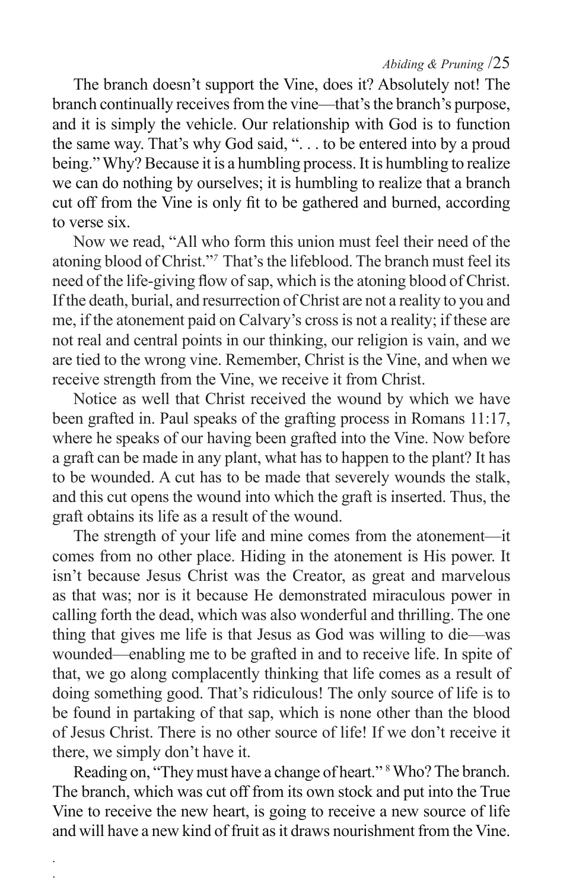The branch doesn't support the Vine, does it? Absolutely not! The branch continually receives from the vine—that's the branch's purpose, and it is simply the vehicle. Our relationship with God is to function the same way. That's why God said, ". . . to be entered into by a proud being." Why? Because it is a humbling process. It is humbling to realize we can do nothing by ourselves; it is humbling to realize that a branch cut off from the Vine is only fit to be gathered and burned, according to verse six.

Now we read, "All who form this union must feel their need of the atoning blood of Christ."[7] That's the lifeblood. The branch must feel its need of the life-giving flow of sap, which is the atoning blood of Christ. If the death, burial, and resurrection of Christ are not a reality to you and me, if the atonement paid on Calvary's cross is not a reality; if these are not real and central points in our thinking, our religion is vain, and we are tied to the wrong vine. Remember, Christ is the Vine, and when we receive strength from the Vine, we receive it from Christ.

Notice as well that Christ received the wound by which we have been grafted in. Paul speaks of the grafting process in Romans 11:17, where he speaks of our having been grafted into the Vine. Now before a graft can be made in any plant, what has to happen to the plant? It has to be wounded. A cut has to be made that severely wounds the stalk, and this cut opens the wound into which the graft is inserted. Thus, the graft obtains its life as a result of the wound.

The strength of your life and mine comes from the atonement—it comes from no other place. Hiding in the atonement is His power. It isn't because Jesus Christ was the Creator, as great and marvelous as that was; nor is it because He demonstrated miraculous power in calling forth the dead, which was also wonderful and thrilling. The one thing that gives me life is that Jesus as God was willing to die—was wounded—enabling me to be grafted in and to receive life. In spite of that, we go along complacently thinking that life comes as a result of doing something good. That's ridiculous! The only source of life is to be found in partaking of that sap, which is none other than the blood of Jesus Christ. There is no other source of life! If we don't receive it there, we simply don't have it.

Reading on, "They must have a change of heart."[8] Who? The branch. The branch, which was cut off from its own stock and put into the True Vine to receive the new heart, is going to receive a new source of life and will have a new kind of fruit as it draws nourishment from the Vine.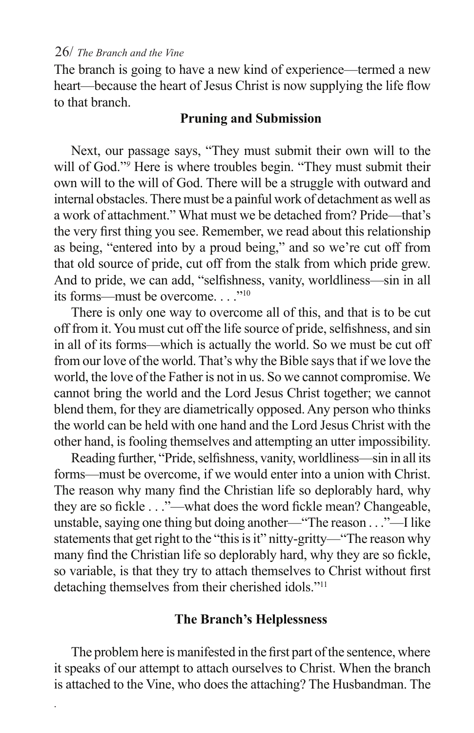The branch is going to have a new kind of experience—termed a new heart—because the heart of Jesus Christ is now supplying the life flow to that branch.

### Pruning and Submission

Next, our passage says, "They must submit their own will to the will of God."[9] Here is where troubles begin. "They must submit their own will to the will of God. There will be a struggle with outward and internal obstacles. There must be a painful work of detachment as well as a work of attachment." What must we be detached from? Pride—that's the very first thing you see. Remember, we read about this relationship as being, "entered into by a proud being," and so we're cut off from that old source of pride, cut off from the stalk from which pride grew. And to pride, we can add, "selfishness, vanity, worldliness—sin in all its forms—must be overcome. . . ."[10]

There is only one way to overcome all of this, and that is to be cut off from it. You must cut off the life source of pride, selfishness, and sin in all of its forms—which is actually the world. So we must be cut off from our love of the world. That's why the Bible says that if we love the world, the love of the Father is not in us. So we cannot compromise. We cannot bring the world and the Lord Jesus Christ together; we cannot blend them, for they are diametrically opposed. Any person who thinks the world can be held with one hand and the Lord Jesus Christ with the other hand, is fooling themselves and attempting an utter impossibility.

Reading further, "Pride, selfishness, vanity, worldliness—sin in all its forms—must be overcome, if we would enter into a union with Christ. The reason why many find the Christian life so deplorably hard, why they are so fickle . . ."—what does the word fickle mean? Changeable, unstable, saying one thing but doing another—"The reason . . ."—I like statements that get right to the "this is it" nitty-gritty—"The reason why many find the Christian life so deplorably hard, why they are so fickle, so variable, is that they try to attach themselves to Christ without first detaching themselves from their cherished idols."[11]

### The Branch's Helplessness

The problem here is manifested in the first part of the sentence, where it speaks of our attempt to attach ourselves to Christ. When the branch is attached to the Vine, who does the attaching? The Husbandman. The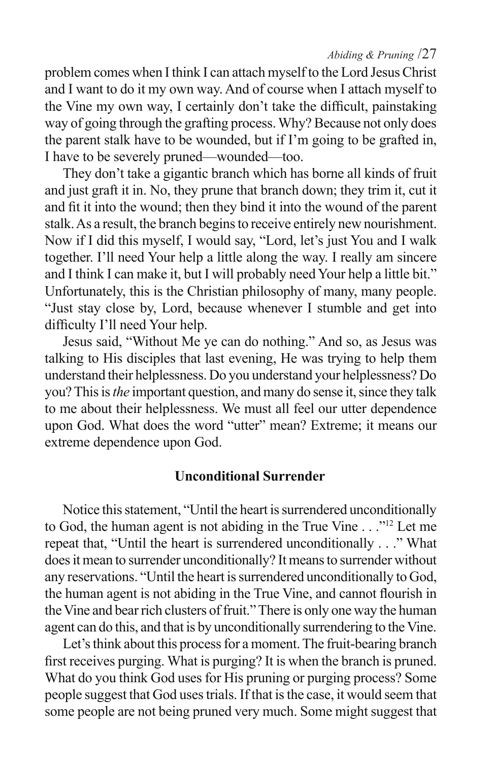problem comes when I think I can attach myself to the Lord Jesus Christ and I want to do it my own way. And of course when I attach myself to the Vine my own way, I certainly don't take the difficult, painstaking way of going through the grafting process. Why? Because not only does the parent stalk have to be wounded, but if I'm going to be grafted in, I have to be severely pruned—wounded—too.

They don't take a gigantic branch which has borne all kinds of fruit and just graft it in. No, they prune that branch down; they trim it, cut it and fit it into the wound; then they bind it into the wound of the parent stalk. As a result, the branch begins to receive entirely new nourishment. Now if I did this myself, I would say, "Lord, let's just You and I walk together. I'll need Your help a little along the way. I really am sincere and I think I can make it, but I will probably need Your help a little bit." Unfortunately, this is the Christian philosophy of many, many people. "Just stay close by, Lord, because whenever I stumble and get into difficulty I'll need Your help.

Jesus said, "Without Me ye can do nothing." And so, as Jesus was talking to His disciples that last evening, He was trying to help them understand their helplessness. Do you understand your helplessness? Do you? This is *the* important question, and many do sense it, since they talk to me about their helplessness. We must all feel our utter dependence upon God. What does the word "utter" mean? Extreme; it means our extreme dependence upon God.

### Unconditional Surrender

Notice this statement, "Until the heart is surrendered unconditionally to God, the human agent is not abiding in the True Vine . . ."[12] Let me repeat that, "Until the heart is surrendered unconditionally . . ." What does it mean to surrender unconditionally? It means to surrender without any reservations. "Until the heart is surrendered unconditionally to God, the human agent is not abiding in the True Vine, and cannot flourish in the Vine and bear rich clusters of fruit." There is only one way the human agent can do this, and that is by unconditionally surrendering to the Vine.

Let's think about this process for a moment. The fruit-bearing branch first receives purging. What is purging? It is when the branch is pruned. What do you think God uses for His pruning or purging process? Some people suggest that God uses trials. If that is the case, it would seem that some people are not being pruned very much. Some might suggest that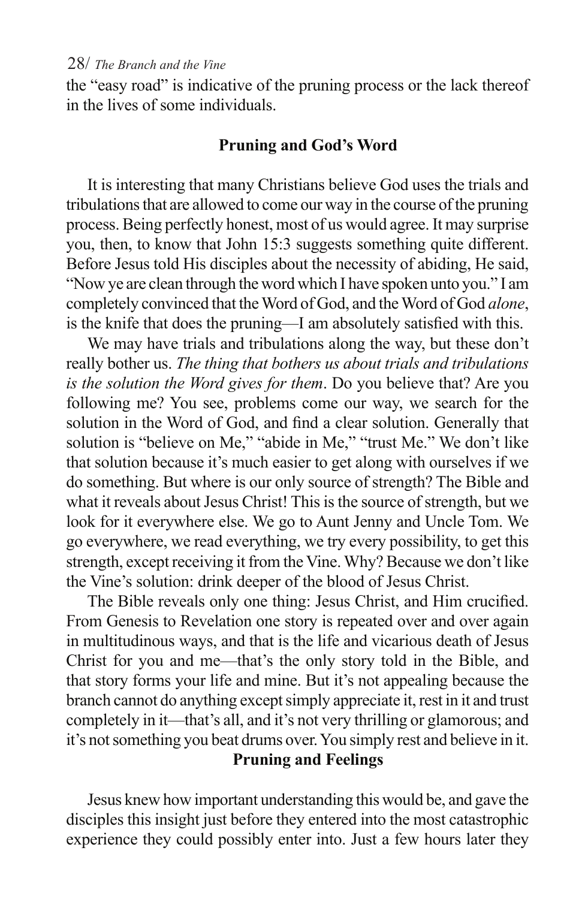the "easy road" is indicative of the pruning process or the lack thereof in the lives of some individuals.

## Pruning and God's Word

It is interesting that many Christians believe God uses the trials and tribulations that are allowed to come our way in the course of the pruning process. Being perfectly honest, most of us would agree. It may surprise you, then, to know that John 15:3 suggests something quite different. Before Jesus told His disciples about the necessity of abiding, He said, "Now ye are clean through the word which I have spoken unto you." I am completely convinced that the Word of God, and the Word of God *alone*, is the knife that does the pruning—I am absolutely satisfied with this.

We may have trials and tribulations along the way, but these don't really bother us. *The thing that bothers us about trials and tribulations is the solution the Word gives for them*. Do you believe that? Are you following me? You see, problems come our way, we search for the solution in the Word of God, and find a clear solution. Generally that solution is "believe on Me," "abide in Me," "trust Me." We don't like that solution because it's much easier to get along with ourselves if we do something. But where is our only source of strength? The Bible and what it reveals about Jesus Christ! This is the source of strength, but we look for it everywhere else. We go to Aunt Jenny and Uncle Tom. We go everywhere, we read everything, we try every possibility, to get this strength, except receiving it from the Vine. Why? Because we don't like the Vine's solution: drink deeper of the blood of Jesus Christ.

The Bible reveals only one thing: Jesus Christ, and Him crucified. From Genesis to Revelation one story is repeated over and over again in multitudinous ways, and that is the life and vicarious death of Jesus Christ for you and me—that's the only story told in the Bible, and that story forms your life and mine. But it's not appealing because the branch cannot do anything except simply appreciate it, rest in it and trust completely in it—that's all, and it's not very thrilling or glamorous; and it's not something you beat drums over. You simply rest and believe in it.

## Pruning and Feelings

Jesus knew how important understanding this would be, and gave the disciples this insight just before they entered into the most catastrophic experience they could possibly enter into. Just a few hours later they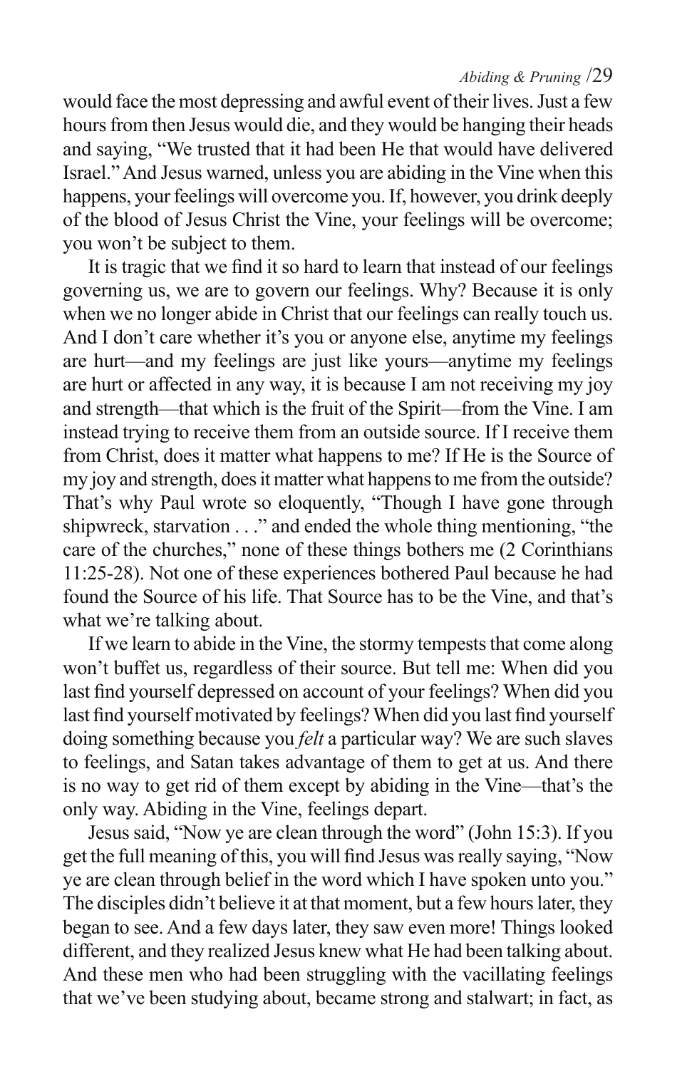would face the most depressing and awful event of their lives. Just a few hours from then Jesus would die, and they would be hanging their heads and saying, "We trusted that it had been He that would have delivered Israel." And Jesus warned, unless you are abiding in the Vine when this happens, your feelings will overcome you. If, however, you drink deeply of the blood of Jesus Christ the Vine, your feelings will be overcome; you won't be subject to them.

It is tragic that we find it so hard to learn that instead of our feelings governing us, we are to govern our feelings. Why? Because it is only when we no longer abide in Christ that our feelings can really touch us. And I don't care whether it's you or anyone else, anytime my feelings are hurt—and my feelings are just like yours—anytime my feelings are hurt or affected in any way, it is because I am not receiving my joy and strength—that which is the fruit of the Spirit—from the Vine. I am instead trying to receive them from an outside source. If I receive them from Christ, does it matter what happens to me? If He is the Source of my joy and strength, does it matter what happens to me from the outside? That's why Paul wrote so eloquently, "Though I have gone through shipwreck, starvation . . ." and ended the whole thing mentioning, "the care of the churches," none of these things bothers me (2 Corinthians 11:25-28). Not one of these experiences bothered Paul because he had found the Source of his life. That Source has to be the Vine, and that's what we're talking about.

If we learn to abide in the Vine, the stormy tempests that come along won't buffet us, regardless of their source. But tell me: When did you last find yourself depressed on account of your feelings? When did you last find yourself motivated by feelings? When did you last find yourself doing something because you *felt* a particular way? We are such slaves to feelings, and Satan takes advantage of them to get at us. And there is no way to get rid of them except by abiding in the Vine—that's the only way. Abiding in the Vine, feelings depart.

Jesus said, "Now ye are clean through the word" (John 15:3). If you get the full meaning of this, you will find Jesus was really saying, "Now ye are clean through belief in the word which I have spoken unto you." The disciples didn't believe it at that moment, but a few hours later, they began to see. And a few days later, they saw even more! Things looked different, and they realized Jesus knew what He had been talking about. And these men who had been struggling with the vacillating feelings that we've been studying about, became strong and stalwart; in fact, as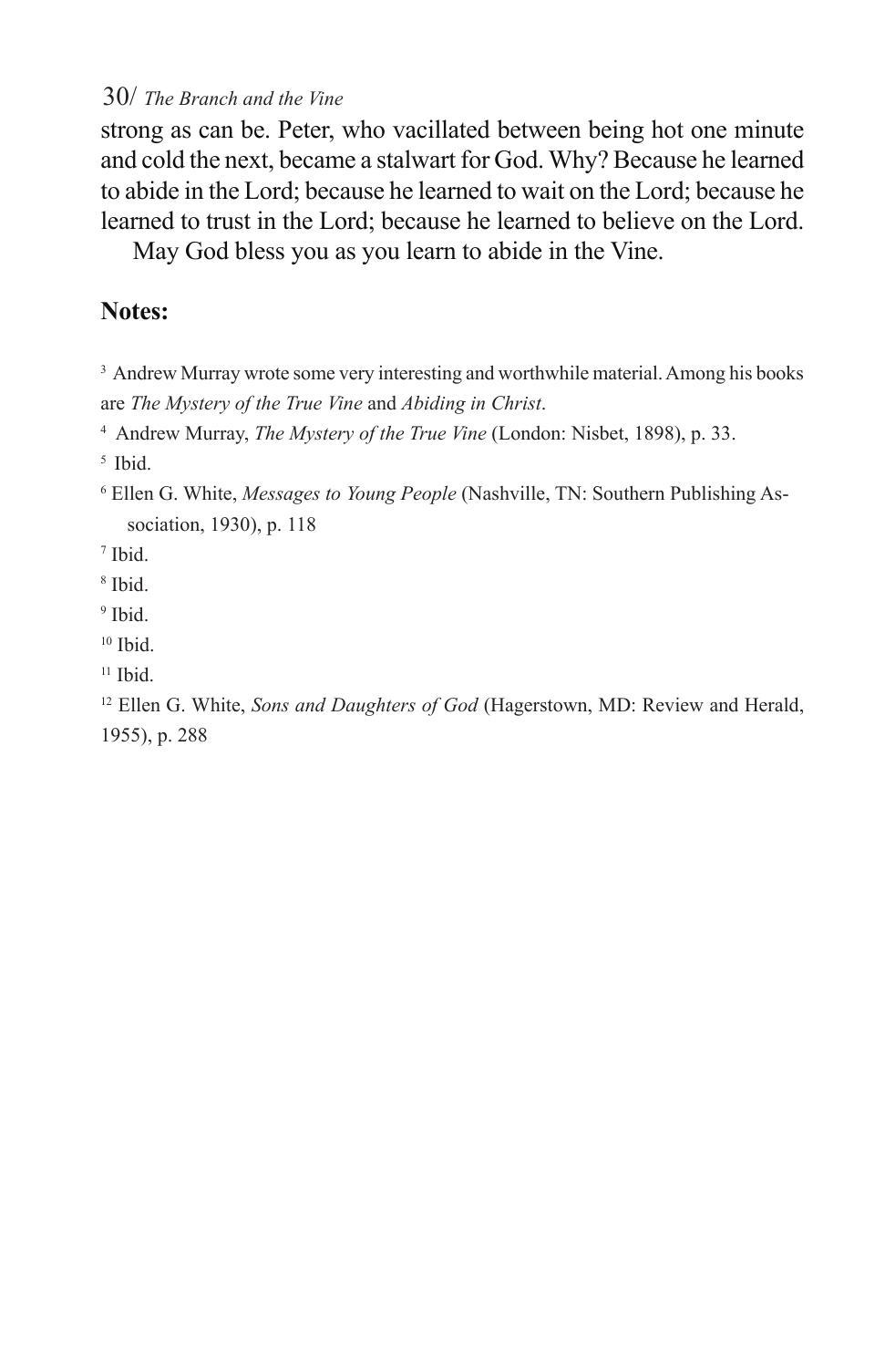strong as can be. Peter, who vacillated between being hot one minute and cold the next, became a stalwart for God. Why? Because he learned to abide in the Lord; because he learned to wait on the Lord; because he learned to trust in the Lord; because he learned to believe on the Lord.

May God bless you as you learn to abide in the Vine.

**Notes:**

[3] Andrew Murray wrote some very interesting and worthwhile material. Among his books are *The Mystery of the True Vine* and *Abiding in Christ*.

[4] Andrew Murray, *The Mystery of the True Vine* (London: Nisbet, 1898), p. 33.

[5] Ibid.

[6] Ellen G. White, *Messages to Young People* (Nashville, TN: Southern Publishing Association, 1930), p. 118

[7] Ibid.

[8] Ibid.

[9] Ibid.

[10] Ibid.

[11] Ibid.

[12] Ellen G. White, *Sons and Daughters of God* (Hagerstown, MD: Review and Herald, 1955), p. 288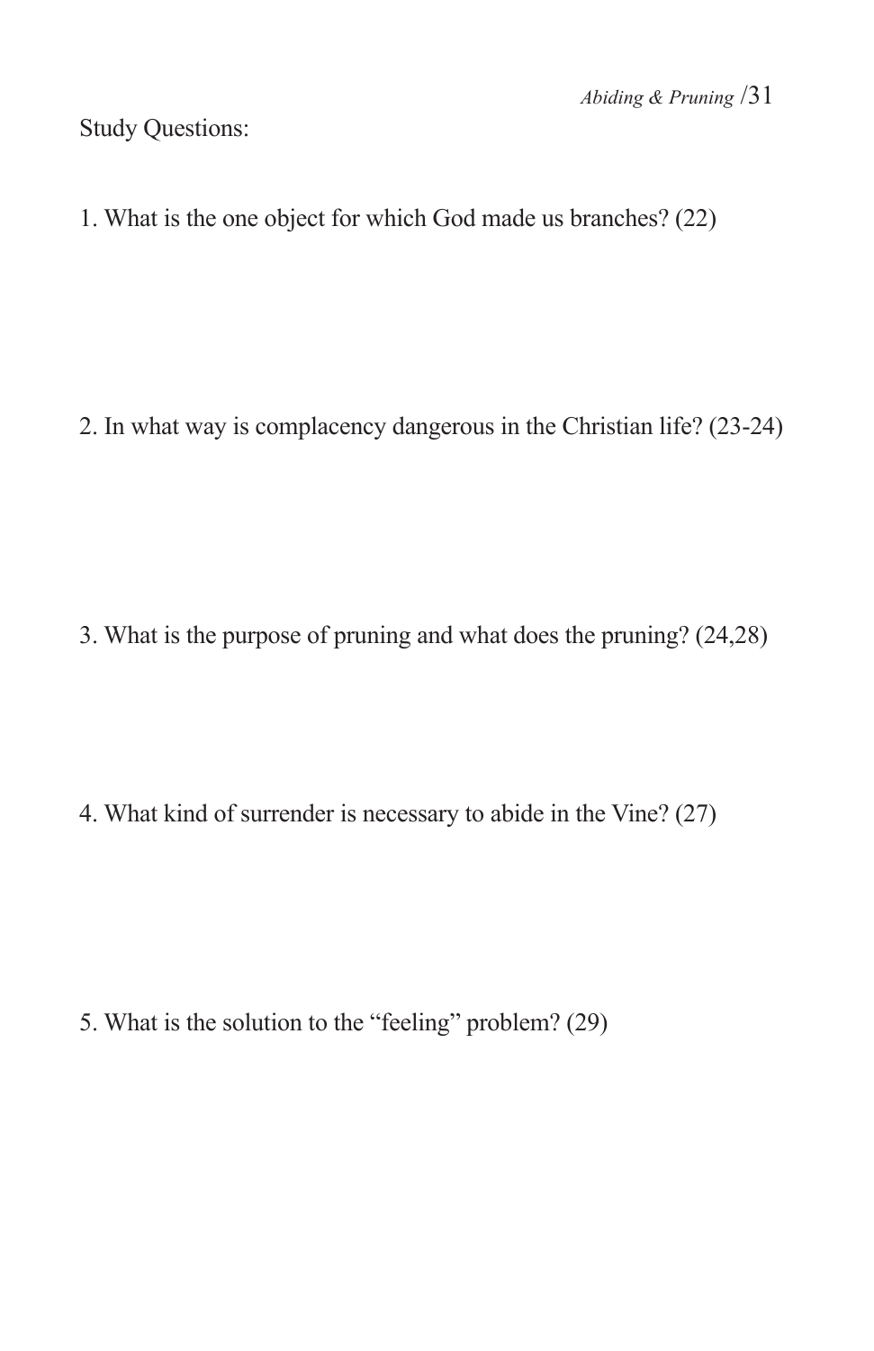Study Questions:

1. What is the one object for which God made us branches? (22)

2. In what way is complacency dangerous in the Christian life? (23-24)

3. What is the purpose of pruning and what does the pruning? (24,28)

4. What kind of surrender is necessary to abide in the Vine? (27)

5. What is the solution to the "feeling" problem? (29)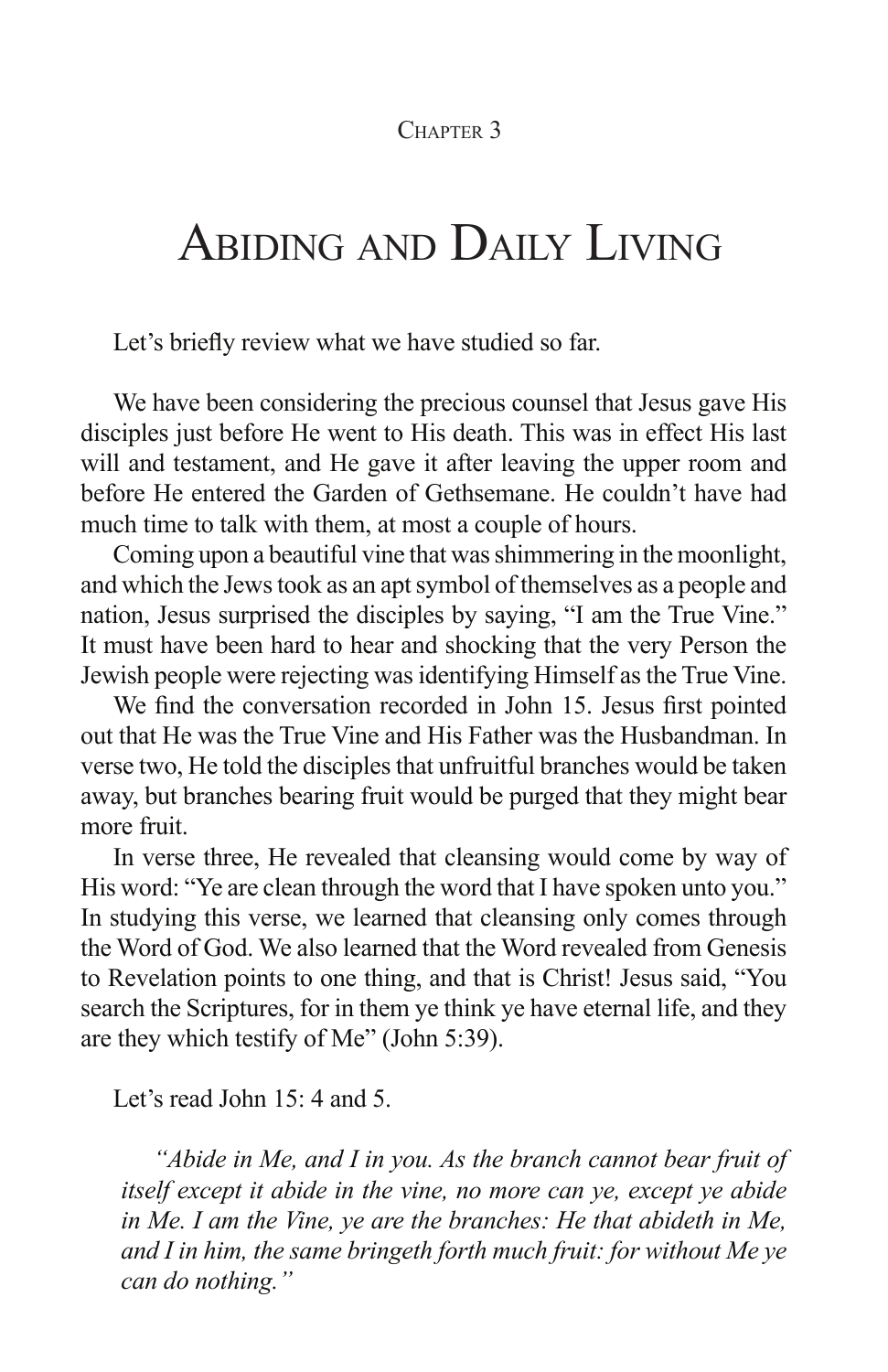Chapter 3

# Abiding and Daily Living

Let's briefly review what we have studied so far.

We have been considering the precious counsel that Jesus gave His disciples just before He went to His death. This was in effect His last will and testament, and He gave it after leaving the upper room and before He entered the Garden of Gethsemane. He couldn't have had much time to talk with them, at most a couple of hours.

Coming upon a beautiful vine that was shimmering in the moonlight, and which the Jews took as an apt symbol of themselves as a people and nation, Jesus surprised the disciples by saying, "I am the True Vine." It must have been hard to hear and shocking that the very Person the Jewish people were rejecting was identifying Himself as the True Vine.

We find the conversation recorded in John 15. Jesus first pointed out that He was the True Vine and His Father was the Husbandman. In verse two, He told the disciples that unfruitful branches would be taken away, but branches bearing fruit would be purged that they might bear more fruit.

In verse three, He revealed that cleansing would come by way of His word: "Ye are clean through the word that I have spoken unto you." In studying this verse, we learned that cleansing only comes through the Word of God. We also learned that the Word revealed from Genesis to Revelation points to one thing, and that is Christ! Jesus said, "You search the Scriptures, for in them ye think ye have eternal life, and they are they which testify of Me" (John 5:39).

Let's read John 15: 4 and 5.

> *"Abide in Me, and I in you. As the branch cannot bear fruit of itself except it abide in the vine, no more can ye, except ye abide in Me. I am the Vine, ye are the branches: He that abideth in Me, and I in him, the same bringeth forth much fruit: for without Me ye can do nothing."*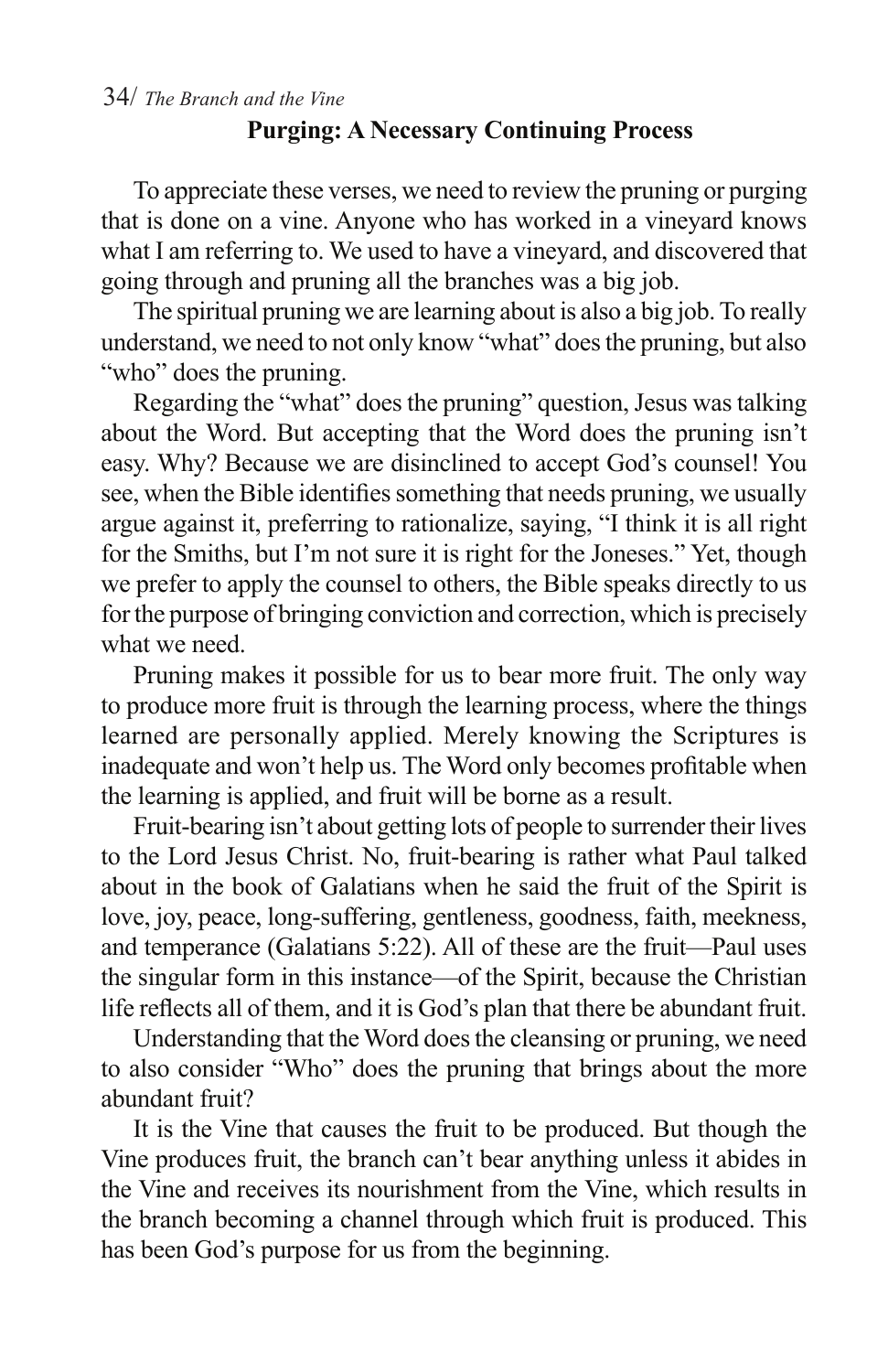## Purging: A Necessary Continuing Process

To appreciate these verses, we need to review the pruning or purging that is done on a vine. Anyone who has worked in a vineyard knows what I am referring to. We used to have a vineyard, and discovered that going through and pruning all the branches was a big job.

The spiritual pruning we are learning about is also a big job. To really understand, we need to not only know "what" does the pruning, but also "who" does the pruning.

Regarding the "what" does the pruning" question, Jesus was talking about the Word. But accepting that the Word does the pruning isn't easy. Why? Because we are disinclined to accept God's counsel! You see, when the Bible identifies something that needs pruning, we usually argue against it, preferring to rationalize, saying, "I think it is all right for the Smiths, but I'm not sure it is right for the Joneses." Yet, though we prefer to apply the counsel to others, the Bible speaks directly to us for the purpose of bringing conviction and correction, which is precisely what we need.

Pruning makes it possible for us to bear more fruit. The only way to produce more fruit is through the learning process, where the things learned are personally applied. Merely knowing the Scriptures is inadequate and won't help us. The Word only becomes profitable when the learning is applied, and fruit will be borne as a result.

Fruit-bearing isn't about getting lots of people to surrender their lives to the Lord Jesus Christ. No, fruit-bearing is rather what Paul talked about in the book of Galatians when he said the fruit of the Spirit is love, joy, peace, long-suffering, gentleness, goodness, faith, meekness, and temperance (Galatians 5:22). All of these are the fruit—Paul uses the singular form in this instance—of the Spirit, because the Christian life reflects all of them, and it is God's plan that there be abundant fruit.

Understanding that the Word does the cleansing or pruning, we need to also consider "Who" does the pruning that brings about the more abundant fruit?

It is the Vine that causes the fruit to be produced. But though the Vine produces fruit, the branch can't bear anything unless it abides in the Vine and receives its nourishment from the Vine, which results in the branch becoming a channel through which fruit is produced. This has been God's purpose for us from the beginning.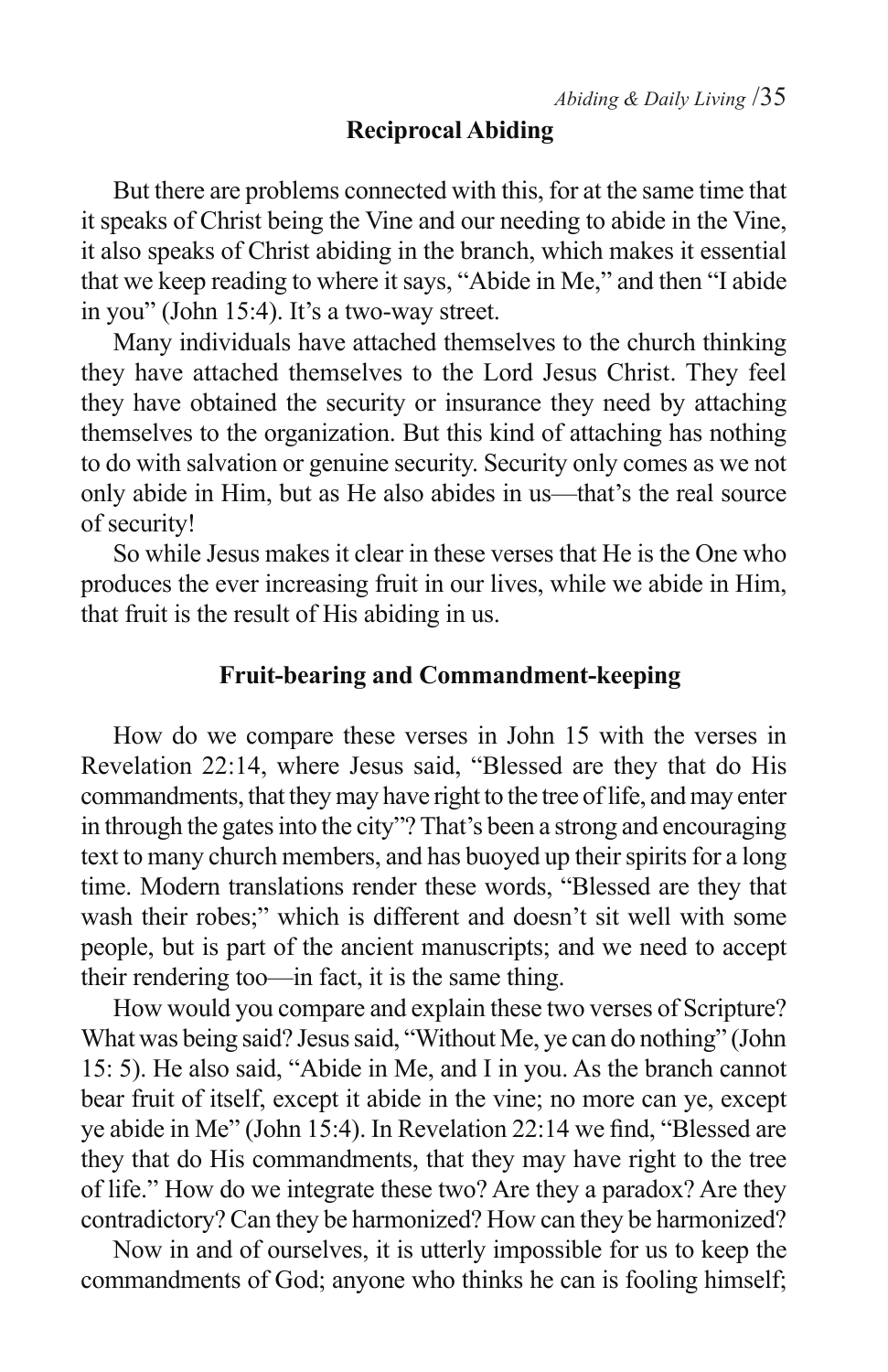## Reciprocal Abiding

But there are problems connected with this, for at the same time that it speaks of Christ being the Vine and our needing to abide in the Vine, it also speaks of Christ abiding in the branch, which makes it essential that we keep reading to where it says, "Abide in Me," and then "I abide in you" (John 15:4). It's a two-way street.

Many individuals have attached themselves to the church thinking they have attached themselves to the Lord Jesus Christ. They feel they have obtained the security or insurance they need by attaching themselves to the organization. But this kind of attaching has nothing to do with salvation or genuine security. Security only comes as we not only abide in Him, but as He also abides in us—that's the real source of security!

So while Jesus makes it clear in these verses that He is the One who produces the ever increasing fruit in our lives, while we abide in Him, that fruit is the result of His abiding in us.

## Fruit-bearing and Commandment-keeping

How do we compare these verses in John 15 with the verses in Revelation 22:14, where Jesus said, "Blessed are they that do His commandments, that they may have right to the tree of life, and may enter in through the gates into the city"? That's been a strong and encouraging text to many church members, and has buoyed up their spirits for a long time. Modern translations render these words, "Blessed are they that wash their robes;" which is different and doesn't sit well with some people, but is part of the ancient manuscripts; and we need to accept their rendering too—in fact, it is the same thing.

How would you compare and explain these two verses of Scripture? What was being said? Jesus said, "Without Me, ye can do nothing" (John 15: 5). He also said, "Abide in Me, and I in you. As the branch cannot bear fruit of itself, except it abide in the vine; no more can ye, except ye abide in Me" (John 15:4). In Revelation 22:14 we find, "Blessed are they that do His commandments, that they may have right to the tree of life." How do we integrate these two? Are they a paradox? Are they contradictory? Can they be harmonized? How can they be harmonized?

Now in and of ourselves, it is utterly impossible for us to keep the commandments of God; anyone who thinks he can is fooling himself;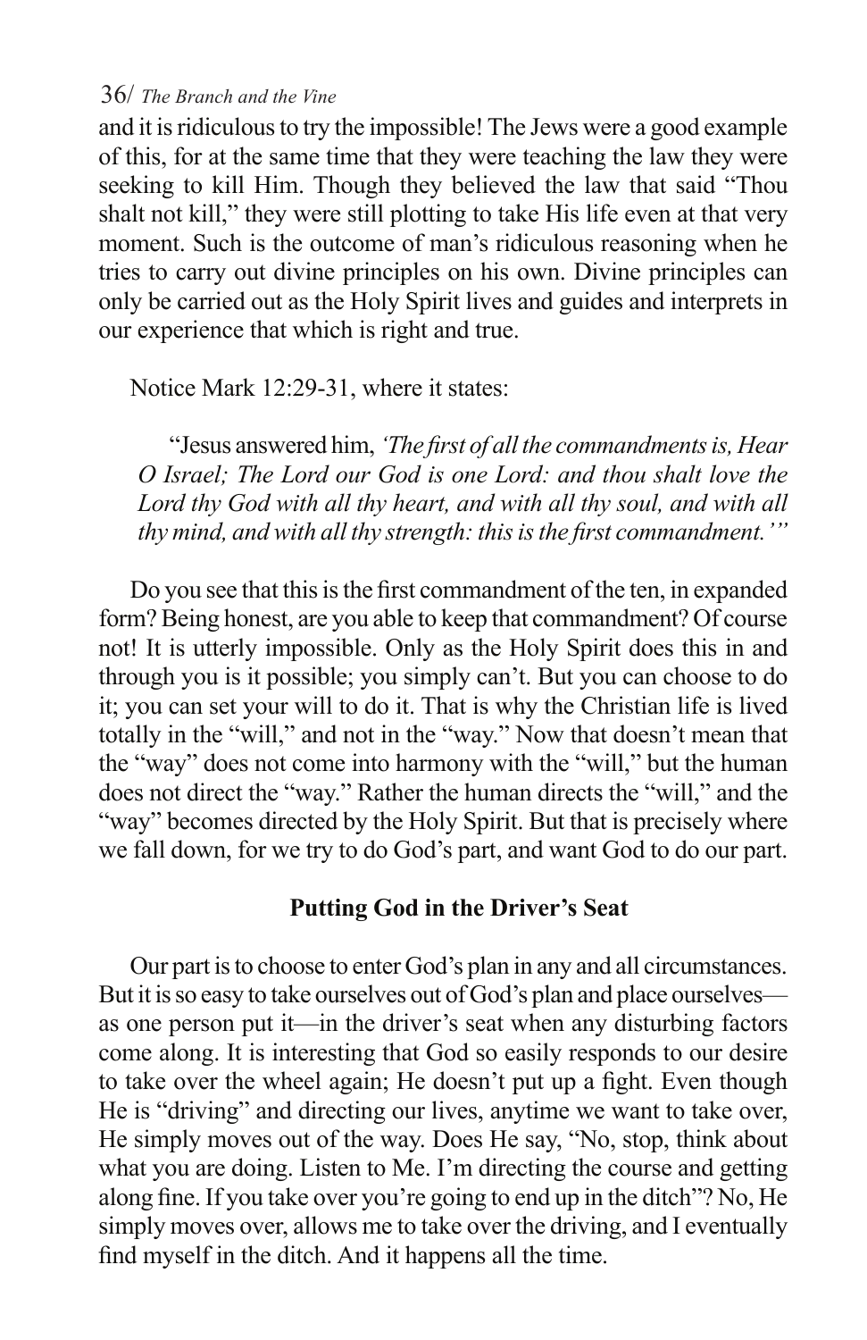and it is ridiculous to try the impossible! The Jews were a good example of this, for at the same time that they were teaching the law they were seeking to kill Him. Though they believed the law that said "Thou shalt not kill," they were still plotting to take His life even at that very moment. Such is the outcome of man's ridiculous reasoning when he tries to carry out divine principles on his own. Divine principles can only be carried out as the Holy Spirit lives and guides and interprets in our experience that which is right and true.

Notice Mark 12:29-31, where it states:

> "Jesus answered him, *'The first of all the commandments is, Hear O Israel; The Lord our God is one Lord: and thou shalt love the Lord thy God with all thy heart, and with all thy soul, and with all thy mind, and with all thy strength: this is the first commandment.'"*

Do you see that this is the first commandment of the ten, in expanded form? Being honest, are you able to keep that commandment? Of course not! It is utterly impossible. Only as the Holy Spirit does this in and through you is it possible; you simply can't. But you can choose to do it; you can set your will to do it. That is why the Christian life is lived totally in the "will," and not in the "way." Now that doesn't mean that the "way" does not come into harmony with the "will," but the human does not direct the "way." Rather the human directs the "will," and the "way" becomes directed by the Holy Spirit. But that is precisely where we fall down, for we try to do God's part, and want God to do our part.

## Putting God in the Driver's Seat

Our part is to choose to enter God's plan in any and all circumstances. But it is so easy to take ourselves out of God's plan and place ourselves—as one person put it—in the driver's seat when any disturbing factors come along. It is interesting that God so easily responds to our desire to take over the wheel again; He doesn't put up a fight. Even though He is "driving" and directing our lives, anytime we want to take over, He simply moves out of the way. Does He say, "No, stop, think about what you are doing. Listen to Me. I'm directing the course and getting along fine. If you take over you're going to end up in the ditch"? No, He simply moves over, allows me to take over the driving, and I eventually find myself in the ditch. And it happens all the time.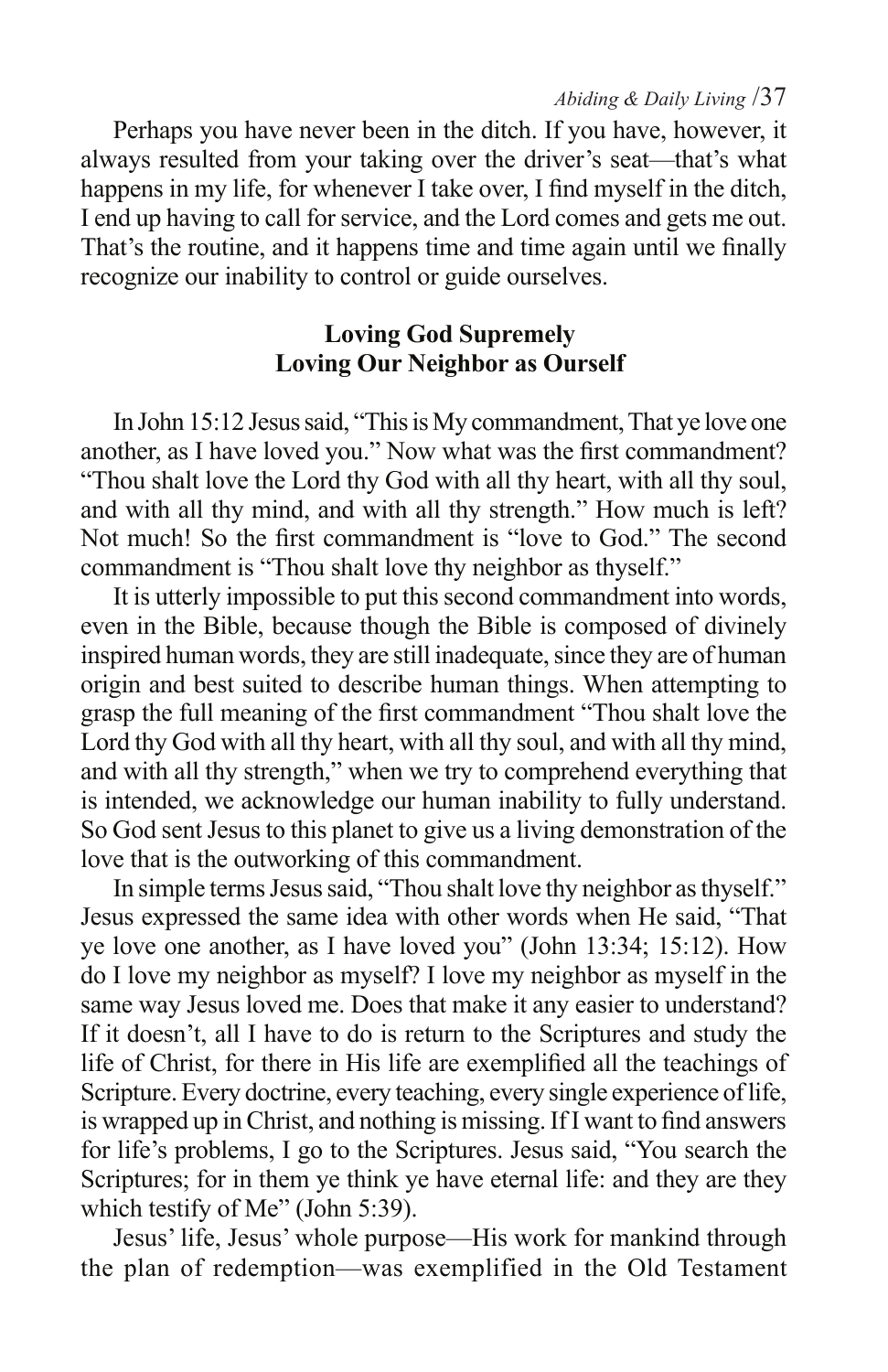Perhaps you have never been in the ditch. If you have, however, it always resulted from your taking over the driver's seat—that's what happens in my life, for whenever I take over, I find myself in the ditch, I end up having to call for service, and the Lord comes and gets me out. That's the routine, and it happens time and time again until we finally recognize our inability to control or guide ourselves.

## Loving God Supremely
## Loving Our Neighbor as Ourself

In John 15:12 Jesus said, "This is My commandment, That ye love one another, as I have loved you." Now what was the first commandment? "Thou shalt love the Lord thy God with all thy heart, with all thy soul, and with all thy mind, and with all thy strength." How much is left? Not much! So the first commandment is "love to God." The second commandment is "Thou shalt love thy neighbor as thyself."

It is utterly impossible to put this second commandment into words, even in the Bible, because though the Bible is composed of divinely inspired human words, they are still inadequate, since they are of human origin and best suited to describe human things. When attempting to grasp the full meaning of the first commandment "Thou shalt love the Lord thy God with all thy heart, with all thy soul, and with all thy mind, and with all thy strength," when we try to comprehend everything that is intended, we acknowledge our human inability to fully understand. So God sent Jesus to this planet to give us a living demonstration of the love that is the outworking of this commandment.

In simple terms Jesus said, "Thou shalt love thy neighbor as thyself." Jesus expressed the same idea with other words when He said, "That ye love one another, as I have loved you" (John 13:34; 15:12). How do I love my neighbor as myself? I love my neighbor as myself in the same way Jesus loved me. Does that make it any easier to understand? If it doesn't, all I have to do is return to the Scriptures and study the life of Christ, for there in His life are exemplified all the teachings of Scripture. Every doctrine, every teaching, every single experience of life, is wrapped up in Christ, and nothing is missing. If I want to find answers for life's problems, I go to the Scriptures. Jesus said, "You search the Scriptures; for in them ye think ye have eternal life: and they are they which testify of Me" (John 5:39).

Jesus' life, Jesus' whole purpose—His work for mankind through the plan of redemption—was exemplified in the Old Testament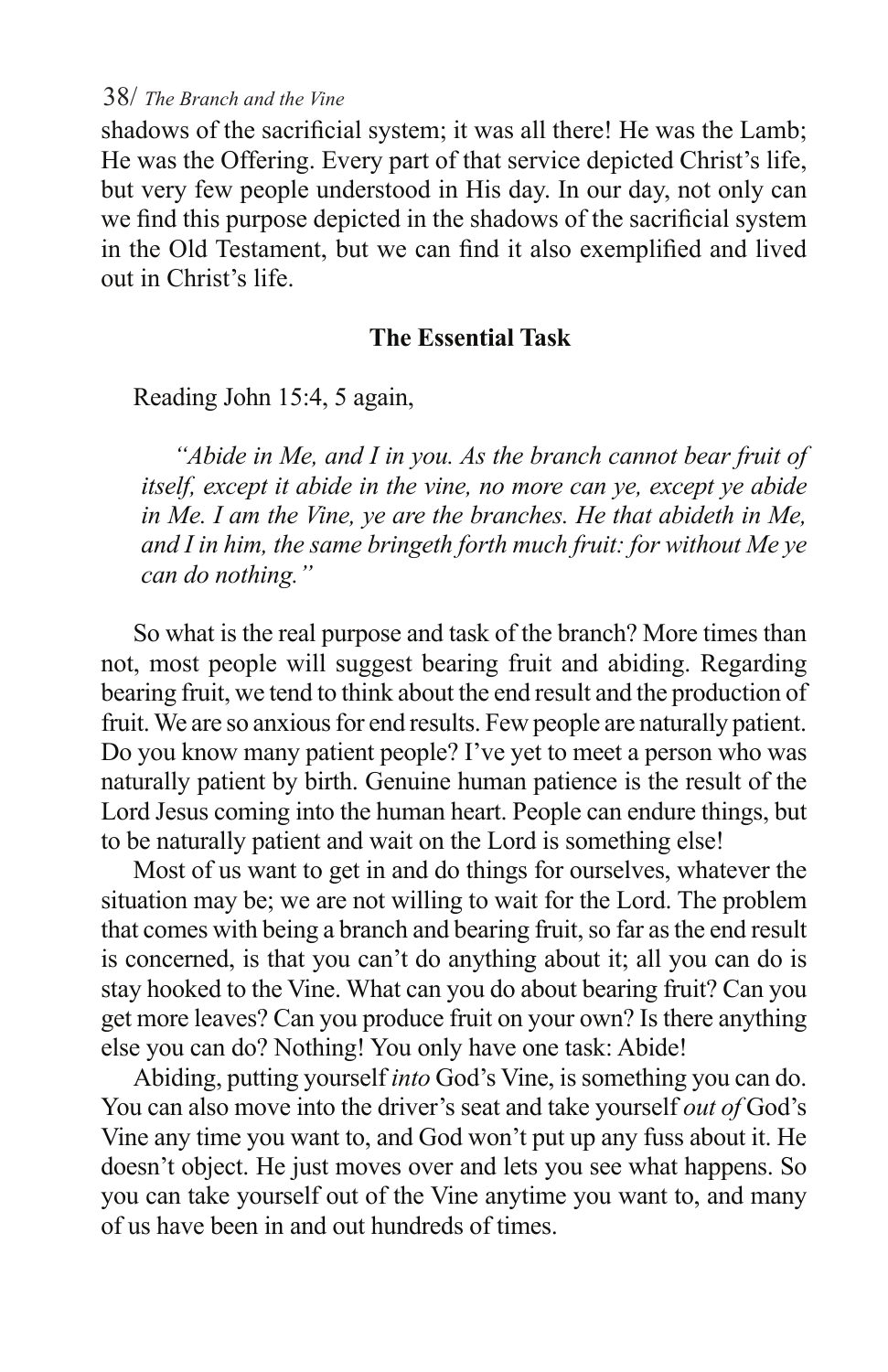shadows of the sacrificial system; it was all there! He was the Lamb; He was the Offering. Every part of that service depicted Christ's life, but very few people understood in His day. In our day, not only can we find this purpose depicted in the shadows of the sacrificial system in the Old Testament, but we can find it also exemplified and lived out in Christ's life.

## The Essential Task

Reading John 15:4, 5 again,

> *"Abide in Me, and I in you. As the branch cannot bear fruit of itself, except it abide in the vine, no more can ye, except ye abide in Me. I am the Vine, ye are the branches. He that abideth in Me, and I in him, the same bringeth forth much fruit: for without Me ye can do nothing."*

So what is the real purpose and task of the branch? More times than not, most people will suggest bearing fruit and abiding. Regarding bearing fruit, we tend to think about the end result and the production of fruit. We are so anxious for end results. Few people are naturally patient. Do you know many patient people? I've yet to meet a person who was naturally patient by birth. Genuine human patience is the result of the Lord Jesus coming into the human heart. People can endure things, but to be naturally patient and wait on the Lord is something else!

Most of us want to get in and do things for ourselves, whatever the situation may be; we are not willing to wait for the Lord. The problem that comes with being a branch and bearing fruit, so far as the end result is concerned, is that you can't do anything about it; all you can do is stay hooked to the Vine. What can you do about bearing fruit? Can you get more leaves? Can you produce fruit on your own? Is there anything else you can do? Nothing! You only have one task: Abide!

Abiding, putting yourself *into* God's Vine, is something you can do. You can also move into the driver's seat and take yourself *out of* God's Vine any time you want to, and God won't put up any fuss about it. He doesn't object. He just moves over and lets you see what happens. So you can take yourself out of the Vine anytime you want to, and many of us have been in and out hundreds of times.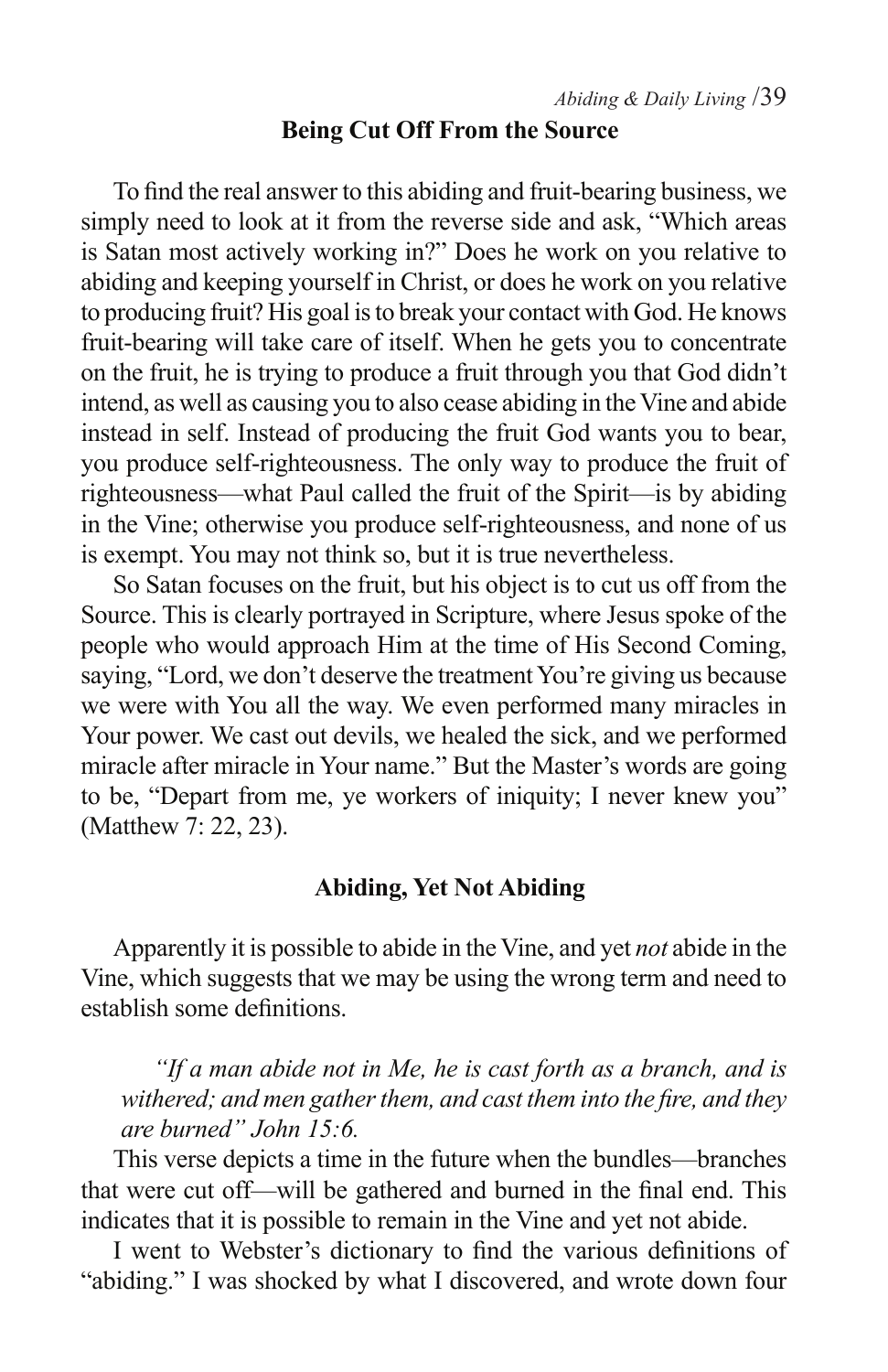### Being Cut Off From the Source

To find the real answer to this abiding and fruit-bearing business, we simply need to look at it from the reverse side and ask, "Which areas is Satan most actively working in?" Does he work on you relative to abiding and keeping yourself in Christ, or does he work on you relative to producing fruit? His goal is to break your contact with God. He knows fruit-bearing will take care of itself. When he gets you to concentrate on the fruit, he is trying to produce a fruit through you that God didn't intend, as well as causing you to also cease abiding in the Vine and abide instead in self. Instead of producing the fruit God wants you to bear, you produce self-righteousness. The only way to produce the fruit of righteousness—what Paul called the fruit of the Spirit—is by abiding in the Vine; otherwise you produce self-righteousness, and none of us is exempt. You may not think so, but it is true nevertheless.

So Satan focuses on the fruit, but his object is to cut us off from the Source. This is clearly portrayed in Scripture, where Jesus spoke of the people who would approach Him at the time of His Second Coming, saying, "Lord, we don't deserve the treatment You're giving us because we were with You all the way. We even performed many miracles in Your power. We cast out devils, we healed the sick, and we performed miracle after miracle in Your name." But the Master's words are going to be, "Depart from me, ye workers of iniquity; I never knew you" (Matthew 7: 22, 23).

### Abiding, Yet Not Abiding

Apparently it is possible to abide in the Vine, and yet *not* abide in the Vine, which suggests that we may be using the wrong term and need to establish some definitions.

> *"If a man abide not in Me, he is cast forth as a branch, and is withered; and men gather them, and cast them into the fire, and they are burned" John 15:6.*

This verse depicts a time in the future when the bundles—branches that were cut off—will be gathered and burned in the final end. This indicates that it is possible to remain in the Vine and yet not abide.

I went to Webster's dictionary to find the various definitions of "abiding." I was shocked by what I discovered, and wrote down four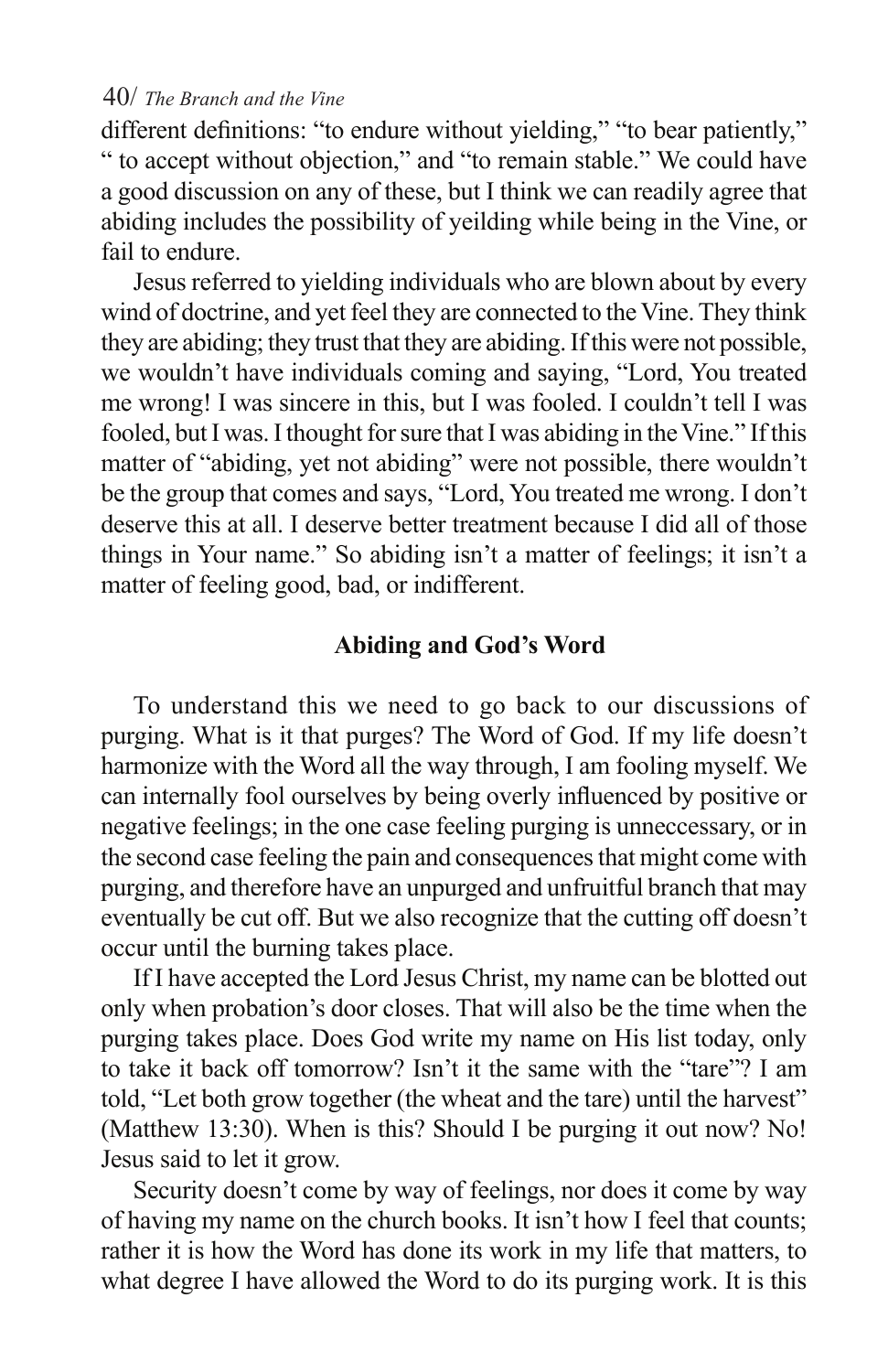different definitions: "to endure without yielding," "to bear patiently," " to accept without objection," and "to remain stable." We could have a good discussion on any of these, but I think we can readily agree that abiding includes the possibility of yeilding while being in the Vine, or fail to endure.

Jesus referred to yielding individuals who are blown about by every wind of doctrine, and yet feel they are connected to the Vine. They think they are abiding; they trust that they are abiding. If this were not possible, we wouldn't have individuals coming and saying, "Lord, You treated me wrong! I was sincere in this, but I was fooled. I couldn't tell I was fooled, but I was. I thought for sure that I was abiding in the Vine." If this matter of "abiding, yet not abiding" were not possible, there wouldn't be the group that comes and says, "Lord, You treated me wrong. I don't deserve this at all. I deserve better treatment because I did all of those things in Your name." So abiding isn't a matter of feelings; it isn't a matter of feeling good, bad, or indifferent.

### Abiding and God's Word

To understand this we need to go back to our discussions of purging. What is it that purges? The Word of God. If my life doesn't harmonize with the Word all the way through, I am fooling myself. We can internally fool ourselves by being overly influenced by positive or negative feelings; in the one case feeling purging is unneccessary, or in the second case feeling the pain and consequences that might come with purging, and therefore have an unpurged and unfruitful branch that may eventually be cut off. But we also recognize that the cutting off doesn't occur until the burning takes place.

If I have accepted the Lord Jesus Christ, my name can be blotted out only when probation's door closes. That will also be the time when the purging takes place. Does God write my name on His list today, only to take it back off tomorrow? Isn't it the same with the "tare"? I am told, "Let both grow together (the wheat and the tare) until the harvest" (Matthew 13:30). When is this? Should I be purging it out now? No! Jesus said to let it grow.

Security doesn't come by way of feelings, nor does it come by way of having my name on the church books. It isn't how I feel that counts; rather it is how the Word has done its work in my life that matters, to what degree I have allowed the Word to do its purging work. It is this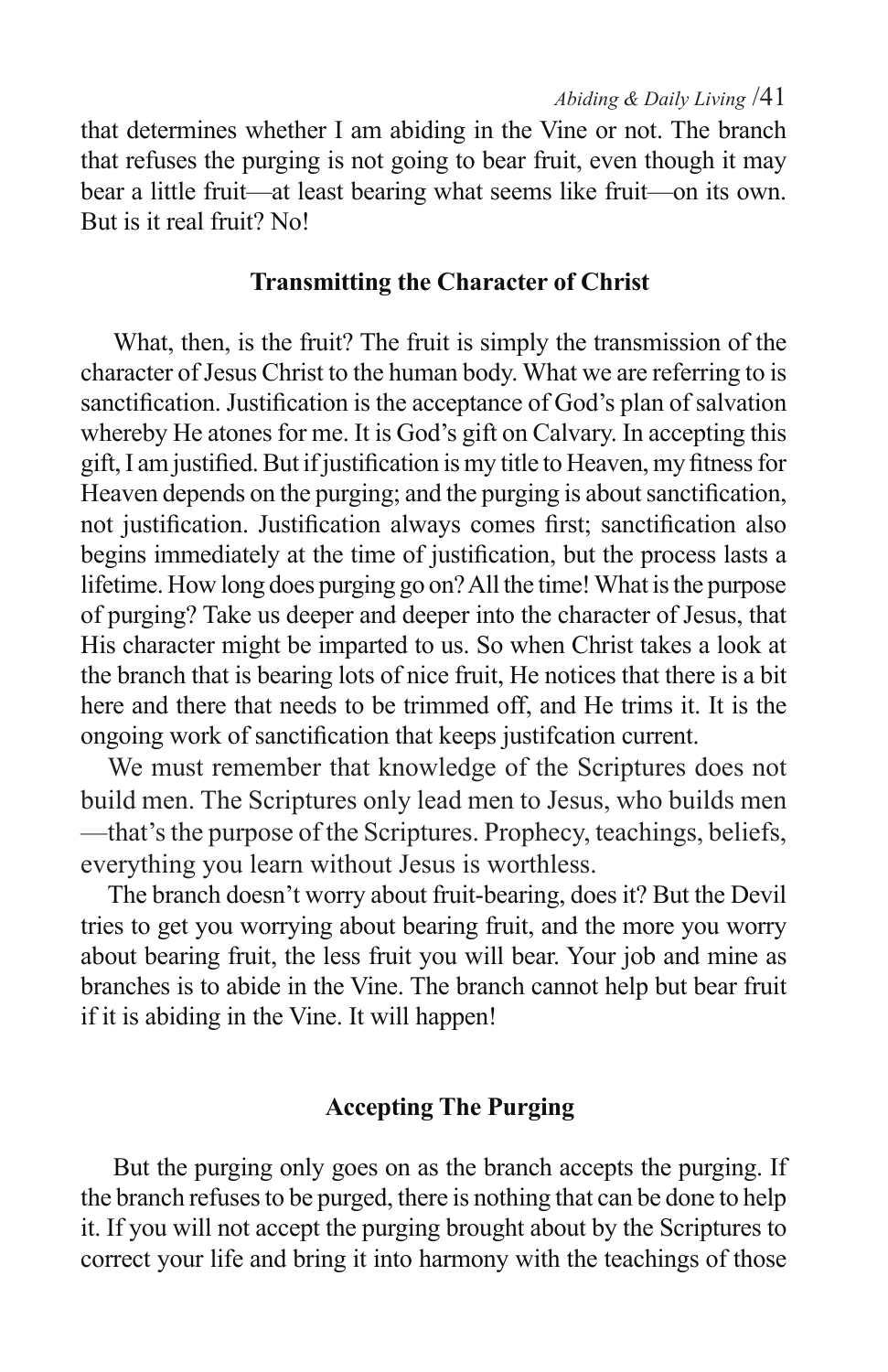that determines whether I am abiding in the Vine or not. The branch that refuses the purging is not going to bear fruit, even though it may bear a little fruit—at least bearing what seems like fruit—on its own. But is it real fruit? No!

### Transmitting the Character of Christ

What, then, is the fruit? The fruit is simply the transmission of the character of Jesus Christ to the human body. What we are referring to is sanctification. Justification is the acceptance of God's plan of salvation whereby He atones for me. It is God's gift on Calvary. In accepting this gift, I am justified. But if justification is my title to Heaven, my fitness for Heaven depends on the purging; and the purging is about sanctification, not justification. Justification always comes first; sanctification also begins immediately at the time of justification, but the process lasts a lifetime. How long does purging go on? All the time! What is the purpose of purging? Take us deeper and deeper into the character of Jesus, that His character might be imparted to us. So when Christ takes a look at the branch that is bearing lots of nice fruit, He notices that there is a bit here and there that needs to be trimmed off, and He trims it. It is the ongoing work of sanctification that keeps justifcation current.

We must remember that knowledge of the Scriptures does not build men. The Scriptures only lead men to Jesus, who builds men —that's the purpose of the Scriptures. Prophecy, teachings, beliefs, everything you learn without Jesus is worthless.

The branch doesn't worry about fruit-bearing, does it? But the Devil tries to get you worrying about bearing fruit, and the more you worry about bearing fruit, the less fruit you will bear. Your job and mine as branches is to abide in the Vine. The branch cannot help but bear fruit if it is abiding in the Vine. It will happen!

### Accepting The Purging

But the purging only goes on as the branch accepts the purging. If the branch refuses to be purged, there is nothing that can be done to help it. If you will not accept the purging brought about by the Scriptures to correct your life and bring it into harmony with the teachings of those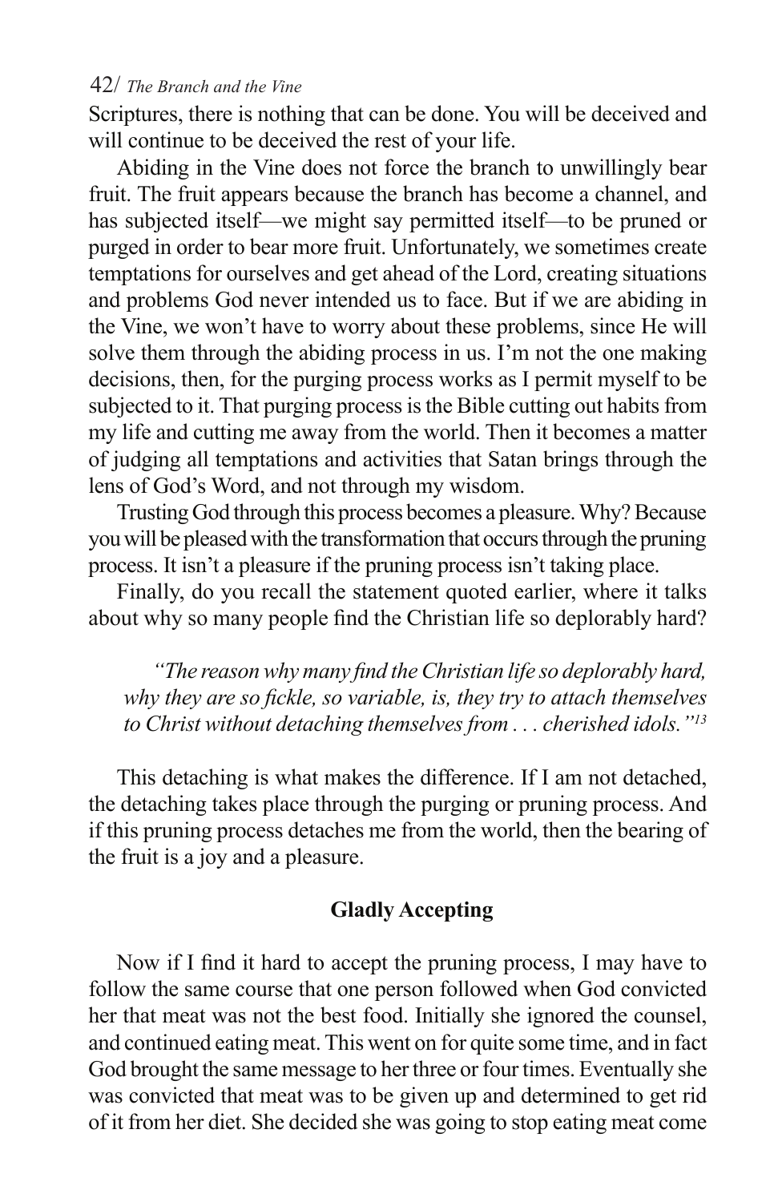Scriptures, there is nothing that can be done. You will be deceived and will continue to be deceived the rest of your life.

Abiding in the Vine does not force the branch to unwillingly bear fruit. The fruit appears because the branch has become a channel, and has subjected itself—we might say permitted itself—to be pruned or purged in order to bear more fruit. Unfortunately, we sometimes create temptations for ourselves and get ahead of the Lord, creating situations and problems God never intended us to face. But if we are abiding in the Vine, we won't have to worry about these problems, since He will solve them through the abiding process in us. I'm not the one making decisions, then, for the purging process works as I permit myself to be subjected to it. That purging process is the Bible cutting out habits from my life and cutting me away from the world. Then it becomes a matter of judging all temptations and activities that Satan brings through the lens of God's Word, and not through my wisdom.

Trusting God through this process becomes a pleasure. Why? Because you will be pleased with the transformation that occurs through the pruning process. It isn't a pleasure if the pruning process isn't taking place.

Finally, do you recall the statement quoted earlier, where it talks about why so many people find the Christian life so deplorably hard?

> *"The reason why many find the Christian life so deplorably hard, why they are so fickle, so variable, is, they try to attach themselves to Christ without detaching themselves from . . . cherished idols."*[13]

This detaching is what makes the difference. If I am not detached, the detaching takes place through the purging or pruning process. And if this pruning process detaches me from the world, then the bearing of the fruit is a joy and a pleasure.

## Gladly Accepting

Now if I find it hard to accept the pruning process, I may have to follow the same course that one person followed when God convicted her that meat was not the best food. Initially she ignored the counsel, and continued eating meat. This went on for quite some time, and in fact God brought the same message to her three or four times. Eventually she was convicted that meat was to be given up and determined to get rid of it from her diet. She decided she was going to stop eating meat come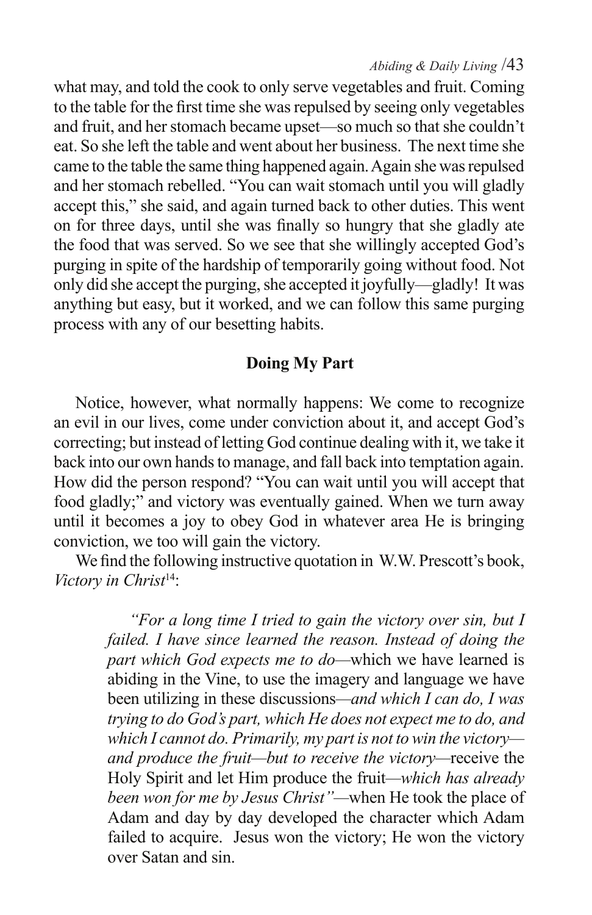what may, and told the cook to only serve vegetables and fruit. Coming to the table for the first time she was repulsed by seeing only vegetables and fruit, and her stomach became upset—so much so that she couldn't eat. So she left the table and went about her business. The next time she came to the table the same thing happened again. Again she was repulsed and her stomach rebelled. "You can wait stomach until you will gladly accept this," she said, and again turned back to other duties. This went on for three days, until she was finally so hungry that she gladly ate the food that was served. So we see that she willingly accepted God's purging in spite of the hardship of temporarily going without food. Not only did she accept the purging, she accepted it joyfully—gladly! It was anything but easy, but it worked, and we can follow this same purging process with any of our besetting habits.

### Doing My Part

Notice, however, what normally happens: We come to recognize an evil in our lives, come under conviction about it, and accept God's correcting; but instead of letting God continue dealing with it, we take it back into our own hands to manage, and fall back into temptation again. How did the person respond? "You can wait until you will accept that food gladly;" and victory was eventually gained. When we turn away until it becomes a joy to obey God in whatever area He is bringing conviction, we too will gain the victory.

We find the following instructive quotation in W.W. Prescott's book, *Victory in Christ*[14]:

> *"For a long time I tried to gain the victory over sin, but I failed. I have since learned the reason. Instead of doing the part which God expects me to do*—which we have learned is abiding in the Vine, to use the imagery and language we have been utilizing in these discussions—*and which I can do, I was trying to do God's part, which He does not expect me to do, and which I cannot do. Primarily, my part is not to win the victory*—*and produce the fruit*—*but to receive the victory*—receive the Holy Spirit and let Him produce the fruit—*which has already been won for me by Jesus Christ"*—when He took the place of Adam and day by day developed the character which Adam failed to acquire. Jesus won the victory; He won the victory over Satan and sin.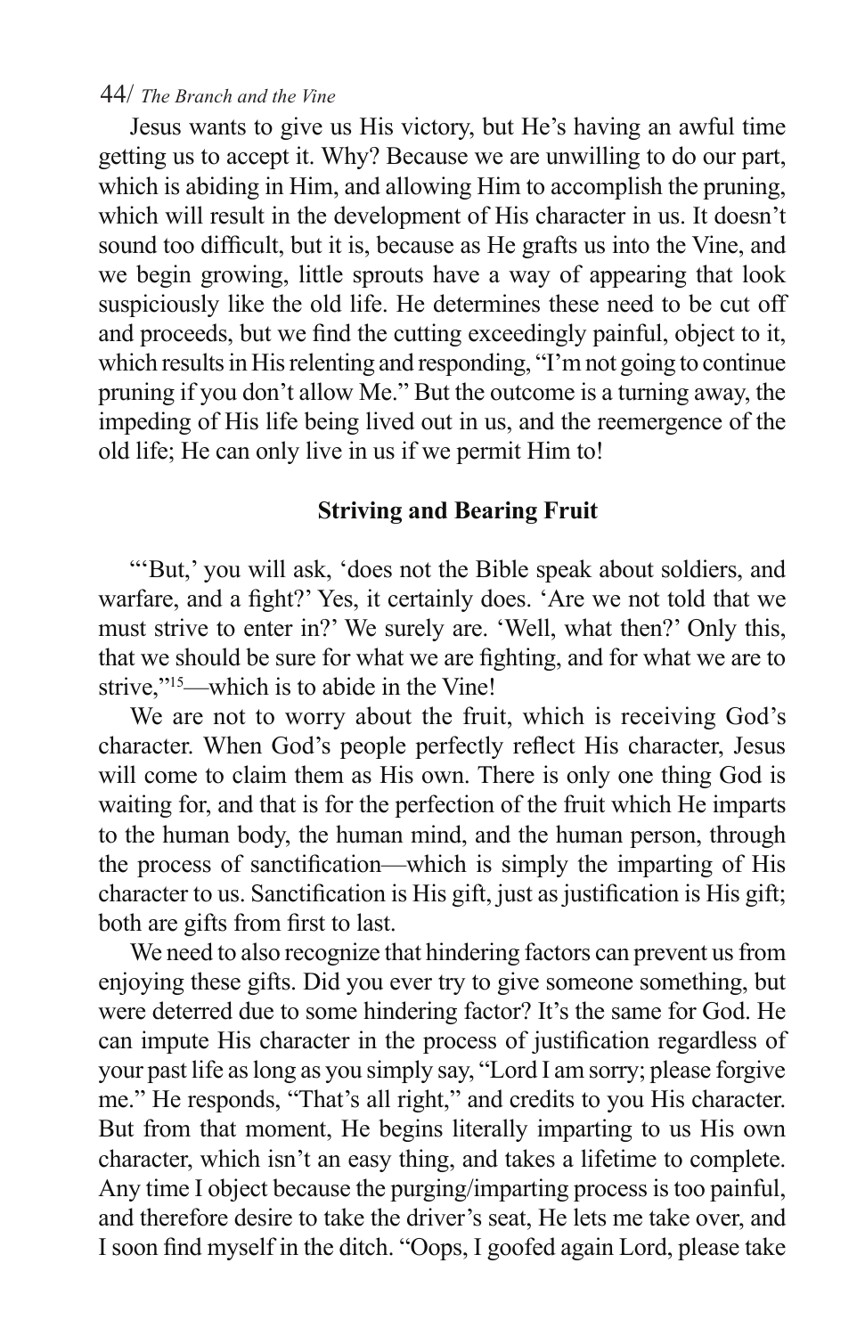Jesus wants to give us His victory, but He's having an awful time getting us to accept it. Why? Because we are unwilling to do our part, which is abiding in Him, and allowing Him to accomplish the pruning, which will result in the development of His character in us. It doesn't sound too difficult, but it is, because as He grafts us into the Vine, and we begin growing, little sprouts have a way of appearing that look suspiciously like the old life. He determines these need to be cut off and proceeds, but we find the cutting exceedingly painful, object to it, which results in His relenting and responding, "I'm not going to continue pruning if you don't allow Me." But the outcome is a turning away, the impeding of His life being lived out in us, and the reemergence of the old life; He can only live in us if we permit Him to!

### Striving and Bearing Fruit

"'But,' you will ask, 'does not the Bible speak about soldiers, and warfare, and a fight?' Yes, it certainly does. 'Are we not told that we must strive to enter in?' We surely are. 'Well, what then?' Only this, that we should be sure for what we are fighting, and for what we are to strive,"[15]—which is to abide in the Vine!

We are not to worry about the fruit, which is receiving God's character. When God's people perfectly reflect His character, Jesus will come to claim them as His own. There is only one thing God is waiting for, and that is for the perfection of the fruit which He imparts to the human body, the human mind, and the human person, through the process of sanctification—which is simply the imparting of His character to us. Sanctification is His gift, just as justification is His gift; both are gifts from first to last.

We need to also recognize that hindering factors can prevent us from enjoying these gifts. Did you ever try to give someone something, but were deterred due to some hindering factor? It's the same for God. He can impute His character in the process of justification regardless of your past life as long as you simply say, "Lord I am sorry; please forgive me." He responds, "That's all right," and credits to you His character. But from that moment, He begins literally imparting to us His own character, which isn't an easy thing, and takes a lifetime to complete. Any time I object because the purging/imparting process is too painful, and therefore desire to take the driver's seat, He lets me take over, and I soon find myself in the ditch. "Oops, I goofed again Lord, please take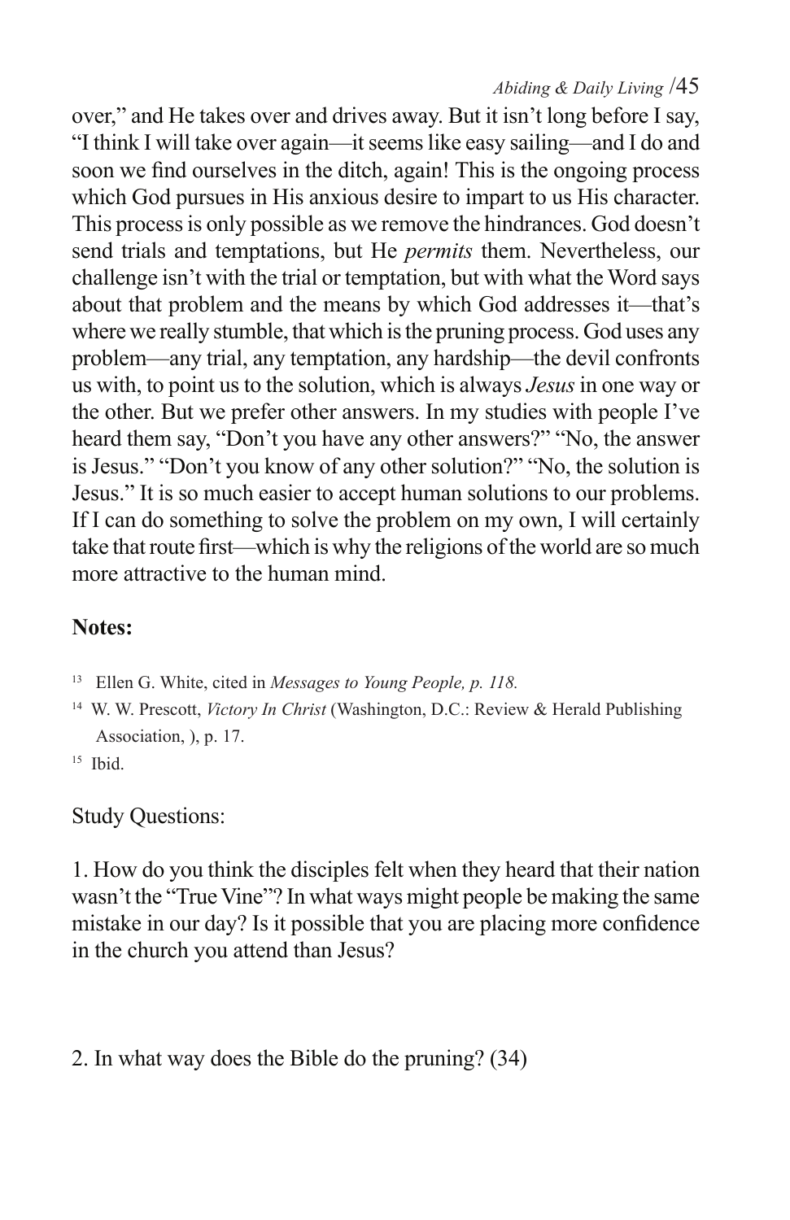over," and He takes over and drives away. But it isn't long before I say, "I think I will take over again—it seems like easy sailing—and I do and soon we find ourselves in the ditch, again! This is the ongoing process which God pursues in His anxious desire to impart to us His character. This process is only possible as we remove the hindrances. God doesn't send trials and temptations, but He *permits* them. Nevertheless, our challenge isn't with the trial or temptation, but with what the Word says about that problem and the means by which God addresses it—that's where we really stumble, that which is the pruning process. God uses any problem—any trial, any temptation, any hardship—the devil confronts us with, to point us to the solution, which is always *Jesus* in one way or the other. But we prefer other answers. In my studies with people I've heard them say, "Don't you have any other answers?" "No, the answer is Jesus." "Don't you know of any other solution?" "No, the solution is Jesus." It is so much easier to accept human solutions to our problems. If I can do something to solve the problem on my own, I will certainly take that route first—which is why the religions of the world are so much more attractive to the human mind.

**Notes:**

[13] Ellen G. White, cited in *Messages to Young People, p. 118.*

[14] W. W. Prescott, *Victory In Christ* (Washington, D.C.: Review & Herald Publishing Association, ), p. 17.

[15] Ibid.

Study Questions:

1. How do you think the disciples felt when they heard that their nation wasn't the "True Vine"? In what ways might people be making the same mistake in our day? Is it possible that you are placing more confidence in the church you attend than Jesus?

2. In what way does the Bible do the pruning? (34)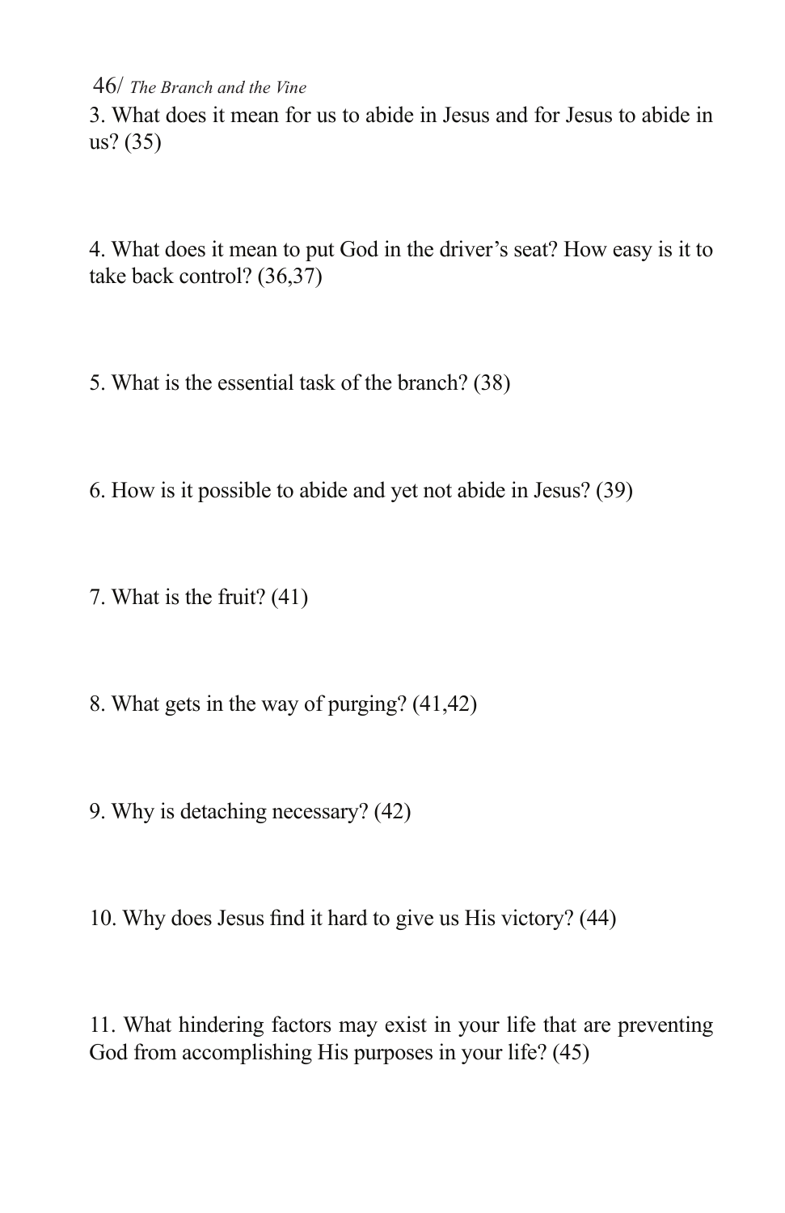3. What does it mean for us to abide in Jesus and for Jesus to abide in us? (35)

4. What does it mean to put God in the driver's seat? How easy is it to take back control? (36,37)

5. What is the essential task of the branch? (38)

6. How is it possible to abide and yet not abide in Jesus? (39)

7. What is the fruit? (41)

8. What gets in the way of purging? (41,42)

9. Why is detaching necessary? (42)

10. Why does Jesus find it hard to give us His victory? (44)

11. What hindering factors may exist in your life that are preventing God from accomplishing His purposes in your life? (45)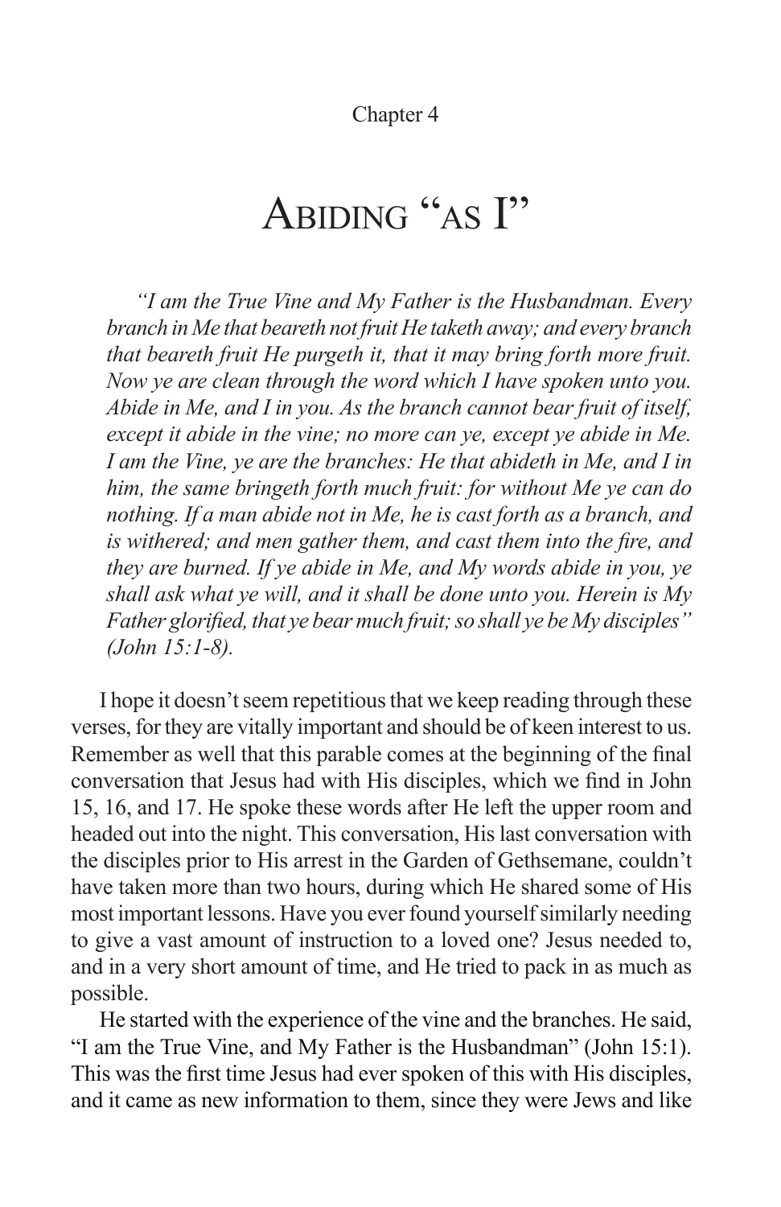Chapter 4

# Abiding "as I"

*"I am the True Vine and My Father is the Husbandman. Every branch in Me that beareth not fruit He taketh away; and every branch that beareth fruit He purgeth it, that it may bring forth more fruit. Now ye are clean through the word which I have spoken unto you. Abide in Me, and I in you. As the branch cannot bear fruit of itself, except it abide in the vine; no more can ye, except ye abide in Me. I am the Vine, ye are the branches: He that abideth in Me, and I in him, the same bringeth forth much fruit: for without Me ye can do nothing. If a man abide not in Me, he is cast forth as a branch, and is withered; and men gather them, and cast them into the fire, and they are burned. If ye abide in Me, and My words abide in you, ye shall ask what ye will, and it shall be done unto you. Herein is My Father glorified, that ye bear much fruit; so shall ye be My disciples" (John 15:1-8).*

I hope it doesn't seem repetitious that we keep reading through these verses, for they are vitally important and should be of keen interest to us. Remember as well that this parable comes at the beginning of the final conversation that Jesus had with His disciples, which we find in John 15, 16, and 17. He spoke these words after He left the upper room and headed out into the night. This conversation, His last conversation with the disciples prior to His arrest in the Garden of Gethsemane, couldn't have taken more than two hours, during which He shared some of His most important lessons. Have you ever found yourself similarly needing to give a vast amount of instruction to a loved one? Jesus needed to, and in a very short amount of time, and He tried to pack in as much as possible.

He started with the experience of the vine and the branches. He said, "I am the True Vine, and My Father is the Husbandman" (John 15:1). This was the first time Jesus had ever spoken of this with His disciples, and it came as new information to them, since they were Jews and like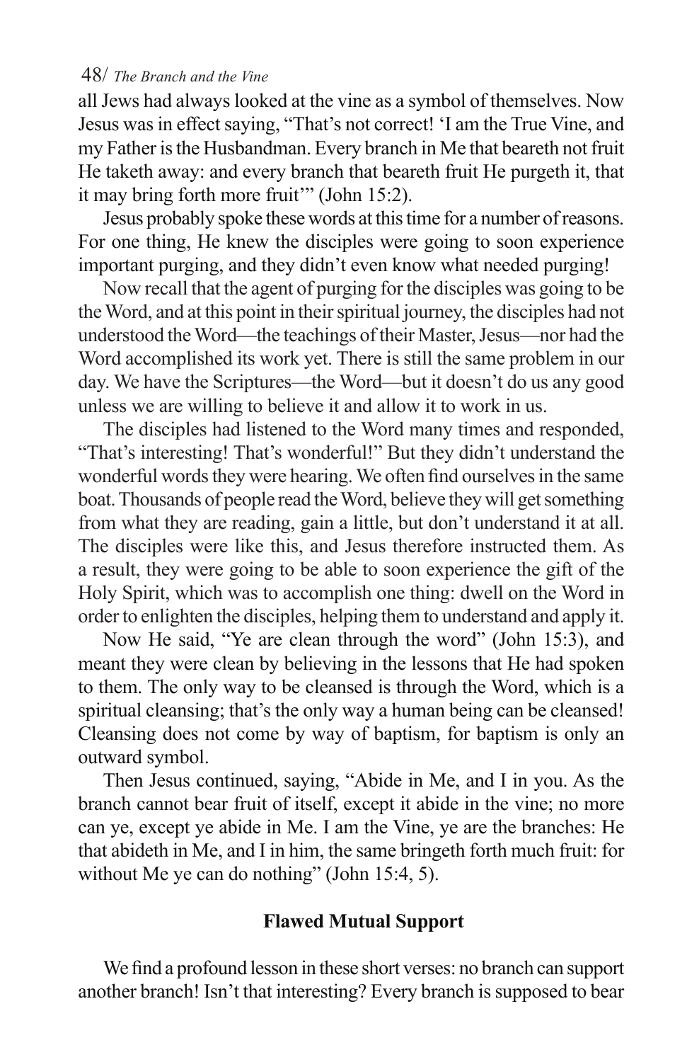all Jews had always looked at the vine as a symbol of themselves. Now Jesus was in effect saying, "That's not correct! 'I am the True Vine, and my Father is the Husbandman. Every branch in Me that beareth not fruit He taketh away: and every branch that beareth fruit He purgeth it, that it may bring forth more fruit'" (John 15:2).

Jesus probably spoke these words at this time for a number of reasons. For one thing, He knew the disciples were going to soon experience important purging, and they didn't even know what needed purging!

Now recall that the agent of purging for the disciples was going to be the Word, and at this point in their spiritual journey, the disciples had not understood the Word—the teachings of their Master, Jesus—nor had the Word accomplished its work yet. There is still the same problem in our day. We have the Scriptures—the Word—but it doesn't do us any good unless we are willing to believe it and allow it to work in us.

The disciples had listened to the Word many times and responded, "That's interesting! That's wonderful!" But they didn't understand the wonderful words they were hearing. We often find ourselves in the same boat. Thousands of people read the Word, believe they will get something from what they are reading, gain a little, but don't understand it at all. The disciples were like this, and Jesus therefore instructed them. As a result, they were going to be able to soon experience the gift of the Holy Spirit, which was to accomplish one thing: dwell on the Word in order to enlighten the disciples, helping them to understand and apply it.

Now He said, "Ye are clean through the word" (John 15:3), and meant they were clean by believing in the lessons that He had spoken to them. The only way to be cleansed is through the Word, which is a spiritual cleansing; that's the only way a human being can be cleansed! Cleansing does not come by way of baptism, for baptism is only an outward symbol.

Then Jesus continued, saying, "Abide in Me, and I in you. As the branch cannot bear fruit of itself, except it abide in the vine; no more can ye, except ye abide in Me. I am the Vine, ye are the branches: He that abideth in Me, and I in him, the same bringeth forth much fruit: for without Me ye can do nothing" (John 15:4, 5).

### Flawed Mutual Support

We find a profound lesson in these short verses: no branch can support another branch! Isn't that interesting? Every branch is supposed to bear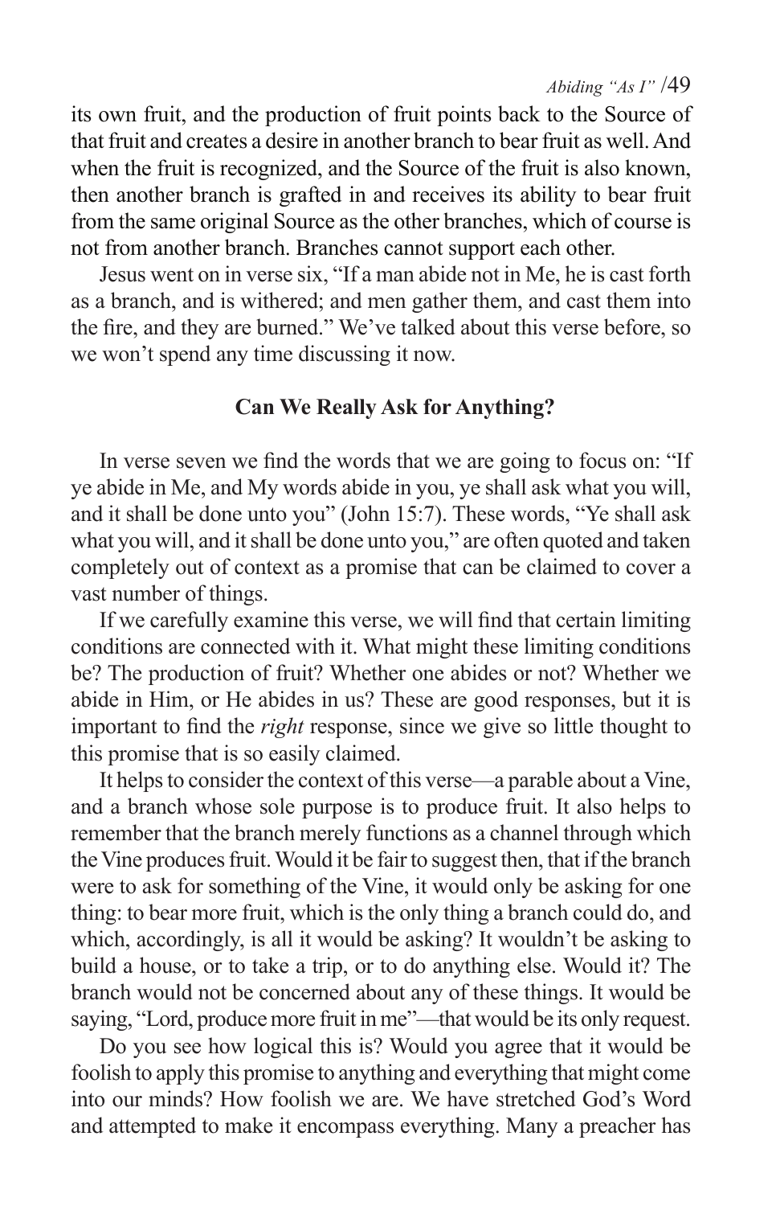its own fruit, and the production of fruit points back to the Source of that fruit and creates a desire in another branch to bear fruit as well. And when the fruit is recognized, and the Source of the fruit is also known, then another branch is grafted in and receives its ability to bear fruit from the same original Source as the other branches, which of course is not from another branch. Branches cannot support each other.

Jesus went on in verse six, "If a man abide not in Me, he is cast forth as a branch, and is withered; and men gather them, and cast them into the fire, and they are burned." We've talked about this verse before, so we won't spend any time discussing it now.

## Can We Really Ask for Anything?

In verse seven we find the words that we are going to focus on: "If ye abide in Me, and My words abide in you, ye shall ask what you will, and it shall be done unto you" (John 15:7). These words, "Ye shall ask what you will, and it shall be done unto you," are often quoted and taken completely out of context as a promise that can be claimed to cover a vast number of things.

If we carefully examine this verse, we will find that certain limiting conditions are connected with it. What might these limiting conditions be? The production of fruit? Whether one abides or not? Whether we abide in Him, or He abides in us? These are good responses, but it is important to find the *right* response, since we give so little thought to this promise that is so easily claimed.

It helps to consider the context of this verse—a parable about a Vine, and a branch whose sole purpose is to produce fruit. It also helps to remember that the branch merely functions as a channel through which the Vine produces fruit. Would it be fair to suggest then, that if the branch were to ask for something of the Vine, it would only be asking for one thing: to bear more fruit, which is the only thing a branch could do, and which, accordingly, is all it would be asking? It wouldn't be asking to build a house, or to take a trip, or to do anything else. Would it? The branch would not be concerned about any of these things. It would be saying, "Lord, produce more fruit in me"—that would be its only request.

Do you see how logical this is? Would you agree that it would be foolish to apply this promise to anything and everything that might come into our minds? How foolish we are. We have stretched God's Word and attempted to make it encompass everything. Many a preacher has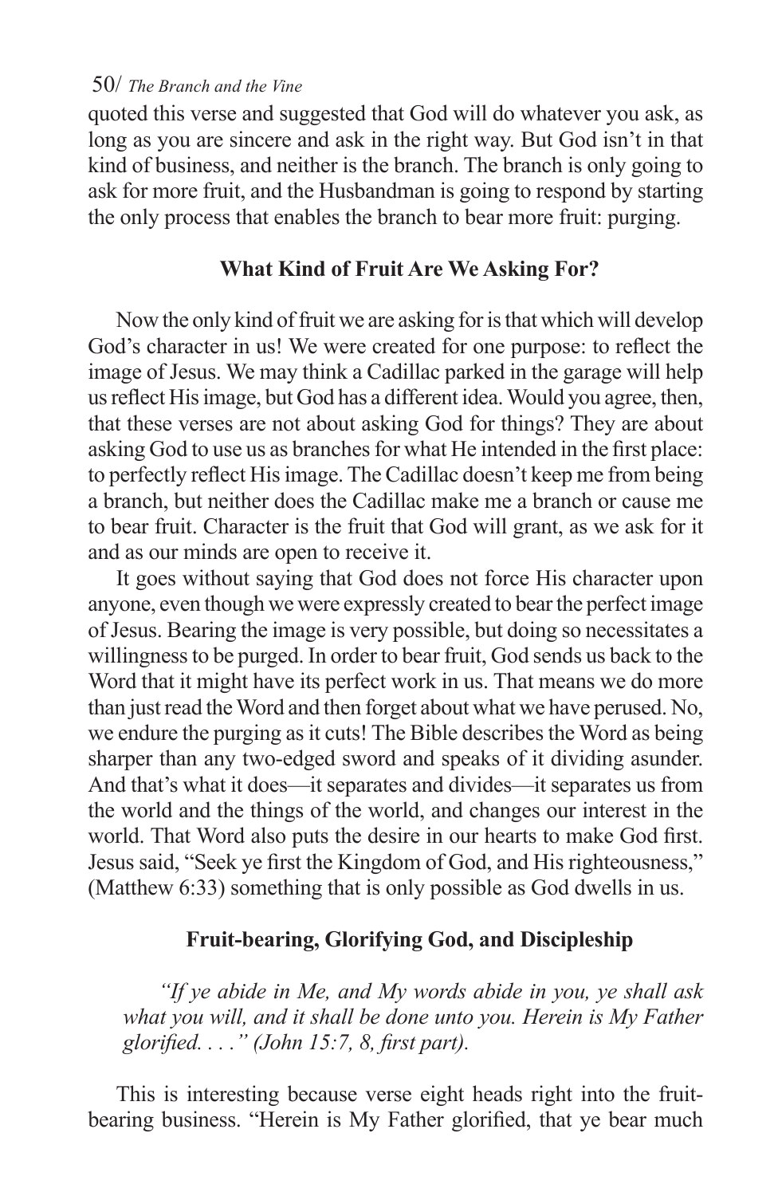quoted this verse and suggested that God will do whatever you ask, as long as you are sincere and ask in the right way. But God isn't in that kind of business, and neither is the branch. The branch is only going to ask for more fruit, and the Husbandman is going to respond by starting the only process that enables the branch to bear more fruit: purging.

### What Kind of Fruit Are We Asking For?

Now the only kind of fruit we are asking for is that which will develop God's character in us! We were created for one purpose: to reflect the image of Jesus. We may think a Cadillac parked in the garage will help us reflect His image, but God has a different idea. Would you agree, then, that these verses are not about asking God for things? They are about asking God to use us as branches for what He intended in the first place: to perfectly reflect His image. The Cadillac doesn't keep me from being a branch, but neither does the Cadillac make me a branch or cause me to bear fruit. Character is the fruit that God will grant, as we ask for it and as our minds are open to receive it.

It goes without saying that God does not force His character upon anyone, even though we were expressly created to bear the perfect image of Jesus. Bearing the image is very possible, but doing so necessitates a willingness to be purged. In order to bear fruit, God sends us back to the Word that it might have its perfect work in us. That means we do more than just read the Word and then forget about what we have perused. No, we endure the purging as it cuts! The Bible describes the Word as being sharper than any two-edged sword and speaks of it dividing asunder. And that's what it does—it separates and divides—it separates us from the world and the things of the world, and changes our interest in the world. That Word also puts the desire in our hearts to make God first. Jesus said, "Seek ye first the Kingdom of God, and His righteousness," (Matthew 6:33) something that is only possible as God dwells in us.

### Fruit-bearing, Glorifying God, and Discipleship

> *"If ye abide in Me, and My words abide in you, ye shall ask what you will, and it shall be done unto you. Herein is My Father glorified. . . ." (John 15:7, 8, first part).*

This is interesting because verse eight heads right into the fruit-bearing business. "Herein is My Father glorified, that ye bear much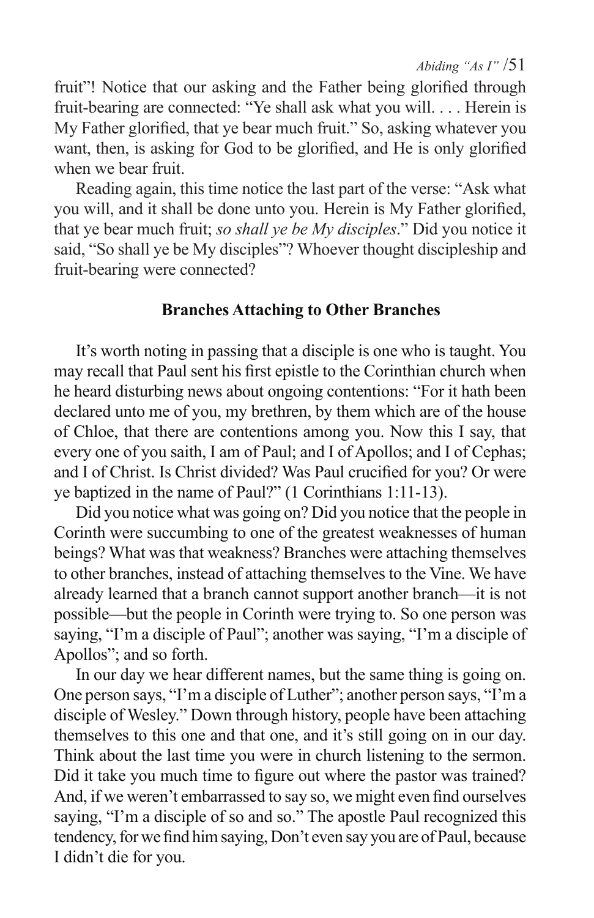fruit"! Notice that our asking and the Father being glorified through fruit-bearing are connected: "Ye shall ask what you will. . . . Herein is My Father glorified, that ye bear much fruit." So, asking whatever you want, then, is asking for God to be glorified, and He is only glorified when we bear fruit.

Reading again, this time notice the last part of the verse: "Ask what you will, and it shall be done unto you. Herein is My Father glorified, that ye bear much fruit; *so shall ye be My disciples*." Did you notice it said, "So shall ye be My disciples"? Whoever thought discipleship and fruit-bearing were connected?

### Branches Attaching to Other Branches

It's worth noting in passing that a disciple is one who is taught. You may recall that Paul sent his first epistle to the Corinthian church when he heard disturbing news about ongoing contentions: "For it hath been declared unto me of you, my brethren, by them which are of the house of Chloe, that there are contentions among you. Now this I say, that every one of you saith, I am of Paul; and I of Apollos; and I of Cephas; and I of Christ. Is Christ divided? Was Paul crucified for you? Or were ye baptized in the name of Paul?" (1 Corinthians 1:11-13).

Did you notice what was going on? Did you notice that the people in Corinth were succumbing to one of the greatest weaknesses of human beings? What was that weakness? Branches were attaching themselves to other branches, instead of attaching themselves to the Vine. We have already learned that a branch cannot support another branch—it is not possible—but the people in Corinth were trying to. So one person was saying, "I'm a disciple of Paul"; another was saying, "I'm a disciple of Apollos"; and so forth.

In our day we hear different names, but the same thing is going on. One person says, "I'm a disciple of Luther"; another person says, "I'm a disciple of Wesley." Down through history, people have been attaching themselves to this one and that one, and it's still going on in our day. Think about the last time you were in church listening to the sermon. Did it take you much time to figure out where the pastor was trained? And, if we weren't embarrassed to say so, we might even find ourselves saying, "I'm a disciple of so and so." The apostle Paul recognized this tendency, for we find him saying, Don't even say you are of Paul, because I didn't die for you.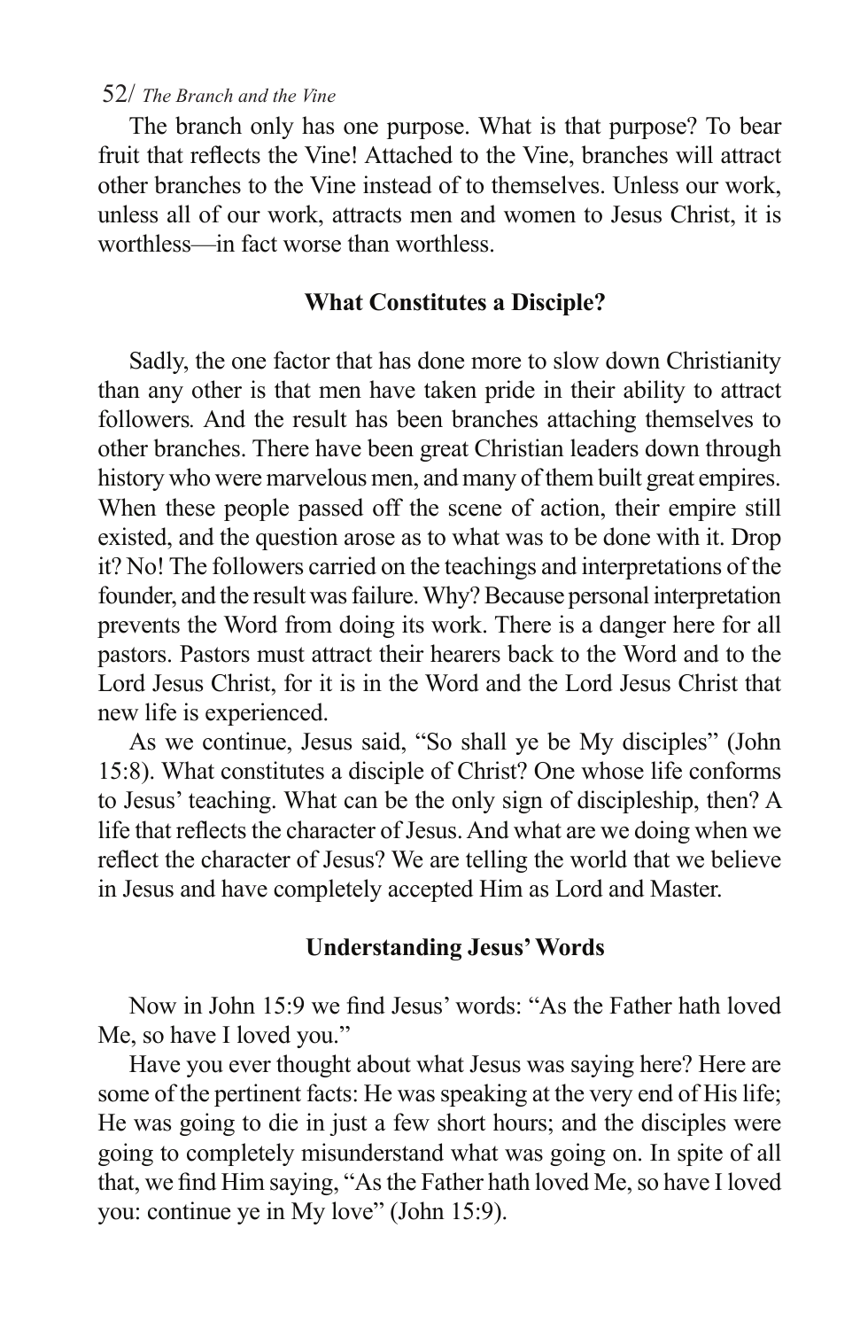The branch only has one purpose. What is that purpose? To bear fruit that reflects the Vine! Attached to the Vine, branches will attract other branches to the Vine instead of to themselves. Unless our work, unless all of our work, attracts men and women to Jesus Christ, it is worthless—in fact worse than worthless.

### What Constitutes a Disciple?

Sadly, the one factor that has done more to slow down Christianity than any other is that men have taken pride in their ability to attract followers. And the result has been branches attaching themselves to other branches. There have been great Christian leaders down through history who were marvelous men, and many of them built great empires. When these people passed off the scene of action, their empire still existed, and the question arose as to what was to be done with it. Drop it? No! The followers carried on the teachings and interpretations of the founder, and the result was failure. Why? Because personal interpretation prevents the Word from doing its work. There is a danger here for all pastors. Pastors must attract their hearers back to the Word and to the Lord Jesus Christ, for it is in the Word and the Lord Jesus Christ that new life is experienced.

As we continue, Jesus said, "So shall ye be My disciples" (John 15:8). What constitutes a disciple of Christ? One whose life conforms to Jesus' teaching. What can be the only sign of discipleship, then? A life that reflects the character of Jesus. And what are we doing when we reflect the character of Jesus? We are telling the world that we believe in Jesus and have completely accepted Him as Lord and Master.

### Understanding Jesus' Words

Now in John 15:9 we find Jesus' words: "As the Father hath loved Me, so have I loved you."

Have you ever thought about what Jesus was saying here? Here are some of the pertinent facts: He was speaking at the very end of His life; He was going to die in just a few short hours; and the disciples were going to completely misunderstand what was going on. In spite of all that, we find Him saying, "As the Father hath loved Me, so have I loved you: continue ye in My love" (John 15:9).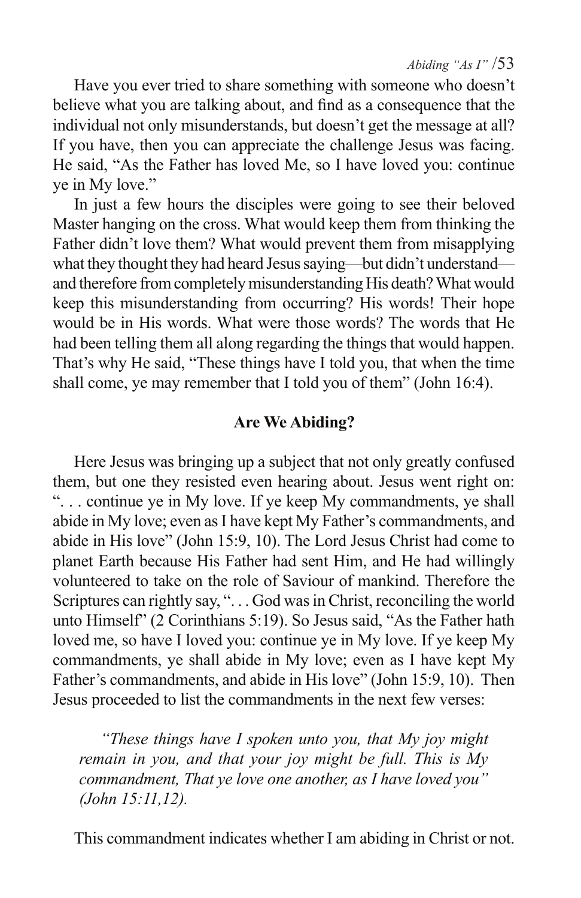Have you ever tried to share something with someone who doesn't believe what you are talking about, and find as a consequence that the individual not only misunderstands, but doesn't get the message at all? If you have, then you can appreciate the challenge Jesus was facing. He said, "As the Father has loved Me, so I have loved you: continue ye in My love."

In just a few hours the disciples were going to see their beloved Master hanging on the cross. What would keep them from thinking the Father didn't love them? What would prevent them from misapplying what they thought they had heard Jesus saying—but didn't understand—and therefore from completely misunderstanding His death? What would keep this misunderstanding from occurring? His words! Their hope would be in His words. What were those words? The words that He had been telling them all along regarding the things that would happen. That's why He said, "These things have I told you, that when the time shall come, ye may remember that I told you of them" (John 16:4).

### Are We Abiding?

Here Jesus was bringing up a subject that not only greatly confused them, but one they resisted even hearing about. Jesus went right on: ". . . continue ye in My love. If ye keep My commandments, ye shall abide in My love; even as I have kept My Father's commandments, and abide in His love" (John 15:9, 10). The Lord Jesus Christ had come to planet Earth because His Father had sent Him, and He had willingly volunteered to take on the role of Saviour of mankind. Therefore the Scriptures can rightly say, ". . . God was in Christ, reconciling the world unto Himself" (2 Corinthians 5:19). So Jesus said, "As the Father hath loved me, so have I loved you: continue ye in My love. If ye keep My commandments, ye shall abide in My love; even as I have kept My Father's commandments, and abide in His love" (John 15:9, 10). Then Jesus proceeded to list the commandments in the next few verses:

> *"These things have I spoken unto you, that My joy might remain in you, and that your joy might be full. This is My commandment, That ye love one another, as I have loved you" (John 15:11,12).*

This commandment indicates whether I am abiding in Christ or not.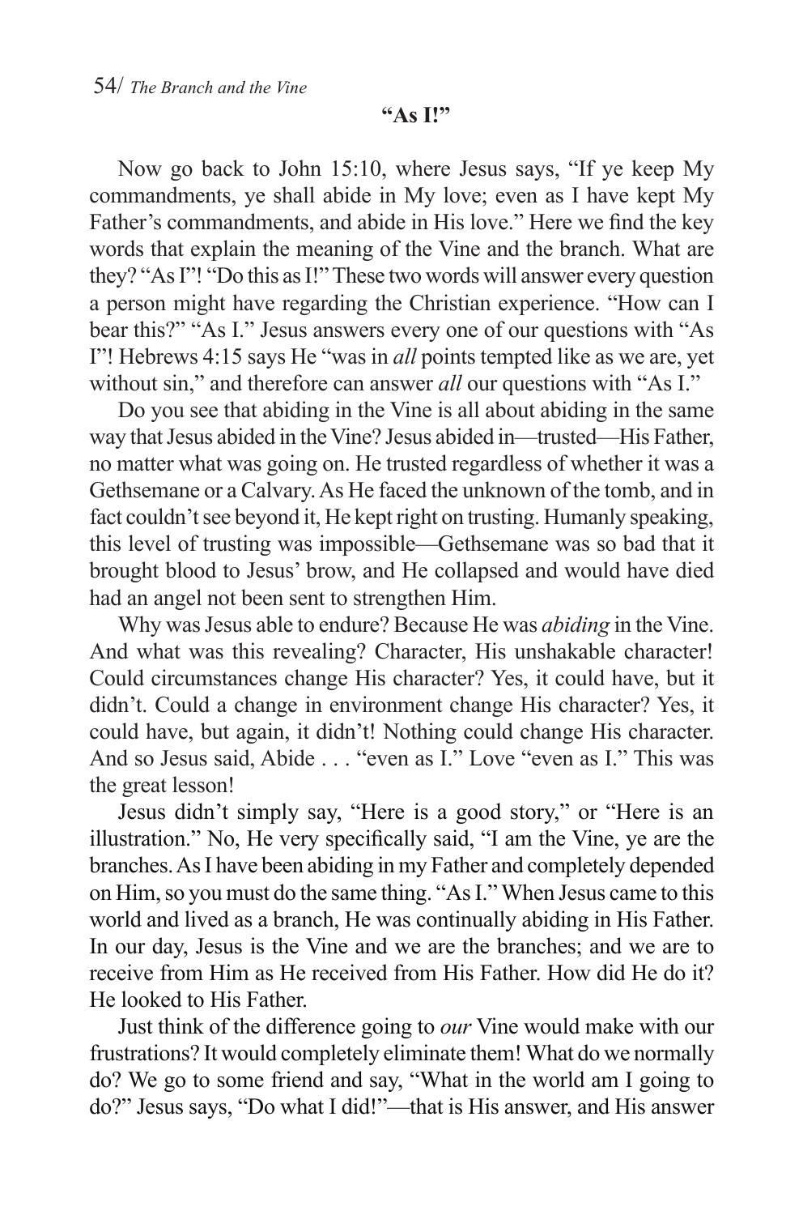## "As I!"

Now go back to John 15:10, where Jesus says, "If ye keep My commandments, ye shall abide in My love; even as I have kept My Father's commandments, and abide in His love." Here we find the key words that explain the meaning of the Vine and the branch. What are they? "As I"! "Do this as I!" These two words will answer every question a person might have regarding the Christian experience. "How can I bear this?" "As I." Jesus answers every one of our questions with "As I"! Hebrews 4:15 says He "was in *all* points tempted like as we are, yet without sin," and therefore can answer *all* our questions with "As I."

Do you see that abiding in the Vine is all about abiding in the same way that Jesus abided in the Vine? Jesus abided in—trusted—His Father, no matter what was going on. He trusted regardless of whether it was a Gethsemane or a Calvary. As He faced the unknown of the tomb, and in fact couldn't see beyond it, He kept right on trusting. Humanly speaking, this level of trusting was impossible—Gethsemane was so bad that it brought blood to Jesus' brow, and He collapsed and would have died had an angel not been sent to strengthen Him.

Why was Jesus able to endure? Because He was *abiding* in the Vine. And what was this revealing? Character, His unshakable character! Could circumstances change His character? Yes, it could have, but it didn't. Could a change in environment change His character? Yes, it could have, but again, it didn't! Nothing could change His character. And so Jesus said, Abide . . . "even as I." Love "even as I." This was the great lesson!

Jesus didn't simply say, "Here is a good story," or "Here is an illustration." No, He very specifically said, "I am the Vine, ye are the branches. As I have been abiding in my Father and completely depended on Him, so you must do the same thing. "As I." When Jesus came to this world and lived as a branch, He was continually abiding in His Father. In our day, Jesus is the Vine and we are the branches; and we are to receive from Him as He received from His Father. How did He do it? He looked to His Father.

Just think of the difference going to *our* Vine would make with our frustrations? It would completely eliminate them! What do we normally do? We go to some friend and say, "What in the world am I going to do?" Jesus says, "Do what I did!"—that is His answer, and His answer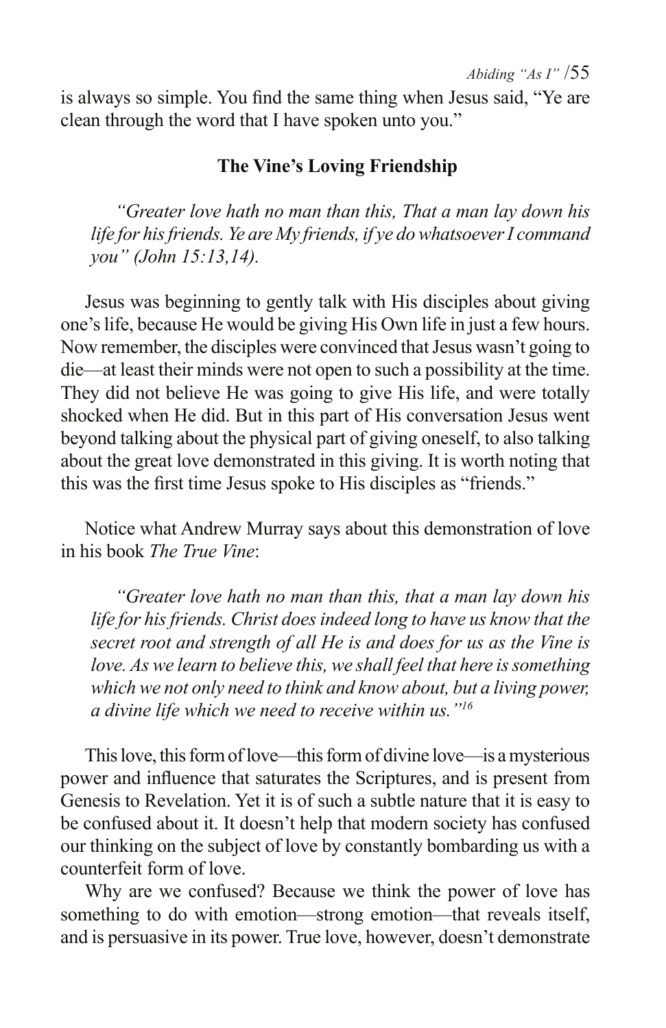is always so simple. You find the same thing when Jesus said, "Ye are clean through the word that I have spoken unto you."

### The Vine's Loving Friendship

> *"Greater love hath no man than this, That a man lay down his life for his friends. Ye are My friends, if ye do whatsoever I command you" (John 15:13,14).*

Jesus was beginning to gently talk with His disciples about giving one's life, because He would be giving His Own life in just a few hours. Now remember, the disciples were convinced that Jesus wasn't going to die—at least their minds were not open to such a possibility at the time. They did not believe He was going to give His life, and were totally shocked when He did. But in this part of His conversation Jesus went beyond talking about the physical part of giving oneself, to also talking about the great love demonstrated in this giving. It is worth noting that this was the first time Jesus spoke to His disciples as "friends."

Notice what Andrew Murray says about this demonstration of love in his book *The True Vine*:

> *"Greater love hath no man than this, that a man lay down his life for his friends. Christ does indeed long to have us know that the secret root and strength of all He is and does for us as the Vine is love. As we learn to believe this, we shall feel that here is something which we not only need to think and know about, but a living power, a divine life which we need to receive within us."*[16]

This love, this form of love—this form of divine love—is a mysterious power and influence that saturates the Scriptures, and is present from Genesis to Revelation. Yet it is of such a subtle nature that it is easy to be confused about it. It doesn't help that modern society has confused our thinking on the subject of love by constantly bombarding us with a counterfeit form of love.

Why are we confused? Because we think the power of love has something to do with emotion—strong emotion—that reveals itself, and is persuasive in its power. True love, however, doesn't demonstrate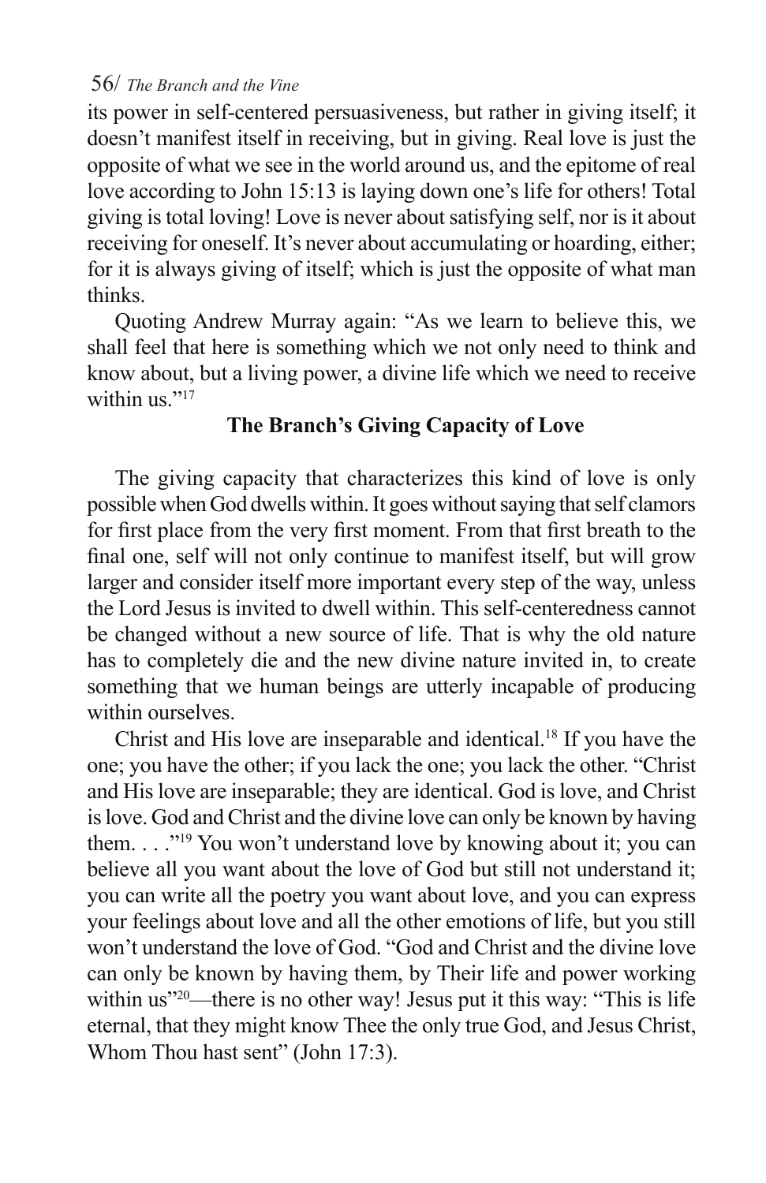its power in self-centered persuasiveness, but rather in giving itself; it doesn't manifest itself in receiving, but in giving. Real love is just the opposite of what we see in the world around us, and the epitome of real love according to John 15:13 is laying down one's life for others! Total giving is total loving! Love is never about satisfying self, nor is it about receiving for oneself. It's never about accumulating or hoarding, either; for it is always giving of itself; which is just the opposite of what man thinks.

Quoting Andrew Murray again: "As we learn to believe this, we shall feel that here is something which we not only need to think and know about, but a living power, a divine life which we need to receive within us."[17]

### The Branch's Giving Capacity of Love

The giving capacity that characterizes this kind of love is only possible when God dwells within. It goes without saying that self clamors for first place from the very first moment. From that first breath to the final one, self will not only continue to manifest itself, but will grow larger and consider itself more important every step of the way, unless the Lord Jesus is invited to dwell within. This self-centeredness cannot be changed without a new source of life. That is why the old nature has to completely die and the new divine nature invited in, to create something that we human beings are utterly incapable of producing within ourselves.

Christ and His love are inseparable and identical.[18] If you have the one; you have the other; if you lack the one; you lack the other. "Christ and His love are inseparable; they are identical. God is love, and Christ is love. God and Christ and the divine love can only be known by having them. . . ."[19] You won't understand love by knowing about it; you can believe all you want about the love of God but still not understand it; you can write all the poetry you want about love, and you can express your feelings about love and all the other emotions of life, but you still won't understand the love of God. "God and Christ and the divine love can only be known by having them, by Their life and power working within us"[20]—there is no other way! Jesus put it this way: "This is life eternal, that they might know Thee the only true God, and Jesus Christ, Whom Thou hast sent" (John 17:3).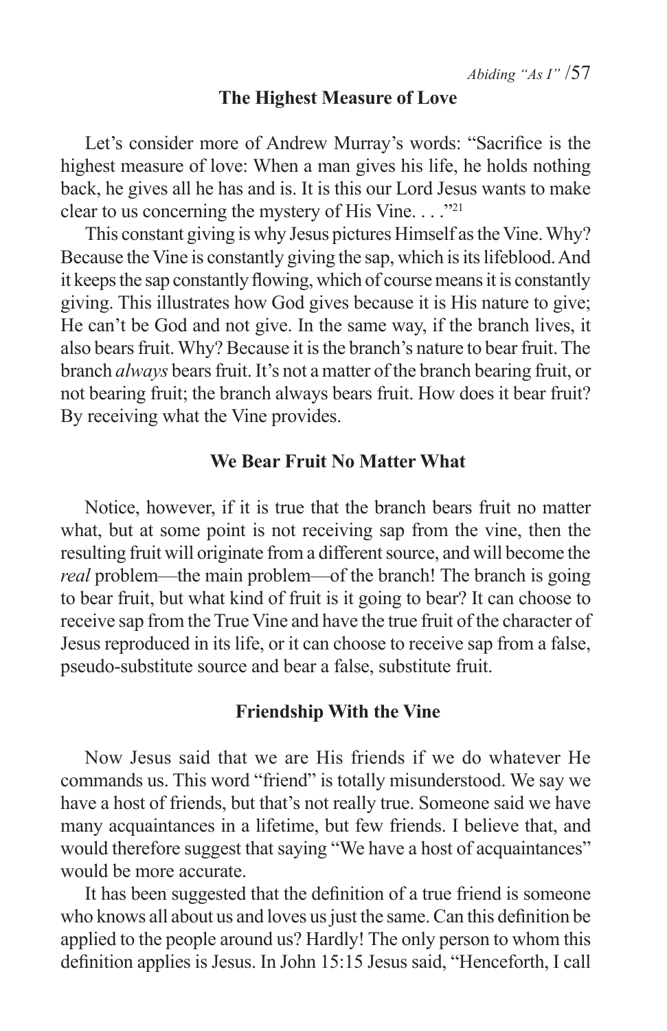### The Highest Measure of Love

Let's consider more of Andrew Murray's words: "Sacrifice is the highest measure of love: When a man gives his life, he holds nothing back, he gives all he has and is. It is this our Lord Jesus wants to make clear to us concerning the mystery of His Vine. . . ."[21]

This constant giving is why Jesus pictures Himself as the Vine. Why? Because the Vine is constantly giving the sap, which is its lifeblood. And it keeps the sap constantly flowing, which of course means it is constantly giving. This illustrates how God gives because it is His nature to give; He can't be God and not give. In the same way, if the branch lives, it also bears fruit. Why? Because it is the branch's nature to bear fruit. The branch *always* bears fruit. It's not a matter of the branch bearing fruit, or not bearing fruit; the branch always bears fruit. How does it bear fruit? By receiving what the Vine provides.

### We Bear Fruit No Matter What

Notice, however, if it is true that the branch bears fruit no matter what, but at some point is not receiving sap from the vine, then the resulting fruit will originate from a different source, and will become the *real* problem—the main problem—of the branch! The branch is going to bear fruit, but what kind of fruit is it going to bear? It can choose to receive sap from the True Vine and have the true fruit of the character of Jesus reproduced in its life, or it can choose to receive sap from a false, pseudo-substitute source and bear a false, substitute fruit.

### Friendship With the Vine

Now Jesus said that we are His friends if we do whatever He commands us. This word "friend" is totally misunderstood. We say we have a host of friends, but that's not really true. Someone said we have many acquaintances in a lifetime, but few friends. I believe that, and would therefore suggest that saying "We have a host of acquaintances" would be more accurate.

It has been suggested that the definition of a true friend is someone who knows all about us and loves us just the same. Can this definition be applied to the people around us? Hardly! The only person to whom this definition applies is Jesus. In John 15:15 Jesus said, "Henceforth, I call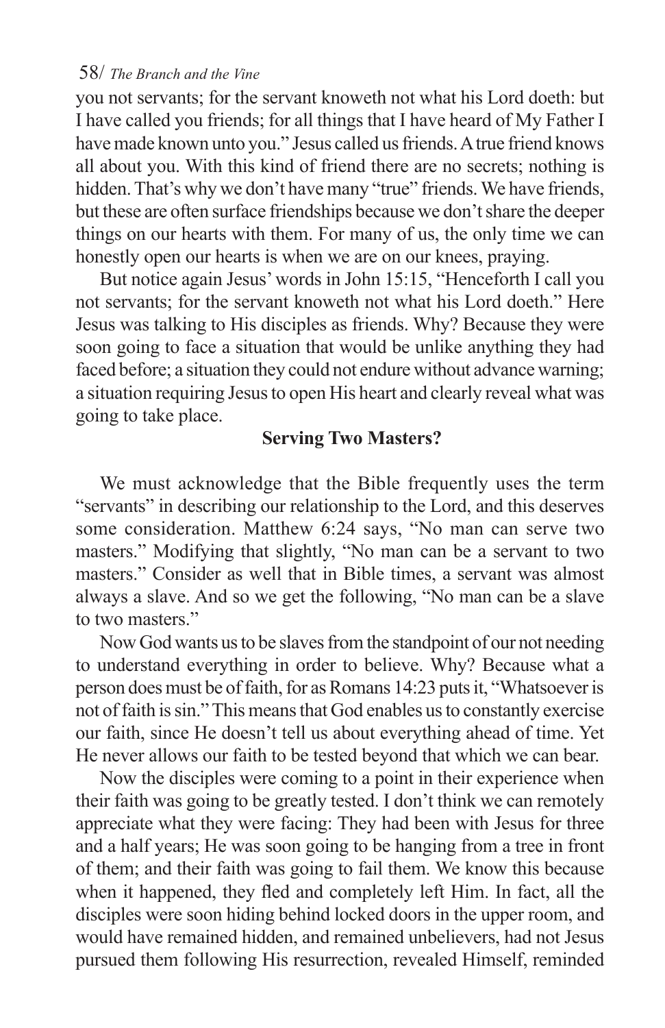you not servants; for the servant knoweth not what his Lord doeth: but I have called you friends; for all things that I have heard of My Father I have made known unto you." Jesus called us friends. A true friend knows all about you. With this kind of friend there are no secrets; nothing is hidden. That's why we don't have many "true" friends. We have friends, but these are often surface friendships because we don't share the deeper things on our hearts with them. For many of us, the only time we can honestly open our hearts is when we are on our knees, praying.

But notice again Jesus' words in John 15:15, "Henceforth I call you not servants; for the servant knoweth not what his Lord doeth." Here Jesus was talking to His disciples as friends. Why? Because they were soon going to face a situation that would be unlike anything they had faced before; a situation they could not endure without advance warning; a situation requiring Jesus to open His heart and clearly reveal what was going to take place.

### Serving Two Masters?

We must acknowledge that the Bible frequently uses the term "servants" in describing our relationship to the Lord, and this deserves some consideration. Matthew 6:24 says, "No man can serve two masters." Modifying that slightly, "No man can be a servant to two masters." Consider as well that in Bible times, a servant was almost always a slave. And so we get the following, "No man can be a slave to two masters."

Now God wants us to be slaves from the standpoint of our not needing to understand everything in order to believe. Why? Because what a person does must be of faith, for as Romans 14:23 puts it, "Whatsoever is not of faith is sin." This means that God enables us to constantly exercise our faith, since He doesn't tell us about everything ahead of time. Yet He never allows our faith to be tested beyond that which we can bear.

Now the disciples were coming to a point in their experience when their faith was going to be greatly tested. I don't think we can remotely appreciate what they were facing: They had been with Jesus for three and a half years; He was soon going to be hanging from a tree in front of them; and their faith was going to fail them. We know this because when it happened, they fled and completely left Him. In fact, all the disciples were soon hiding behind locked doors in the upper room, and would have remained hidden, and remained unbelievers, had not Jesus pursued them following His resurrection, revealed Himself, reminded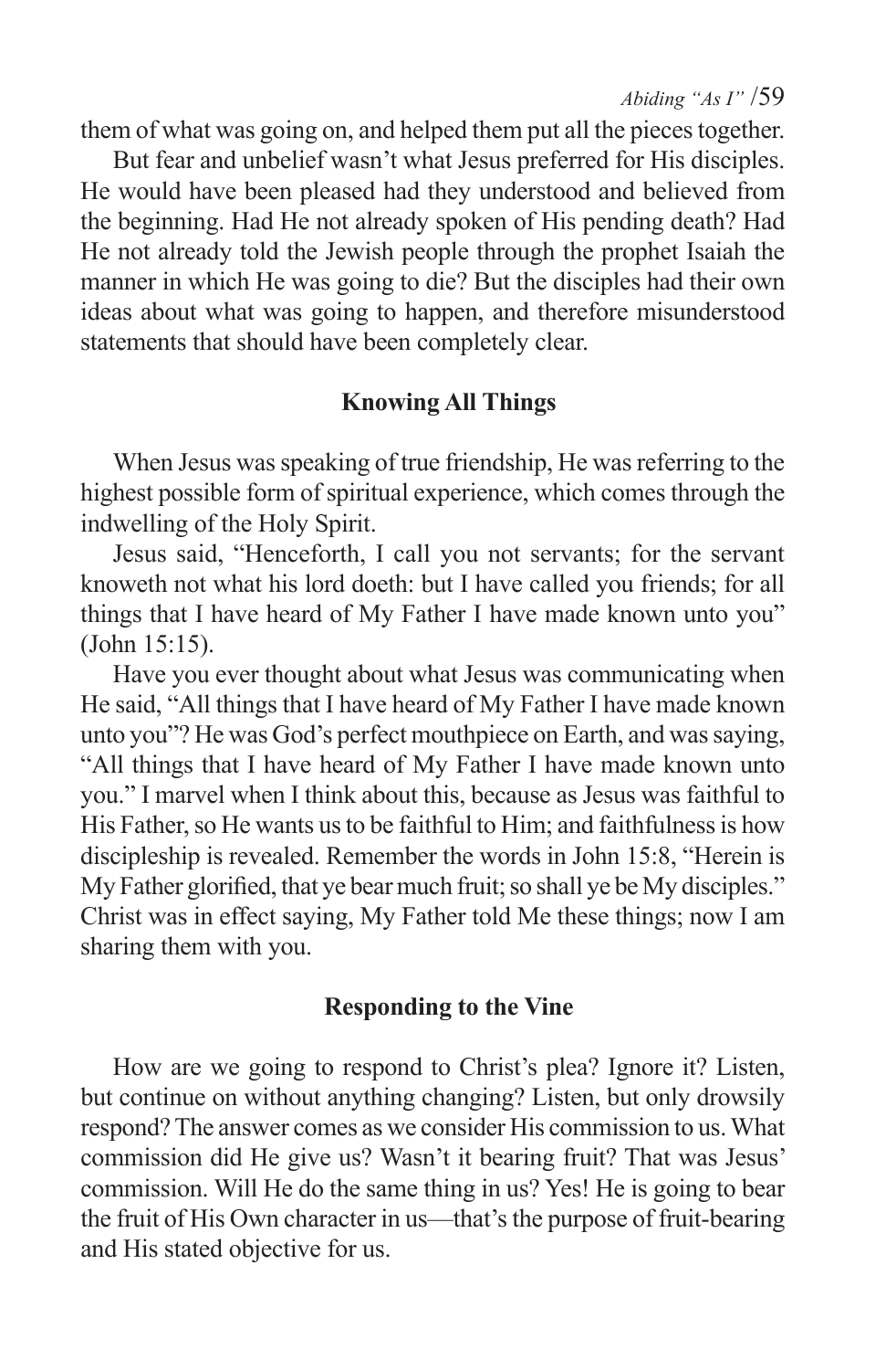them of what was going on, and helped them put all the pieces together.

But fear and unbelief wasn't what Jesus preferred for His disciples. He would have been pleased had they understood and believed from the beginning. Had He not already spoken of His pending death? Had He not already told the Jewish people through the prophet Isaiah the manner in which He was going to die? But the disciples had their own ideas about what was going to happen, and therefore misunderstood statements that should have been completely clear.

### Knowing All Things

When Jesus was speaking of true friendship, He was referring to the highest possible form of spiritual experience, which comes through the indwelling of the Holy Spirit.

Jesus said, "Henceforth, I call you not servants; for the servant knoweth not what his lord doeth: but I have called you friends; for all things that I have heard of My Father I have made known unto you" (John 15:15).

Have you ever thought about what Jesus was communicating when He said, "All things that I have heard of My Father I have made known unto you"? He was God's perfect mouthpiece on Earth, and was saying, "All things that I have heard of My Father I have made known unto you." I marvel when I think about this, because as Jesus was faithful to His Father, so He wants us to be faithful to Him; and faithfulness is how discipleship is revealed. Remember the words in John 15:8, "Herein is My Father glorified, that ye bear much fruit; so shall ye be My disciples." Christ was in effect saying, My Father told Me these things; now I am sharing them with you.

### Responding to the Vine

How are we going to respond to Christ's plea? Ignore it? Listen, but continue on without anything changing? Listen, but only drowsily respond? The answer comes as we consider His commission to us. What commission did He give us? Wasn't it bearing fruit? That was Jesus' commission. Will He do the same thing in us? Yes! He is going to bear the fruit of His Own character in us—that's the purpose of fruit-bearing and His stated objective for us.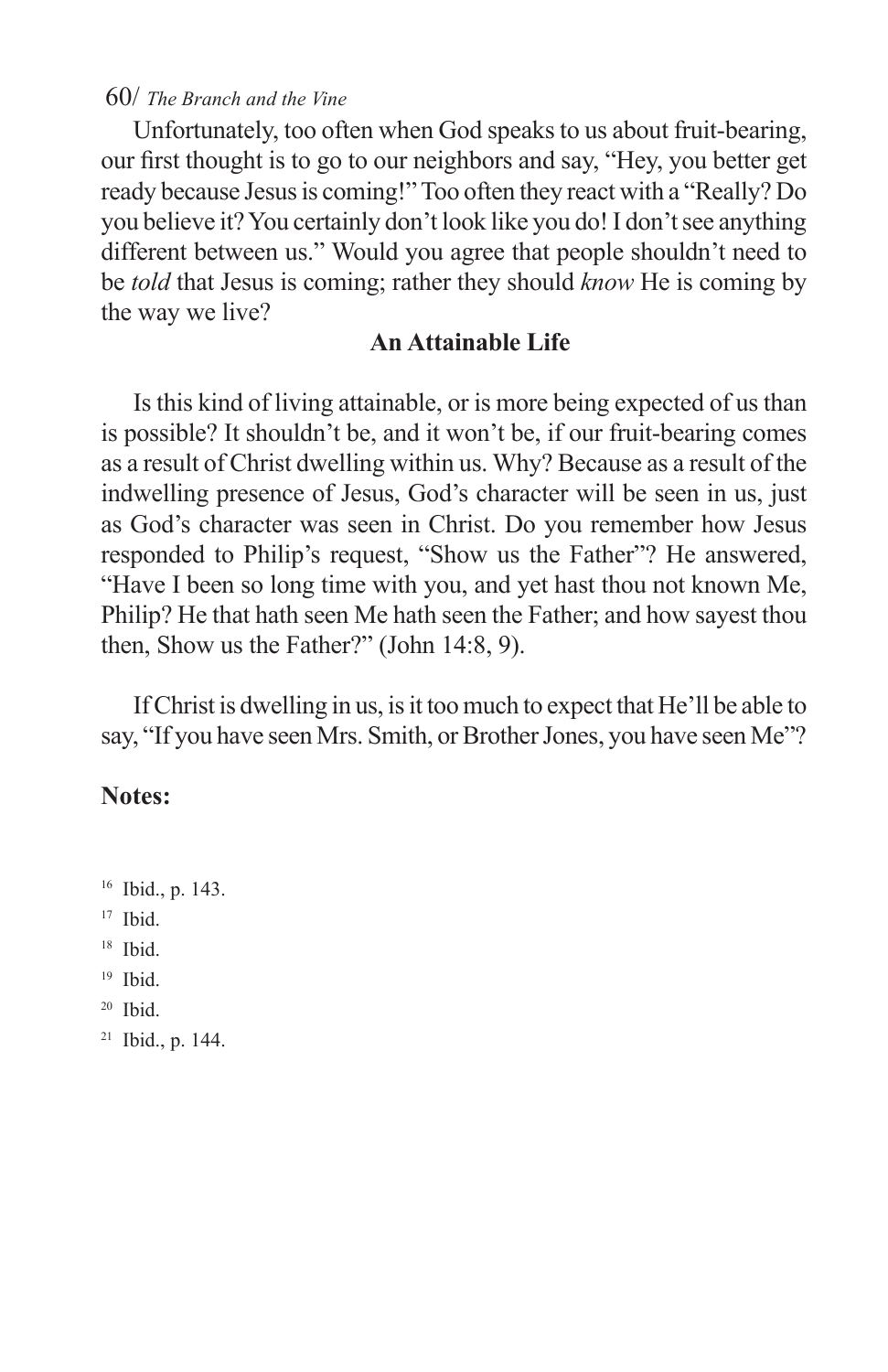Unfortunately, too often when God speaks to us about fruit-bearing, our first thought is to go to our neighbors and say, "Hey, you better get ready because Jesus is coming!" Too often they react with a "Really? Do you believe it? You certainly don't look like you do! I don't see anything different between us." Would you agree that people shouldn't need to be *told* that Jesus is coming; rather they should *know* He is coming by the way we live?

### An Attainable Life

Is this kind of living attainable, or is more being expected of us than is possible? It shouldn't be, and it won't be, if our fruit-bearing comes as a result of Christ dwelling within us. Why? Because as a result of the indwelling presence of Jesus, God's character will be seen in us, just as God's character was seen in Christ. Do you remember how Jesus responded to Philip's request, "Show us the Father"? He answered, "Have I been so long time with you, and yet hast thou not known Me, Philip? He that hath seen Me hath seen the Father; and how sayest thou then, Show us the Father?" (John 14:8, 9).

If Christ is dwelling in us, is it too much to expect that He'll be able to say, "If you have seen Mrs. Smith, or Brother Jones, you have seen Me"?

**Notes:**

[16] Ibid., p. 143.

[17] Ibid.

[18] Ibid.

[19] Ibid.

[20] Ibid.

[21] Ibid., p. 144.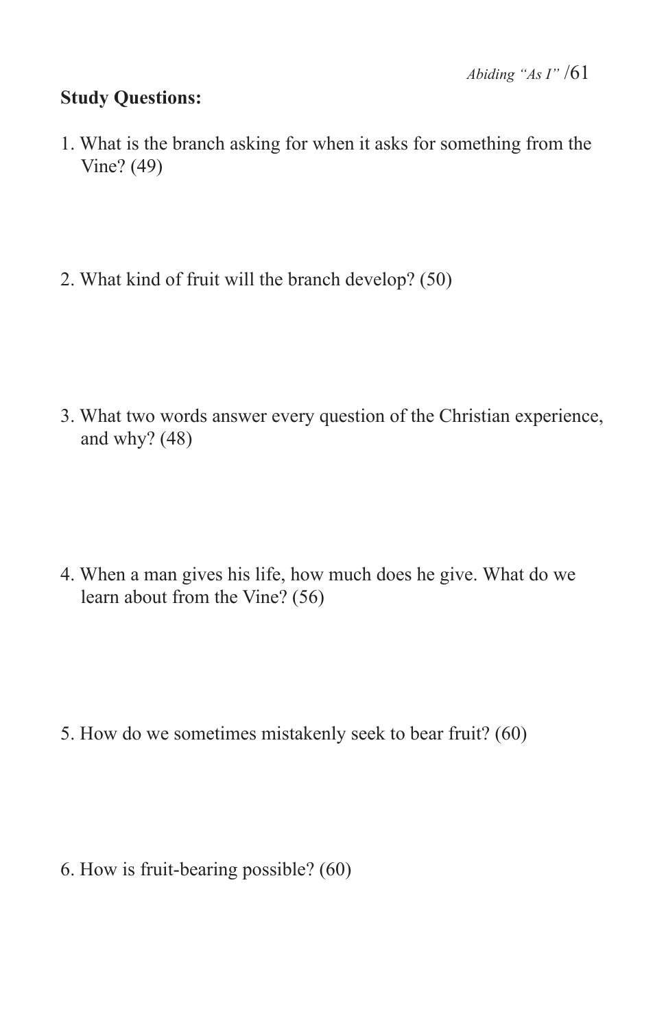**Study Questions:**

1. What is the branch asking for when it asks for something from the Vine? (49)

2. What kind of fruit will the branch develop? (50)

3. What two words answer every question of the Christian experience, and why? (48)

4. When a man gives his life, how much does he give. What do we learn about from the Vine? (56)

5. How do we sometimes mistakenly seek to bear fruit? (60)

6. How is fruit-bearing possible? (60)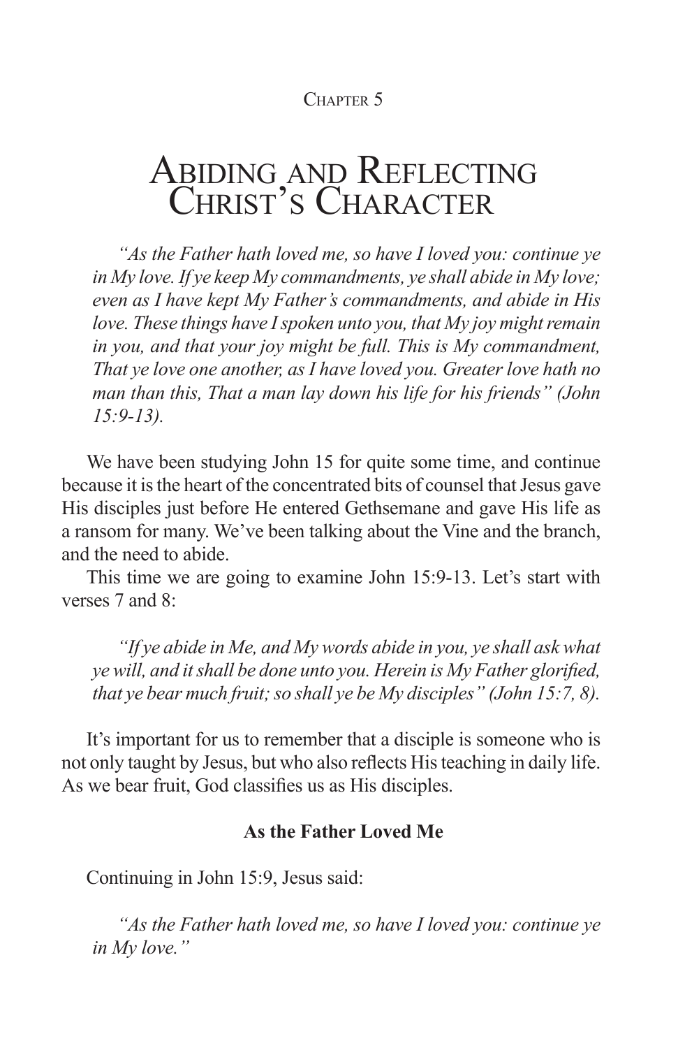Chapter 5

# Abiding and Reflecting Christ's Character

> *"As the Father hath loved me, so have I loved you: continue ye in My love. If ye keep My commandments, ye shall abide in My love; even as I have kept My Father's commandments, and abide in His love. These things have I spoken unto you, that My joy might remain in you, and that your joy might be full. This is My commandment, That ye love one another, as I have loved you. Greater love hath no man than this, That a man lay down his life for his friends" (John 15:9-13).*

We have been studying John 15 for quite some time, and continue because it is the heart of the concentrated bits of counsel that Jesus gave His disciples just before He entered Gethsemane and gave His life as a ransom for many. We've been talking about the Vine and the branch, and the need to abide.

This time we are going to examine John 15:9-13. Let's start with verses 7 and 8:

> *"If ye abide in Me, and My words abide in you, ye shall ask what ye will, and it shall be done unto you. Herein is My Father glorified, that ye bear much fruit; so shall ye be My disciples" (John 15:7, 8).*

It's important for us to remember that a disciple is someone who is not only taught by Jesus, but who also reflects His teaching in daily life. As we bear fruit, God classifies us as His disciples.

### As the Father Loved Me

Continuing in John 15:9, Jesus said:

> *"As the Father hath loved me, so have I loved you: continue ye in My love."*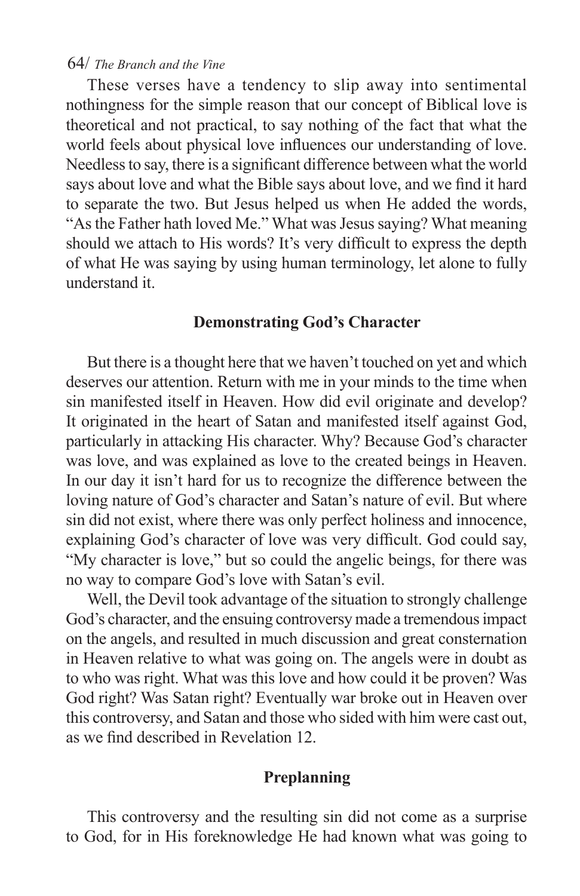These verses have a tendency to slip away into sentimental nothingness for the simple reason that our concept of Biblical love is theoretical and not practical, to say nothing of the fact that what the world feels about physical love influences our understanding of love. Needless to say, there is a significant difference between what the world says about love and what the Bible says about love, and we find it hard to separate the two. But Jesus helped us when He added the words, "As the Father hath loved Me." What was Jesus saying? What meaning should we attach to His words? It's very difficult to express the depth of what He was saying by using human terminology, let alone to fully understand it.

## Demonstrating God's Character

But there is a thought here that we haven't touched on yet and which deserves our attention. Return with me in your minds to the time when sin manifested itself in Heaven. How did evil originate and develop? It originated in the heart of Satan and manifested itself against God, particularly in attacking His character. Why? Because God's character was love, and was explained as love to the created beings in Heaven. In our day it isn't hard for us to recognize the difference between the loving nature of God's character and Satan's nature of evil. But where sin did not exist, where there was only perfect holiness and innocence, explaining God's character of love was very difficult. God could say, "My character is love," but so could the angelic beings, for there was no way to compare God's love with Satan's evil.

Well, the Devil took advantage of the situation to strongly challenge God's character, and the ensuing controversy made a tremendous impact on the angels, and resulted in much discussion and great consternation in Heaven relative to what was going on. The angels were in doubt as to who was right. What was this love and how could it be proven? Was God right? Was Satan right? Eventually war broke out in Heaven over this controversy, and Satan and those who sided with him were cast out, as we find described in Revelation 12.

## Preplanning

This controversy and the resulting sin did not come as a surprise to God, for in His foreknowledge He had known what was going to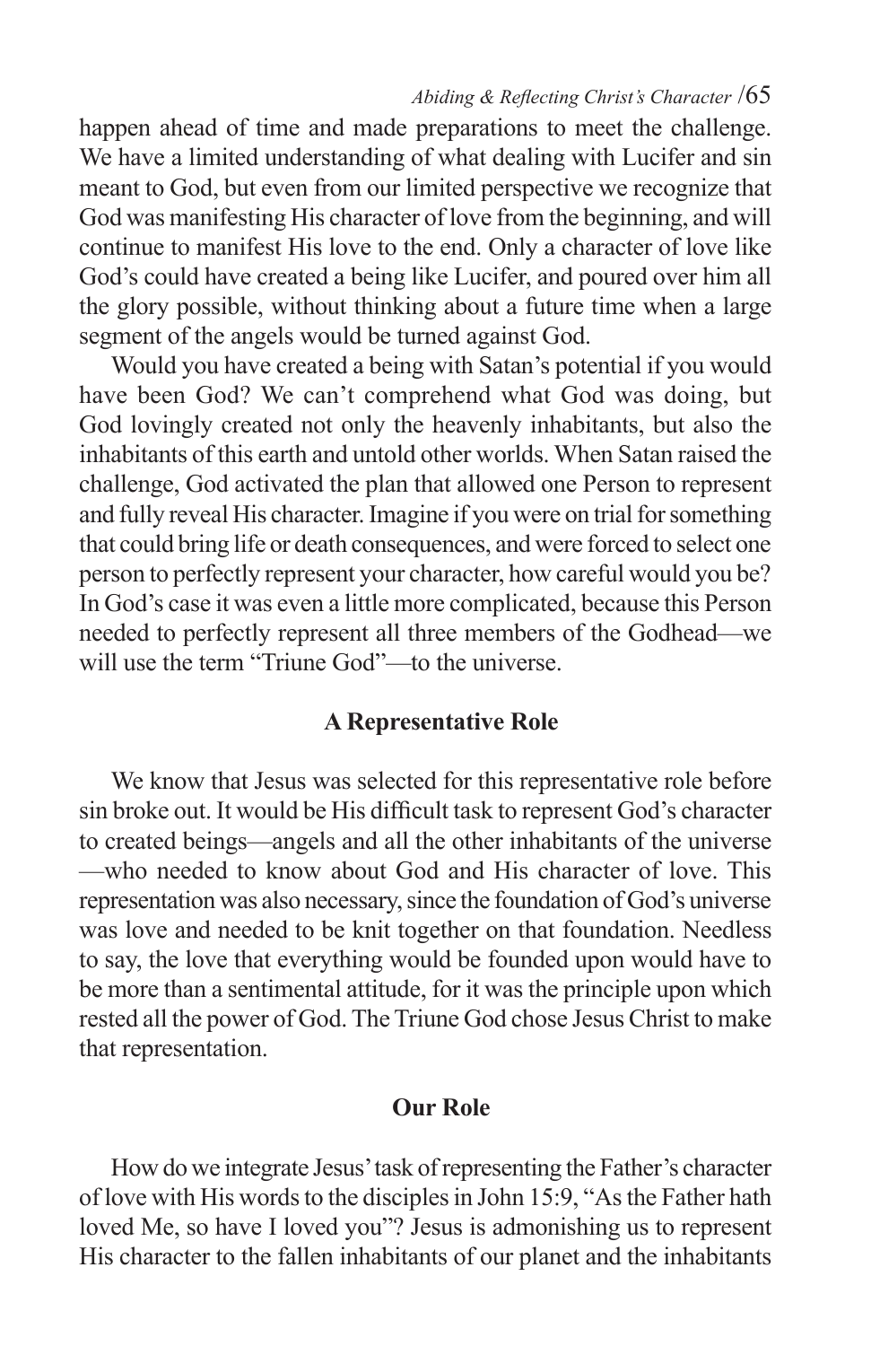happen ahead of time and made preparations to meet the challenge. We have a limited understanding of what dealing with Lucifer and sin meant to God, but even from our limited perspective we recognize that God was manifesting His character of love from the beginning, and will continue to manifest His love to the end. Only a character of love like God's could have created a being like Lucifer, and poured over him all the glory possible, without thinking about a future time when a large segment of the angels would be turned against God.

Would you have created a being with Satan's potential if you would have been God? We can't comprehend what God was doing, but God lovingly created not only the heavenly inhabitants, but also the inhabitants of this earth and untold other worlds. When Satan raised the challenge, God activated the plan that allowed one Person to represent and fully reveal His character. Imagine if you were on trial for something that could bring life or death consequences, and were forced to select one person to perfectly represent your character, how careful would you be? In God's case it was even a little more complicated, because this Person needed to perfectly represent all three members of the Godhead—we will use the term "Triune God"—to the universe.

## A Representative Role

We know that Jesus was selected for this representative role before sin broke out. It would be His difficult task to represent God's character to created beings—angels and all the other inhabitants of the universe—who needed to know about God and His character of love. This representation was also necessary, since the foundation of God's universe was love and needed to be knit together on that foundation. Needless to say, the love that everything would be founded upon would have to be more than a sentimental attitude, for it was the principle upon which rested all the power of God. The Triune God chose Jesus Christ to make that representation.

## Our Role

How do we integrate Jesus' task of representing the Father's character of love with His words to the disciples in John 15:9, "As the Father hath loved Me, so have I loved you"? Jesus is admonishing us to represent His character to the fallen inhabitants of our planet and the inhabitants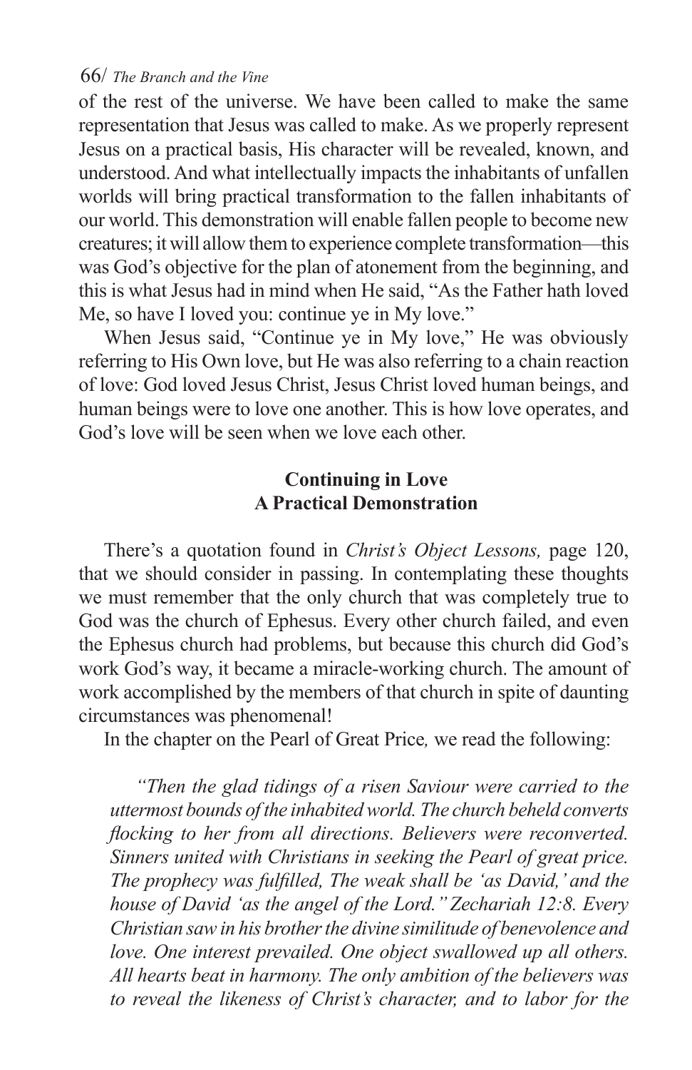of the rest of the universe. We have been called to make the same representation that Jesus was called to make. As we properly represent Jesus on a practical basis, His character will be revealed, known, and understood. And what intellectually impacts the inhabitants of unfallen worlds will bring practical transformation to the fallen inhabitants of our world. This demonstration will enable fallen people to become new creatures; it will allow them to experience complete transformation—this was God's objective for the plan of atonement from the beginning, and this is what Jesus had in mind when He said, "As the Father hath loved Me, so have I loved you: continue ye in My love."

When Jesus said, "Continue ye in My love," He was obviously referring to His Own love, but He was also referring to a chain reaction of love: God loved Jesus Christ, Jesus Christ loved human beings, and human beings were to love one another. This is how love operates, and God's love will be seen when we love each other.

### Continuing in Love
### A Practical Demonstration

There's a quotation found in *Christ's Object Lessons,* page 120, that we should consider in passing. In contemplating these thoughts we must remember that the only church that was completely true to God was the church of Ephesus. Every other church failed, and even the Ephesus church had problems, but because this church did God's work God's way, it became a miracle-working church. The amount of work accomplished by the members of that church in spite of daunting circumstances was phenomenal!

In the chapter on the Pearl of Great Price*,* we read the following:

> *"Then the glad tidings of a risen Saviour were carried to the uttermost bounds of the inhabited world. The church beheld converts flocking to her from all directions. Believers were reconverted. Sinners united with Christians in seeking the Pearl of great price. The prophecy was fulfilled, The weak shall be 'as David,' and the house of David 'as the angel of the Lord." Zechariah 12:8. Every Christian saw in his brother the divine similitude of benevolence and love. One interest prevailed. One object swallowed up all others. All hearts beat in harmony. The only ambition of the believers was to reveal the likeness of Christ's character, and to labor for the*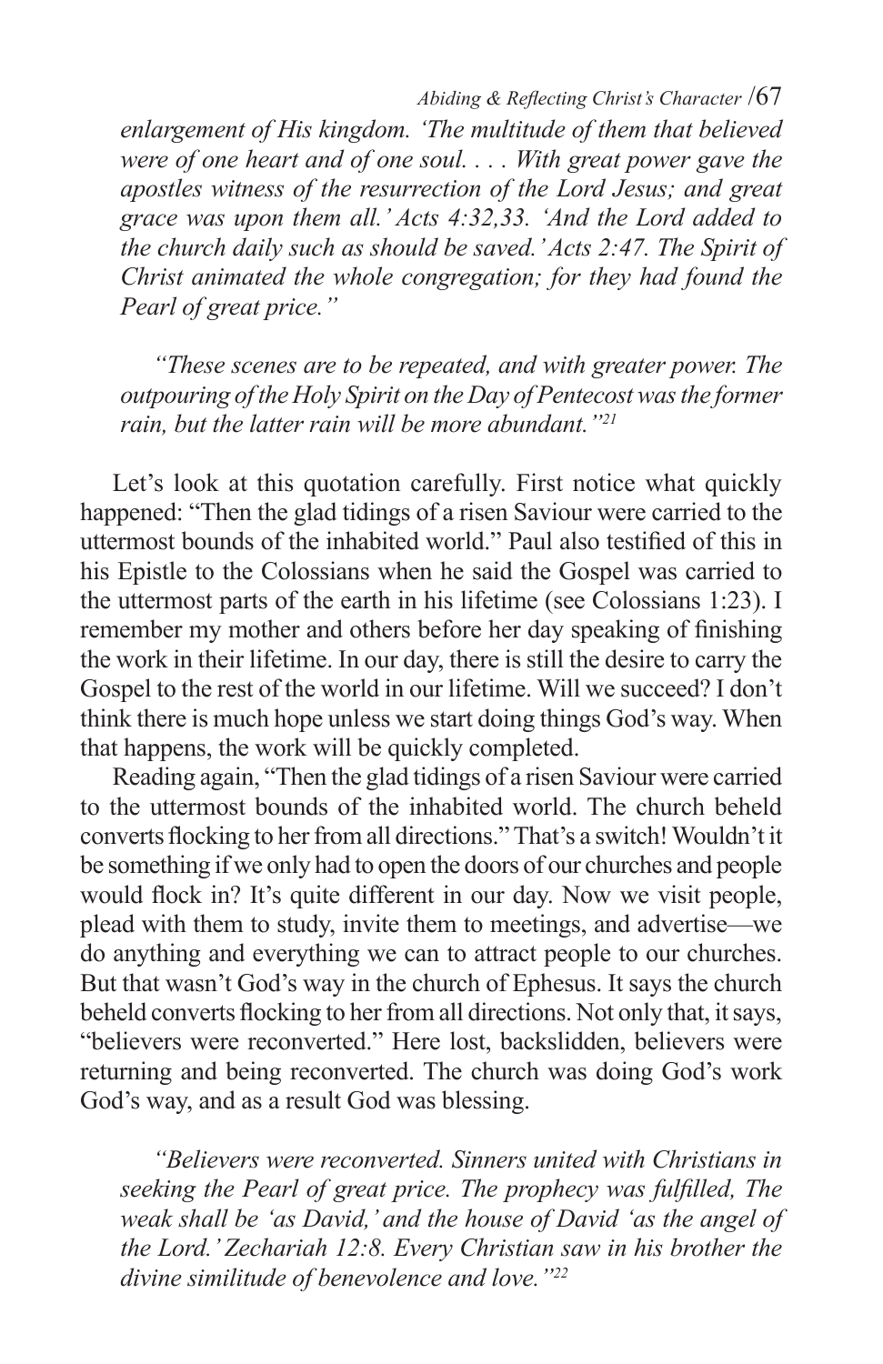*enlargement of His kingdom. 'The multitude of them that believed were of one heart and of one soul. . . . With great power gave the apostles witness of the resurrection of the Lord Jesus; and great grace was upon them all.' Acts 4:32,33. 'And the Lord added to the church daily such as should be saved.' Acts 2:47. The Spirit of Christ animated the whole congregation; for they had found the Pearl of great price."*

*"These scenes are to be repeated, and with greater power. The outpouring of the Holy Spirit on the Day of Pentecost was the former rain, but the latter rain will be more abundant."*[21]

Let's look at this quotation carefully. First notice what quickly happened: "Then the glad tidings of a risen Saviour were carried to the uttermost bounds of the inhabited world." Paul also testified of this in his Epistle to the Colossians when he said the Gospel was carried to the uttermost parts of the earth in his lifetime (see Colossians 1:23). I remember my mother and others before her day speaking of finishing the work in their lifetime. In our day, there is still the desire to carry the Gospel to the rest of the world in our lifetime. Will we succeed? I don't think there is much hope unless we start doing things God's way. When that happens, the work will be quickly completed.

Reading again, "Then the glad tidings of a risen Saviour were carried to the uttermost bounds of the inhabited world. The church beheld converts flocking to her from all directions." That's a switch! Wouldn't it be something if we only had to open the doors of our churches and people would flock in? It's quite different in our day. Now we visit people, plead with them to study, invite them to meetings, and advertise—we do anything and everything we can to attract people to our churches. But that wasn't God's way in the church of Ephesus. It says the church beheld converts flocking to her from all directions. Not only that, it says, "believers were reconverted." Here lost, backslidden, believers were returning and being reconverted. The church was doing God's work God's way, and as a result God was blessing.

*"Believers were reconverted. Sinners united with Christians in seeking the Pearl of great price. The prophecy was fulfilled, The weak shall be 'as David,' and the house of David 'as the angel of the Lord.' Zechariah 12:8. Every Christian saw in his brother the divine similitude of benevolence and love."*[22]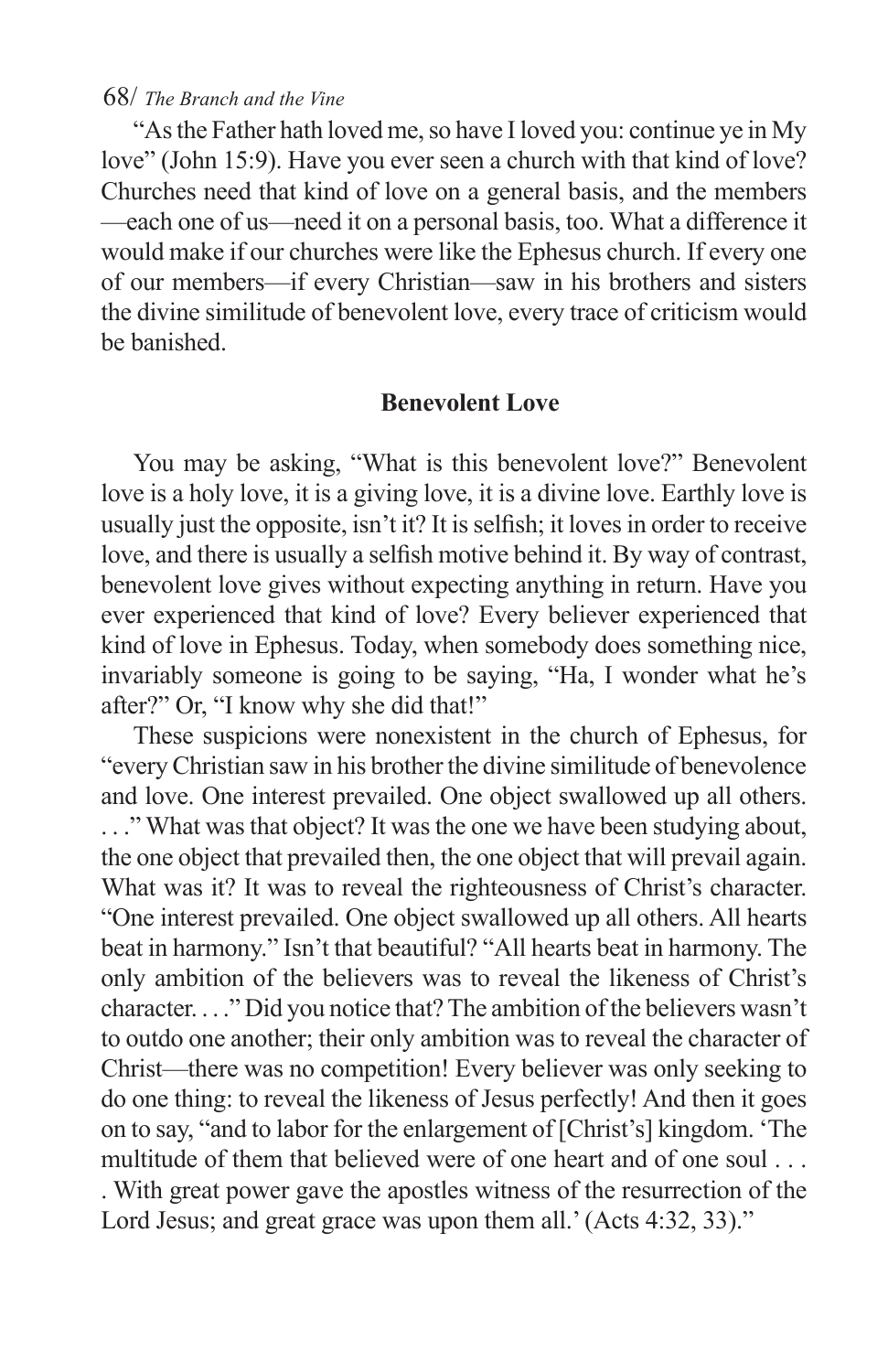"As the Father hath loved me, so have I loved you: continue ye in My love" (John 15:9). Have you ever seen a church with that kind of love? Churches need that kind of love on a general basis, and the members—each one of us—need it on a personal basis, too. What a difference it would make if our churches were like the Ephesus church. If every one of our members—if every Christian—saw in his brothers and sisters the divine similitude of benevolent love, every trace of criticism would be banished.

## Benevolent Love

You may be asking, "What is this benevolent love?" Benevolent love is a holy love, it is a giving love, it is a divine love. Earthly love is usually just the opposite, isn't it? It is selfish; it loves in order to receive love, and there is usually a selfish motive behind it. By way of contrast, benevolent love gives without expecting anything in return. Have you ever experienced that kind of love? Every believer experienced that kind of love in Ephesus. Today, when somebody does something nice, invariably someone is going to be saying, "Ha, I wonder what he's after?" Or, "I know why she did that!"

These suspicions were nonexistent in the church of Ephesus, for "every Christian saw in his brother the divine similitude of benevolence and love. One interest prevailed. One object swallowed up all others. . . ." What was that object? It was the one we have been studying about, the one object that prevailed then, the one object that will prevail again. What was it? It was to reveal the righteousness of Christ's character. "One interest prevailed. One object swallowed up all others. All hearts beat in harmony." Isn't that beautiful? "All hearts beat in harmony. The only ambition of the believers was to reveal the likeness of Christ's character. . . ." Did you notice that? The ambition of the believers wasn't to outdo one another; their only ambition was to reveal the character of Christ—there was no competition! Every believer was only seeking to do one thing: to reveal the likeness of Jesus perfectly! And then it goes on to say, "and to labor for the enlargement of [Christ's] kingdom. 'The multitude of them that believed were of one heart and of one soul . . . . With great power gave the apostles witness of the resurrection of the Lord Jesus; and great grace was upon them all.' (Acts 4:32, 33)."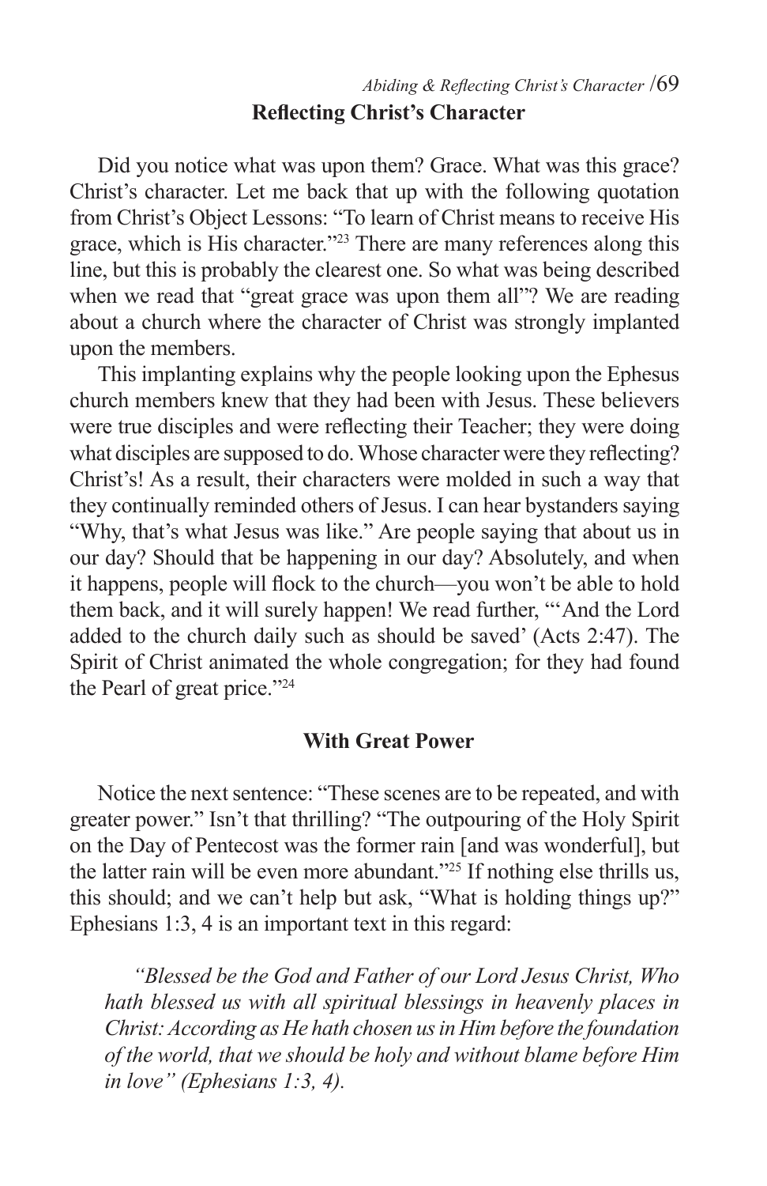## Reflecting Christ's Character

Did you notice what was upon them? Grace. What was this grace? Christ's character. Let me back that up with the following quotation from Christ's Object Lessons: "To learn of Christ means to receive His grace, which is His character."[23] There are many references along this line, but this is probably the clearest one. So what was being described when we read that "great grace was upon them all"? We are reading about a church where the character of Christ was strongly implanted upon the members.

This implanting explains why the people looking upon the Ephesus church members knew that they had been with Jesus. These believers were true disciples and were reflecting their Teacher; they were doing what disciples are supposed to do. Whose character were they reflecting? Christ's! As a result, their characters were molded in such a way that they continually reminded others of Jesus. I can hear bystanders saying "Why, that's what Jesus was like." Are people saying that about us in our day? Should that be happening in our day? Absolutely, and when it happens, people will flock to the church—you won't be able to hold them back, and it will surely happen! We read further, "'And the Lord added to the church daily such as should be saved' (Acts 2:47). The Spirit of Christ animated the whole congregation; for they had found the Pearl of great price."[24]

## With Great Power

Notice the next sentence: "These scenes are to be repeated, and with greater power." Isn't that thrilling? "The outpouring of the Holy Spirit on the Day of Pentecost was the former rain [and was wonderful], but the latter rain will be even more abundant."[25] If nothing else thrills us, this should; and we can't help but ask, "What is holding things up?" Ephesians 1:3, 4 is an important text in this regard:

> *"Blessed be the God and Father of our Lord Jesus Christ, Who hath blessed us with all spiritual blessings in heavenly places in Christ: According as He hath chosen us in Him before the foundation of the world, that we should be holy and without blame before Him in love" (Ephesians 1:3, 4).*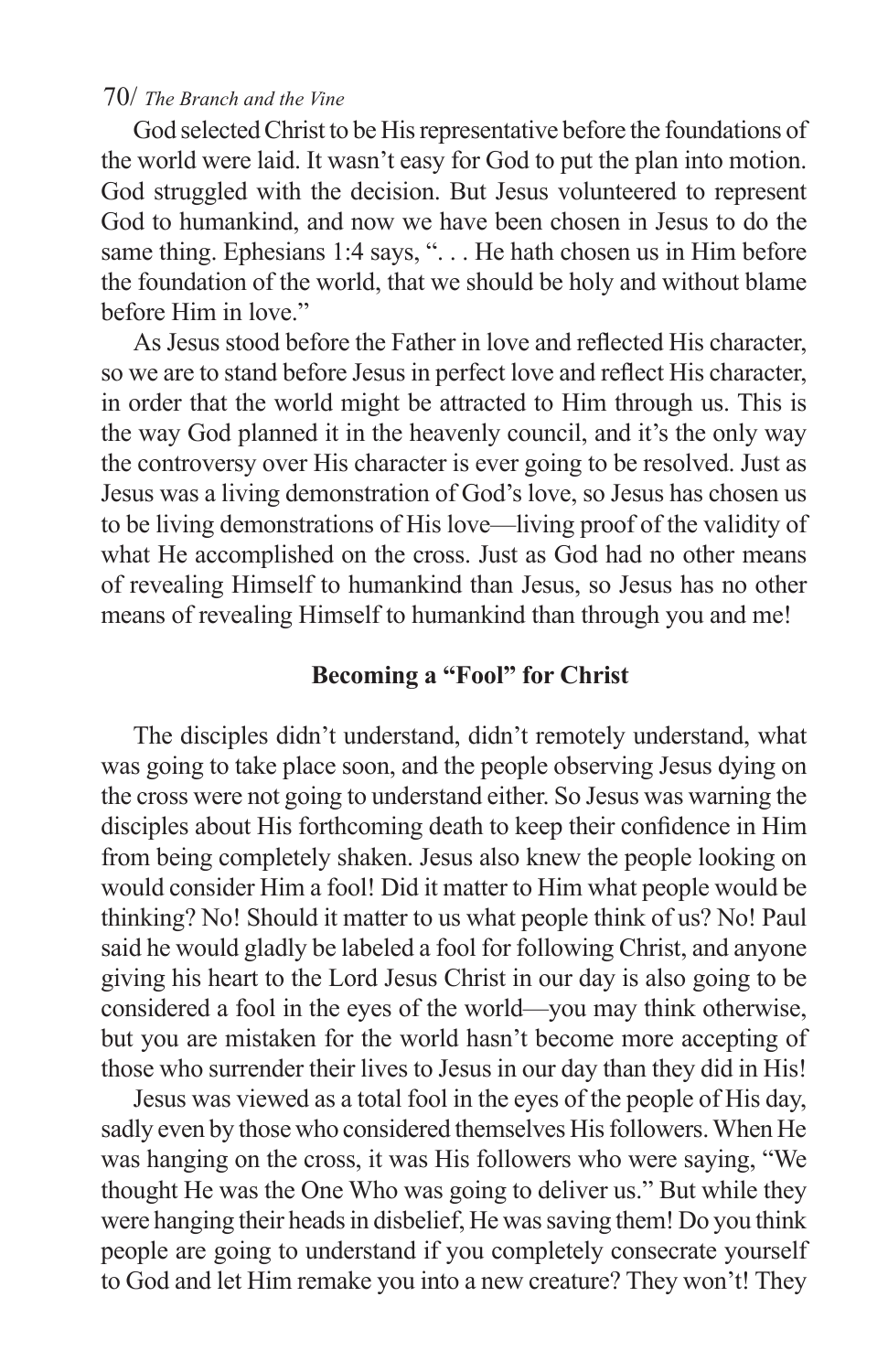God selected Christ to be His representative before the foundations of the world were laid. It wasn't easy for God to put the plan into motion. God struggled with the decision. But Jesus volunteered to represent God to humankind, and now we have been chosen in Jesus to do the same thing. Ephesians 1:4 says, ". . . He hath chosen us in Him before the foundation of the world, that we should be holy and without blame before Him in love."

As Jesus stood before the Father in love and reflected His character, so we are to stand before Jesus in perfect love and reflect His character, in order that the world might be attracted to Him through us. This is the way God planned it in the heavenly council, and it's the only way the controversy over His character is ever going to be resolved. Just as Jesus was a living demonstration of God's love, so Jesus has chosen us to be living demonstrations of His love—living proof of the validity of what He accomplished on the cross. Just as God had no other means of revealing Himself to humankind than Jesus, so Jesus has no other means of revealing Himself to humankind than through you and me!

## Becoming a "Fool" for Christ

The disciples didn't understand, didn't remotely understand, what was going to take place soon, and the people observing Jesus dying on the cross were not going to understand either. So Jesus was warning the disciples about His forthcoming death to keep their confidence in Him from being completely shaken. Jesus also knew the people looking on would consider Him a fool! Did it matter to Him what people would be thinking? No! Should it matter to us what people think of us? No! Paul said he would gladly be labeled a fool for following Christ, and anyone giving his heart to the Lord Jesus Christ in our day is also going to be considered a fool in the eyes of the world—you may think otherwise, but you are mistaken for the world hasn't become more accepting of those who surrender their lives to Jesus in our day than they did in His!

Jesus was viewed as a total fool in the eyes of the people of His day, sadly even by those who considered themselves His followers. When He was hanging on the cross, it was His followers who were saying, "We thought He was the One Who was going to deliver us." But while they were hanging their heads in disbelief, He was saving them! Do you think people are going to understand if you completely consecrate yourself to God and let Him remake you into a new creature? They won't! They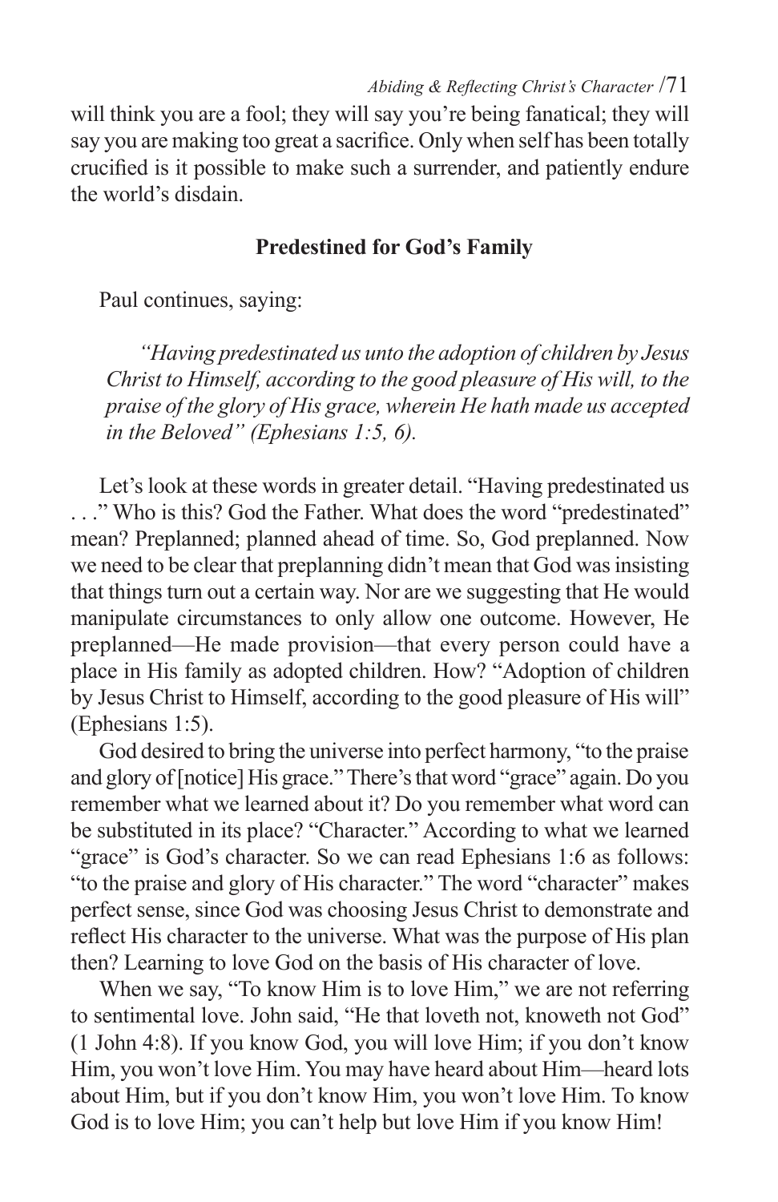will think you are a fool; they will say you're being fanatical; they will say you are making too great a sacrifice. Only when self has been totally crucified is it possible to make such a surrender, and patiently endure the world's disdain.

### Predestined for God's Family

Paul continues, saying:

> *"Having predestinated us unto the adoption of children by Jesus Christ to Himself, according to the good pleasure of His will, to the praise of the glory of His grace, wherein He hath made us accepted in the Beloved" (Ephesians 1:5, 6).*

Let's look at these words in greater detail. "Having predestinated us . . ." Who is this? God the Father. What does the word "predestinated" mean? Preplanned; planned ahead of time. So, God preplanned. Now we need to be clear that preplanning didn't mean that God was insisting that things turn out a certain way. Nor are we suggesting that He would manipulate circumstances to only allow one outcome. However, He preplanned—He made provision—that every person could have a place in His family as adopted children. How? "Adoption of children by Jesus Christ to Himself, according to the good pleasure of His will" (Ephesians 1:5).

God desired to bring the universe into perfect harmony, "to the praise and glory of [notice] His grace." There's that word "grace" again. Do you remember what we learned about it? Do you remember what word can be substituted in its place? "Character." According to what we learned "grace" is God's character. So we can read Ephesians 1:6 as follows: "to the praise and glory of His character." The word "character" makes perfect sense, since God was choosing Jesus Christ to demonstrate and reflect His character to the universe. What was the purpose of His plan then? Learning to love God on the basis of His character of love.

When we say, "To know Him is to love Him," we are not referring to sentimental love. John said, "He that loveth not, knoweth not God" (1 John 4:8). If you know God, you will love Him; if you don't know Him, you won't love Him. You may have heard about Him—heard lots about Him, but if you don't know Him, you won't love Him. To know God is to love Him; you can't help but love Him if you know Him!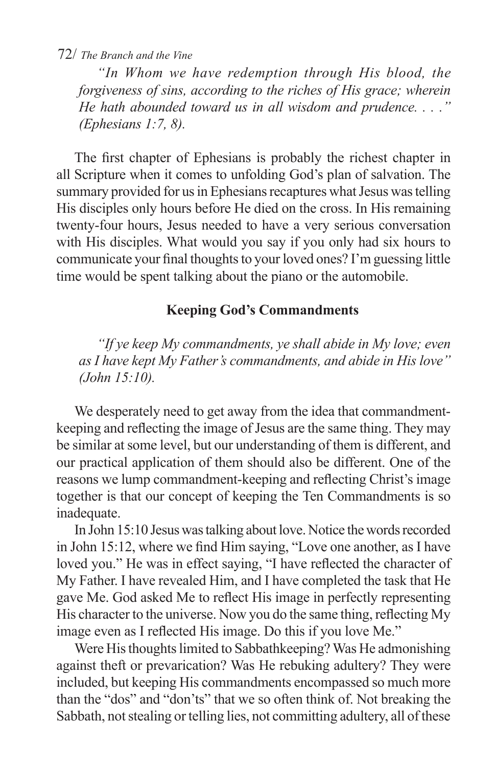*"In Whom we have redemption through His blood, the forgiveness of sins, according to the riches of His grace; wherein He hath abounded toward us in all wisdom and prudence. . . ." (Ephesians 1:7, 8).*

The first chapter of Ephesians is probably the richest chapter in all Scripture when it comes to unfolding God's plan of salvation. The summary provided for us in Ephesians recaptures what Jesus was telling His disciples only hours before He died on the cross. In His remaining twenty-four hours, Jesus needed to have a very serious conversation with His disciples. What would you say if you only had six hours to communicate your final thoughts to your loved ones? I'm guessing little time would be spent talking about the piano or the automobile.

**Keeping God's Commandments**

*"If ye keep My commandments, ye shall abide in My love; even as I have kept My Father's commandments, and abide in His love" (John 15:10).*

We desperately need to get away from the idea that commandment-keeping and reflecting the image of Jesus are the same thing. They may be similar at some level, but our understanding of them is different, and our practical application of them should also be different. One of the reasons we lump commandment-keeping and reflecting Christ's image together is that our concept of keeping the Ten Commandments is so inadequate.

In John 15:10 Jesus was talking about love. Notice the words recorded in John 15:12, where we find Him saying, "Love one another, as I have loved you." He was in effect saying, "I have reflected the character of My Father. I have revealed Him, and I have completed the task that He gave Me. God asked Me to reflect His image in perfectly representing His character to the universe. Now you do the same thing, reflecting My image even as I reflected His image. Do this if you love Me."

Were His thoughts limited to Sabbathkeeping? Was He admonishing against theft or prevarication? Was He rebuking adultery? They were included, but keeping His commandments encompassed so much more than the "dos" and "don'ts" that we so often think of. Not breaking the Sabbath, not stealing or telling lies, not committing adultery, all of these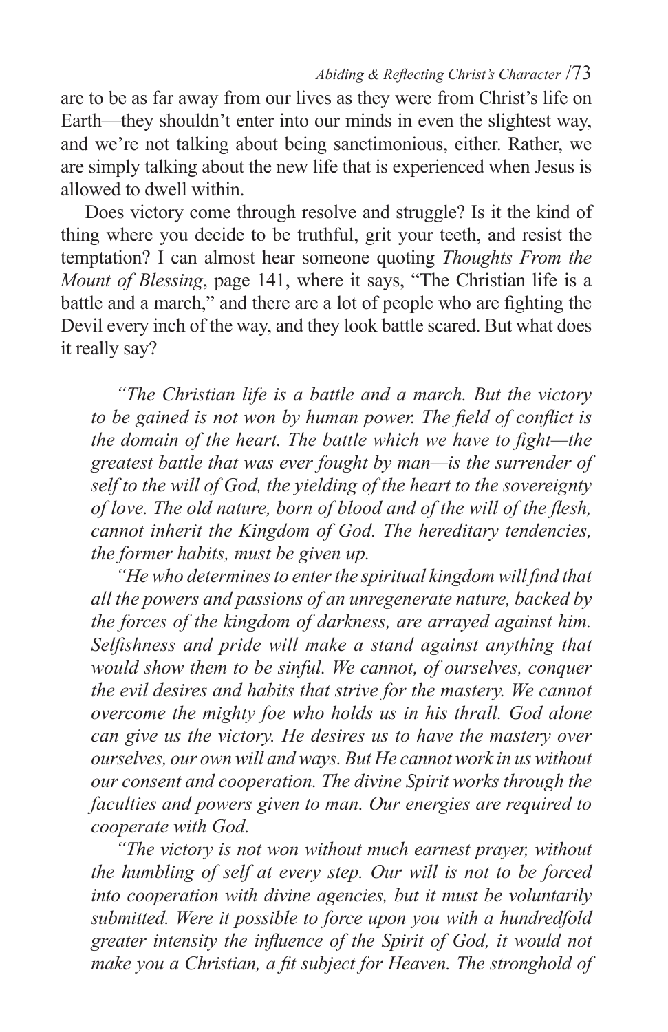are to be as far away from our lives as they were from Christ's life on Earth—they shouldn't enter into our minds in even the slightest way, and we're not talking about being sanctimonious, either. Rather, we are simply talking about the new life that is experienced when Jesus is allowed to dwell within.

Does victory come through resolve and struggle? Is it the kind of thing where you decide to be truthful, grit your teeth, and resist the temptation? I can almost hear someone quoting *Thoughts From the Mount of Blessing*, page 141, where it says, "The Christian life is a battle and a march," and there are a lot of people who are fighting the Devil every inch of the way, and they look battle scared. But what does it really say?

> *"The Christian life is a battle and a march. But the victory to be gained is not won by human power. The field of conflict is the domain of the heart. The battle which we have to fight—the greatest battle that was ever fought by man—is the surrender of self to the will of God, the yielding of the heart to the sovereignty of love. The old nature, born of blood and of the will of the flesh, cannot inherit the Kingdom of God. The hereditary tendencies, the former habits, must be given up.*
>
> *"He who determines to enter the spiritual kingdom will find that all the powers and passions of an unregenerate nature, backed by the forces of the kingdom of darkness, are arrayed against him. Selfishness and pride will make a stand against anything that would show them to be sinful. We cannot, of ourselves, conquer the evil desires and habits that strive for the mastery. We cannot overcome the mighty foe who holds us in his thrall. God alone can give us the victory. He desires us to have the mastery over ourselves, our own will and ways. But He cannot work in us without our consent and cooperation. The divine Spirit works through the faculties and powers given to man. Our energies are required to cooperate with God.*
>
> *"The victory is not won without much earnest prayer, without the humbling of self at every step. Our will is not to be forced into cooperation with divine agencies, but it must be voluntarily submitted. Were it possible to force upon you with a hundredfold greater intensity the influence of the Spirit of God, it would not make you a Christian, a fit subject for Heaven. The stronghold of*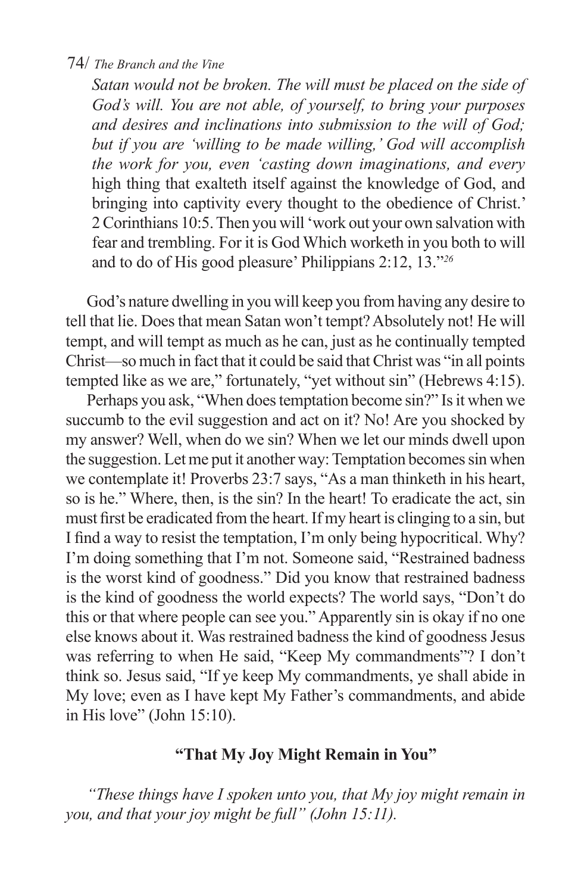*Satan would not be broken. The will must be placed on the side of God's will. You are not able, of yourself, to bring your purposes and desires and inclinations into submission to the will of God; but if you are 'willing to be made willing,' God will accomplish the work for you, even 'casting down imaginations, and every* high thing that exalteth itself against the knowledge of God, and bringing into captivity every thought to the obedience of Christ.' 2 Corinthians 10:5. Then you will 'work out your own salvation with fear and trembling. For it is God Which worketh in you both to will and to do of His good pleasure' Philippians 2:12, 13."[26]

God's nature dwelling in you will keep you from having any desire to tell that lie. Does that mean Satan won't tempt? Absolutely not! He will tempt, and will tempt as much as he can, just as he continually tempted Christ—so much in fact that it could be said that Christ was "in all points tempted like as we are," fortunately, "yet without sin" (Hebrews 4:15).

Perhaps you ask, "When does temptation become sin?" Is it when we succumb to the evil suggestion and act on it? No! Are you shocked by my answer? Well, when do we sin? When we let our minds dwell upon the suggestion. Let me put it another way: Temptation becomes sin when we contemplate it! Proverbs 23:7 says, "As a man thinketh in his heart, so is he." Where, then, is the sin? In the heart! To eradicate the act, sin must first be eradicated from the heart. If my heart is clinging to a sin, but I find a way to resist the temptation, I'm only being hypocritical. Why? I'm doing something that I'm not. Someone said, "Restrained badness is the worst kind of goodness." Did you know that restrained badness is the kind of goodness the world expects? The world says, "Don't do this or that where people can see you." Apparently sin is okay if no one else knows about it. Was restrained badness the kind of goodness Jesus was referring to when He said, "Keep My commandments"? I don't think so. Jesus said, "If ye keep My commandments, ye shall abide in My love; even as I have kept My Father's commandments, and abide in His love" (John 15:10).

### "That My Joy Might Remain in You"

*"These things have I spoken unto you, that My joy might remain in you, and that your joy might be full" (John 15:11).*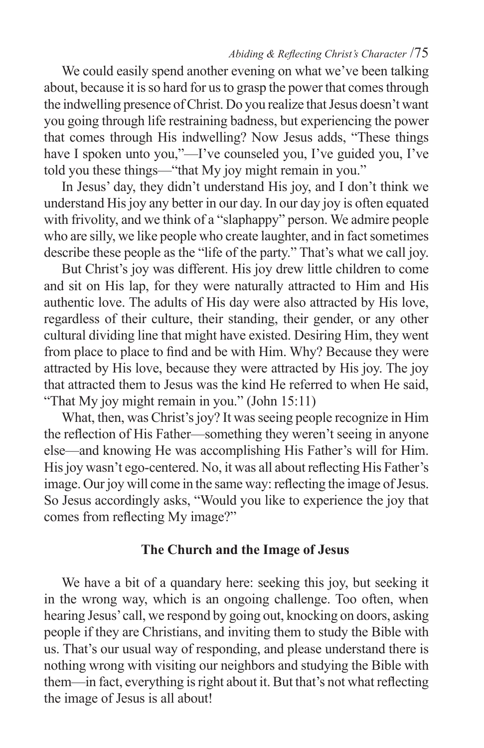We could easily spend another evening on what we've been talking about, because it is so hard for us to grasp the power that comes through the indwelling presence of Christ. Do you realize that Jesus doesn't want you going through life restraining badness, but experiencing the power that comes through His indwelling? Now Jesus adds, "These things have I spoken unto you,"—I've counseled you, I've guided you, I've told you these things—"that My joy might remain in you."

In Jesus' day, they didn't understand His joy, and I don't think we understand His joy any better in our day. In our day joy is often equated with frivolity, and we think of a "slaphappy" person. We admire people who are silly, we like people who create laughter, and in fact sometimes describe these people as the "life of the party." That's what we call joy.

But Christ's joy was different. His joy drew little children to come and sit on His lap, for they were naturally attracted to Him and His authentic love. The adults of His day were also attracted by His love, regardless of their culture, their standing, their gender, or any other cultural dividing line that might have existed. Desiring Him, they went from place to place to find and be with Him. Why? Because they were attracted by His love, because they were attracted by His joy. The joy that attracted them to Jesus was the kind He referred to when He said, "That My joy might remain in you." (John 15:11)

What, then, was Christ's joy? It was seeing people recognize in Him the reflection of His Father—something they weren't seeing in anyone else—and knowing He was accomplishing His Father's will for Him. His joy wasn't ego-centered. No, it was all about reflecting His Father's image. Our joy will come in the same way: reflecting the image of Jesus. So Jesus accordingly asks, "Would you like to experience the joy that comes from reflecting My image?"

### The Church and the Image of Jesus

We have a bit of a quandary here: seeking this joy, but seeking it in the wrong way, which is an ongoing challenge. Too often, when hearing Jesus' call, we respond by going out, knocking on doors, asking people if they are Christians, and inviting them to study the Bible with us. That's our usual way of responding, and please understand there is nothing wrong with visiting our neighbors and studying the Bible with them—in fact, everything is right about it. But that's not what reflecting the image of Jesus is all about!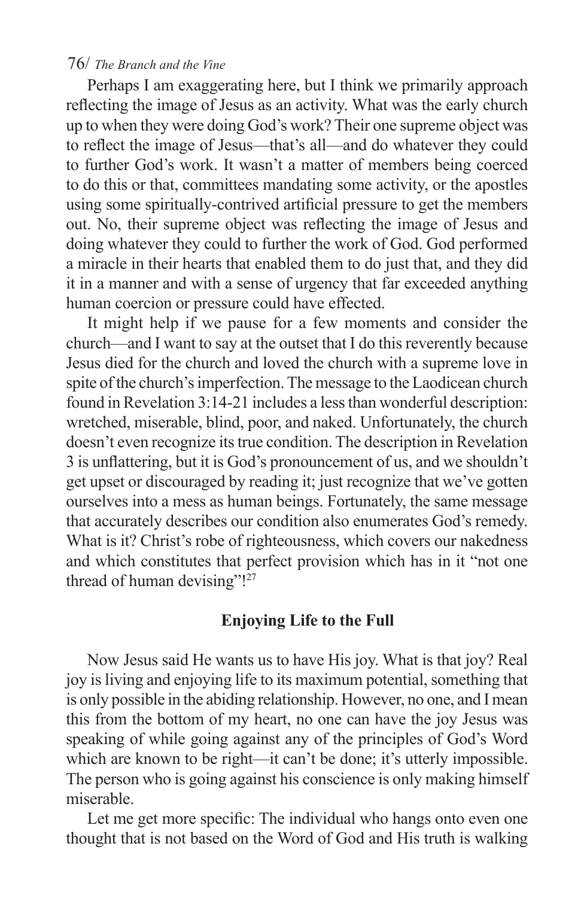Perhaps I am exaggerating here, but I think we primarily approach reflecting the image of Jesus as an activity. What was the early church up to when they were doing God's work? Their one supreme object was to reflect the image of Jesus—that's all—and do whatever they could to further God's work. It wasn't a matter of members being coerced to do this or that, committees mandating some activity, or the apostles using some spiritually-contrived artificial pressure to get the members out. No, their supreme object was reflecting the image of Jesus and doing whatever they could to further the work of God. God performed a miracle in their hearts that enabled them to do just that, and they did it in a manner and with a sense of urgency that far exceeded anything human coercion or pressure could have effected.

It might help if we pause for a few moments and consider the church—and I want to say at the outset that I do this reverently because Jesus died for the church and loved the church with a supreme love in spite of the church's imperfection. The message to the Laodicean church found in Revelation 3:14-21 includes a less than wonderful description: wretched, miserable, blind, poor, and naked. Unfortunately, the church doesn't even recognize its true condition. The description in Revelation 3 is unflattering, but it is God's pronouncement of us, and we shouldn't get upset or discouraged by reading it; just recognize that we've gotten ourselves into a mess as human beings. Fortunately, the same message that accurately describes our condition also enumerates God's remedy. What is it? Christ's robe of righteousness, which covers our nakedness and which constitutes that perfect provision which has in it "not one thread of human devising"![27]

### Enjoying Life to the Full

Now Jesus said He wants us to have His joy. What is that joy? Real joy is living and enjoying life to its maximum potential, something that is only possible in the abiding relationship. However, no one, and I mean this from the bottom of my heart, no one can have the joy Jesus was speaking of while going against any of the principles of God's Word which are known to be right—it can't be done; it's utterly impossible. The person who is going against his conscience is only making himself miserable.

Let me get more specific: The individual who hangs onto even one thought that is not based on the Word of God and His truth is walking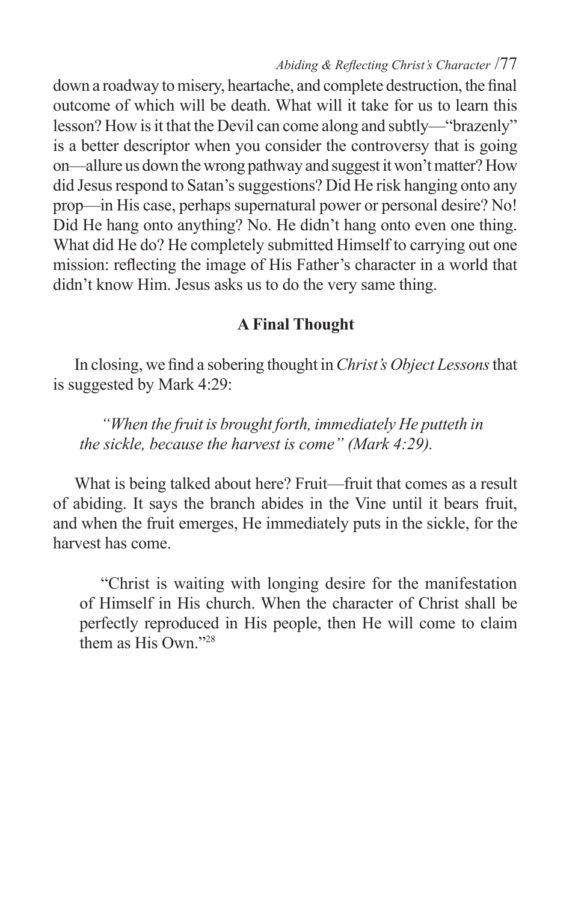down a roadway to misery, heartache, and complete destruction, the final outcome of which will be death. What will it take for us to learn this lesson? How is it that the Devil can come along and subtly—"brazenly" is a better descriptor when you consider the controversy that is going on—allure us down the wrong pathway and suggest it won't matter? How did Jesus respond to Satan's suggestions? Did He risk hanging onto any prop—in His case, perhaps supernatural power or personal desire? No! Did He hang onto anything? No. He didn't hang onto even one thing. What did He do? He completely submitted Himself to carrying out one mission: reflecting the image of His Father's character in a world that didn't know Him. Jesus asks us to do the very same thing.

**A Final Thought**

In closing, we find a sobering thought in *Christ's Object Lessons* that is suggested by Mark 4:29:

> *"When the fruit is brought forth, immediately He putteth in the sickle, because the harvest is come" (Mark 4:29).*

What is being talked about here? Fruit—fruit that comes as a result of abiding. It says the branch abides in the Vine until it bears fruit, and when the fruit emerges, He immediately puts in the sickle, for the harvest has come.

> "Christ is waiting with longing desire for the manifestation of Himself in His church. When the character of Christ shall be perfectly reproduced in His people, then He will come to claim them as His Own."[28]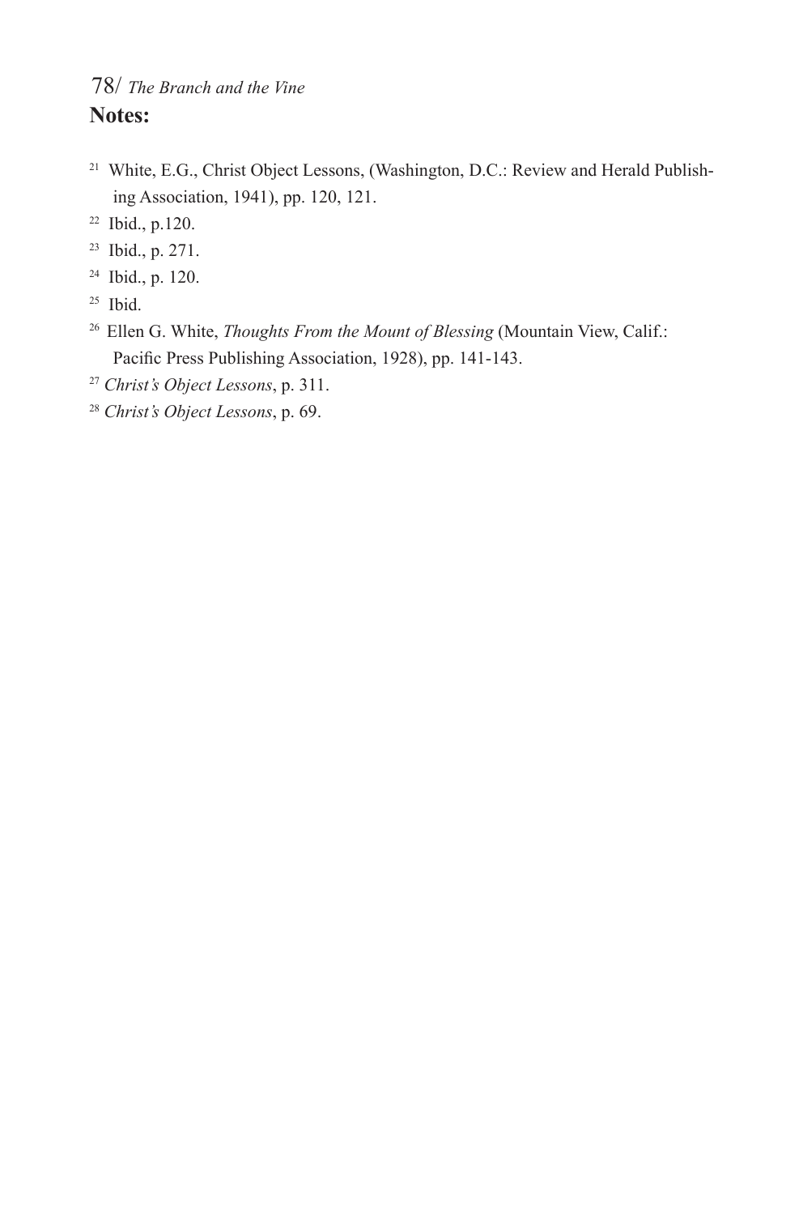**Notes:**

[21] White, E.G., Christ Object Lessons, (Washington, D.C.: Review and Herald Publishing Association, 1941), pp. 120, 121.

[22] Ibid., p.120.

[23] Ibid., p. 271.

[24] Ibid., p. 120.

[25] Ibid.

[26] Ellen G. White, *Thoughts From the Mount of Blessing* (Mountain View, Calif.: Pacific Press Publishing Association, 1928), pp. 141-143.

[27] *Christ's Object Lessons*, p. 311.

[28] *Christ's Object Lessons*, p. 69.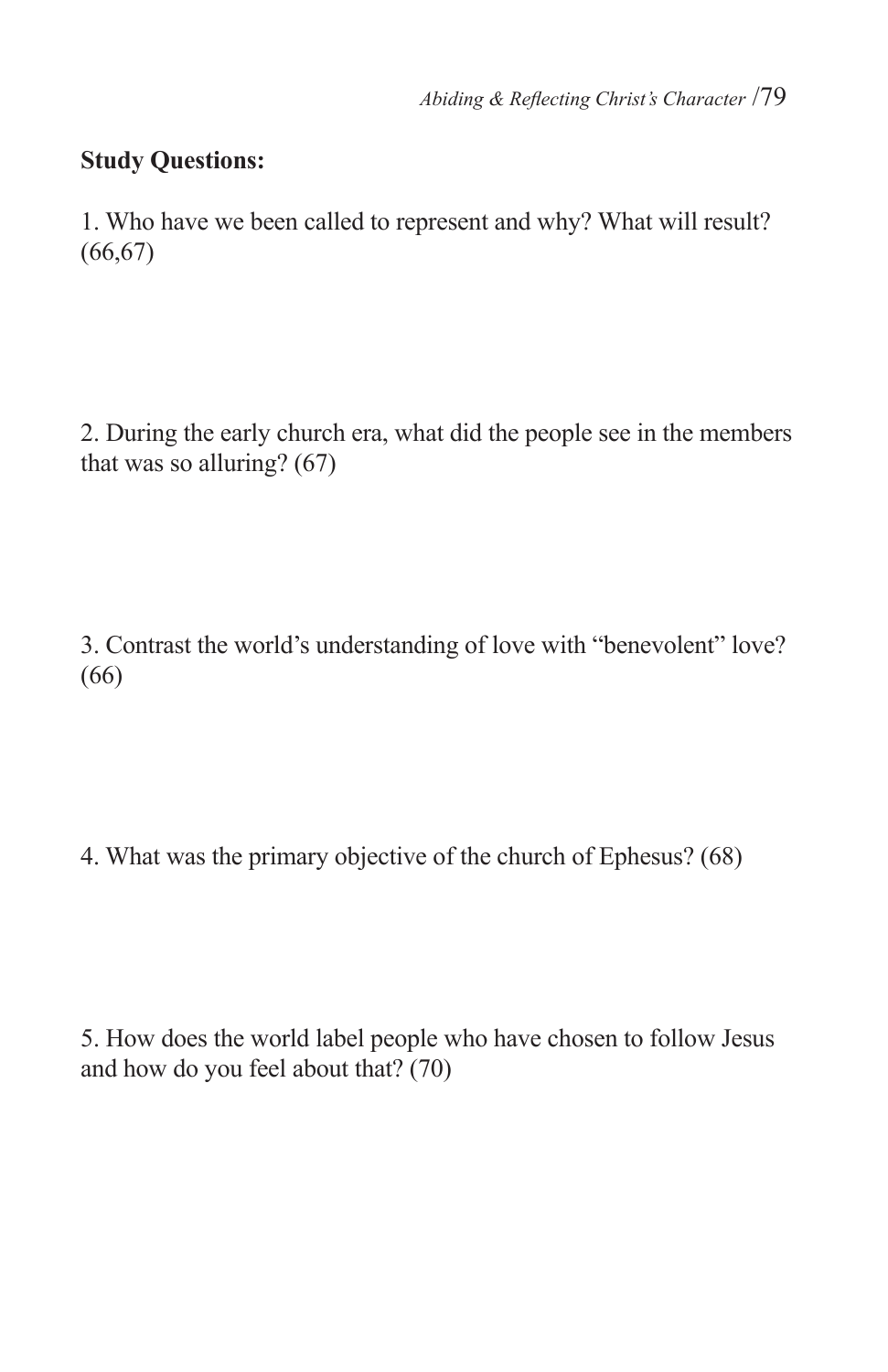**Study Questions:**

1. Who have we been called to represent and why? What will result? (66,67)

2. During the early church era, what did the people see in the members that was so alluring? (67)

3. Contrast the world's understanding of love with "benevolent" love? (66)

4. What was the primary objective of the church of Ephesus? (68)

5. How does the world label people who have chosen to follow Jesus and how do you feel about that? (70)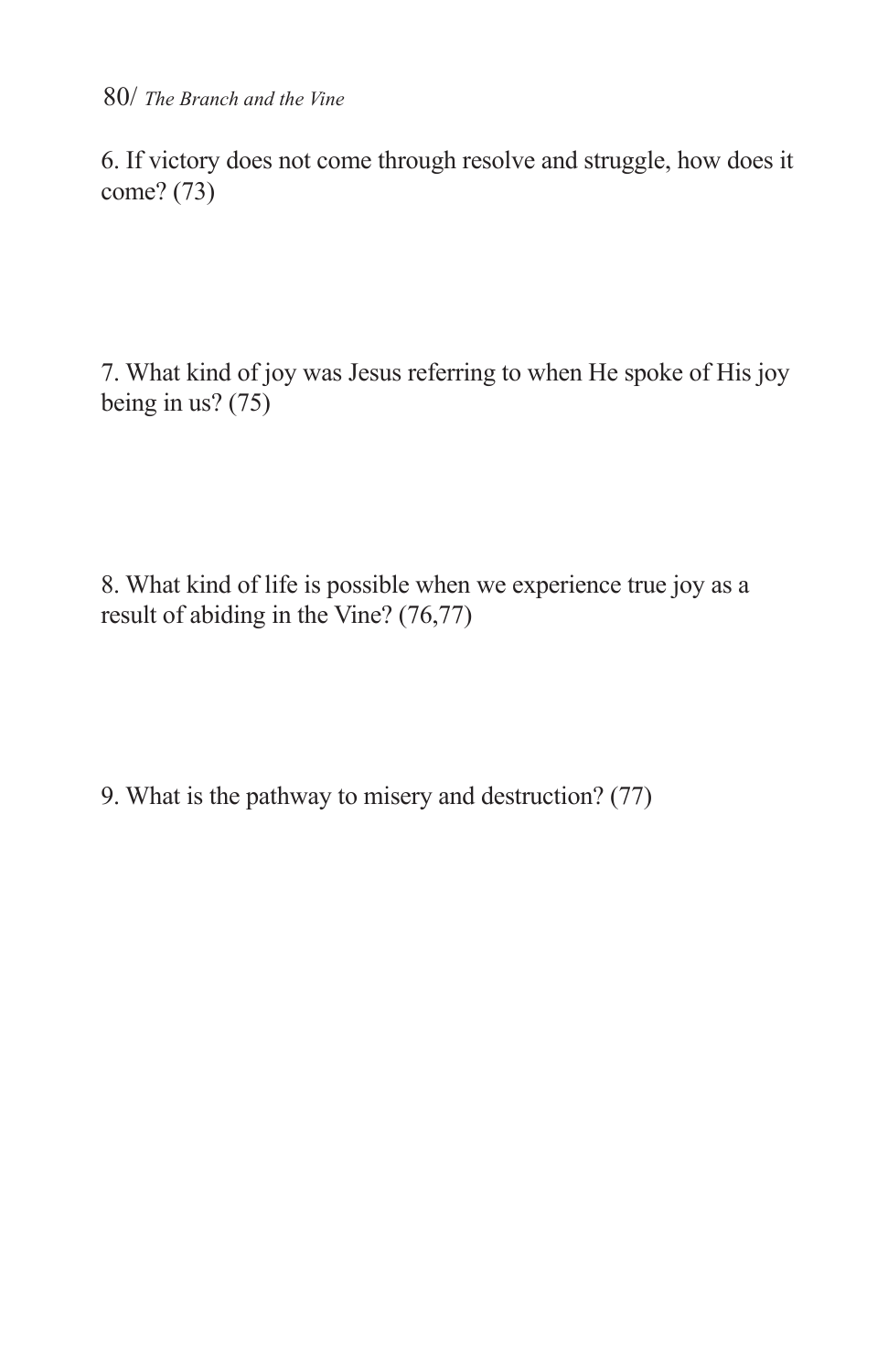6. If victory does not come through resolve and struggle, how does it come? (73)

7. What kind of joy was Jesus referring to when He spoke of His joy being in us? (75)

8. What kind of life is possible when we experience true joy as a result of abiding in the Vine? (76,77)

9. What is the pathway to misery and destruction? (77)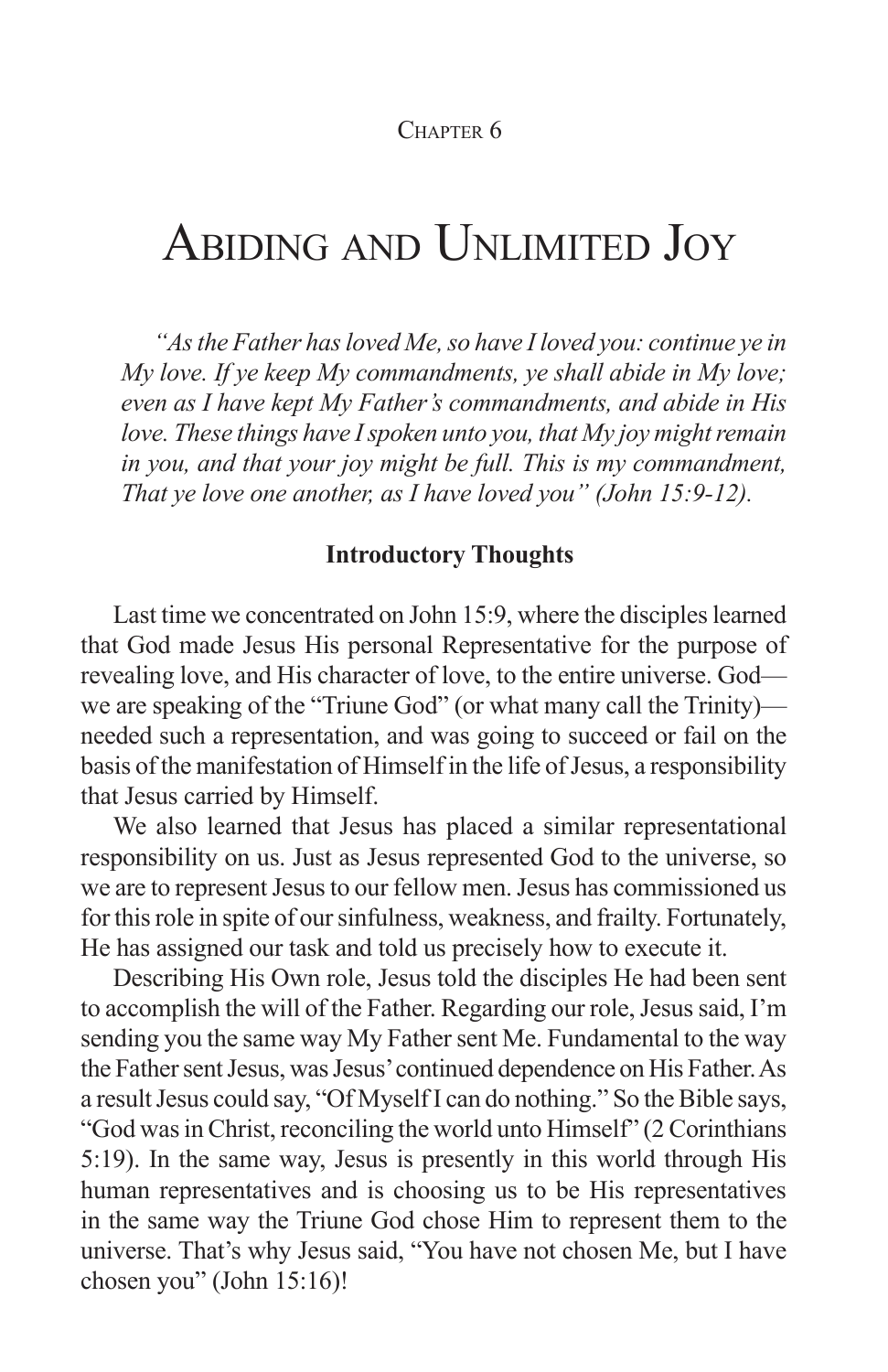Chapter 6

# Abiding and Unlimited Joy

*"As the Father has loved Me, so have I loved you: continue ye in My love. If ye keep My commandments, ye shall abide in My love; even as I have kept My Father's commandments, and abide in His love. These things have I spoken unto you, that My joy might remain in you, and that your joy might be full. This is my commandment, That ye love one another, as I have loved you" (John 15:9-12).*

**Introductory Thoughts**

Last time we concentrated on John 15:9, where the disciples learned that God made Jesus His personal Representative for the purpose of revealing love, and His character of love, to the entire universe. God—we are speaking of the "Triune God" (or what many call the Trinity)—needed such a representation, and was going to succeed or fail on the basis of the manifestation of Himself in the life of Jesus, a responsibility that Jesus carried by Himself.

We also learned that Jesus has placed a similar representational responsibility on us. Just as Jesus represented God to the universe, so we are to represent Jesus to our fellow men. Jesus has commissioned us for this role in spite of our sinfulness, weakness, and frailty. Fortunately, He has assigned our task and told us precisely how to execute it.

Describing His Own role, Jesus told the disciples He had been sent to accomplish the will of the Father. Regarding our role, Jesus said, I'm sending you the same way My Father sent Me. Fundamental to the way the Father sent Jesus, was Jesus' continued dependence on His Father. As a result Jesus could say, "Of Myself I can do nothing." So the Bible says, "God was in Christ, reconciling the world unto Himself" (2 Corinthians 5:19). In the same way, Jesus is presently in this world through His human representatives and is choosing us to be His representatives in the same way the Triune God chose Him to represent them to the universe. That's why Jesus said, "You have not chosen Me, but I have chosen you" (John 15:16)!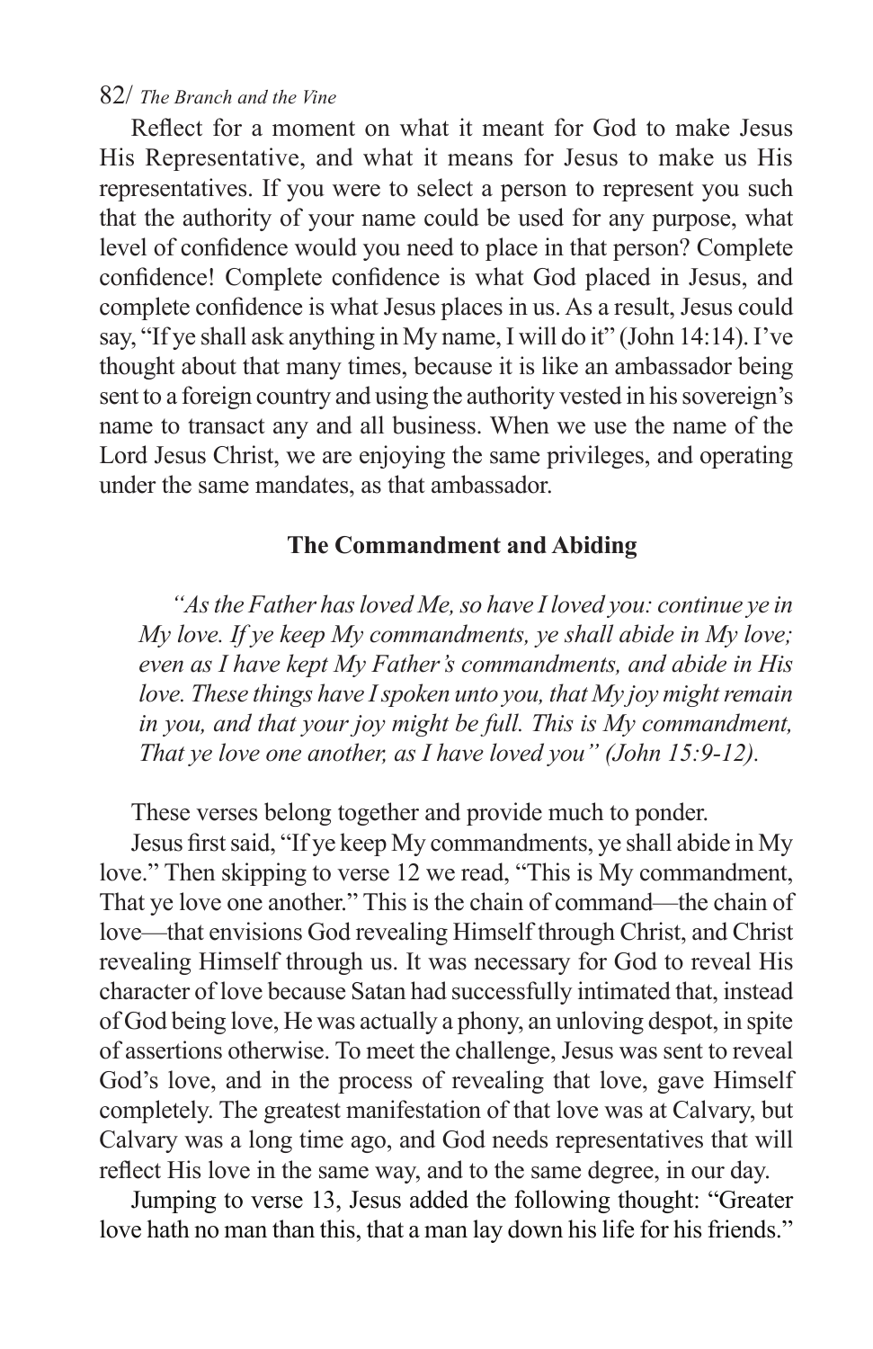Reflect for a moment on what it meant for God to make Jesus His Representative, and what it means for Jesus to make us His representatives. If you were to select a person to represent you such that the authority of your name could be used for any purpose, what level of confidence would you need to place in that person? Complete confidence! Complete confidence is what God placed in Jesus, and complete confidence is what Jesus places in us. As a result, Jesus could say, "If ye shall ask anything in My name, I will do it" (John 14:14). I've thought about that many times, because it is like an ambassador being sent to a foreign country and using the authority vested in his sovereign's name to transact any and all business. When we use the name of the Lord Jesus Christ, we are enjoying the same privileges, and operating under the same mandates, as that ambassador.

## The Commandment and Abiding

> *"As the Father has loved Me, so have I loved you: continue ye in My love. If ye keep My commandments, ye shall abide in My love; even as I have kept My Father's commandments, and abide in His love. These things have I spoken unto you, that My joy might remain in you, and that your joy might be full. This is My commandment, That ye love one another, as I have loved you" (John 15:9-12).*

These verses belong together and provide much to ponder.

Jesus first said, "If ye keep My commandments, ye shall abide in My love." Then skipping to verse 12 we read, "This is My commandment, That ye love one another." This is the chain of command—the chain of love—that envisions God revealing Himself through Christ, and Christ revealing Himself through us. It was necessary for God to reveal His character of love because Satan had successfully intimated that, instead of God being love, He was actually a phony, an unloving despot, in spite of assertions otherwise. To meet the challenge, Jesus was sent to reveal God's love, and in the process of revealing that love, gave Himself completely. The greatest manifestation of that love was at Calvary, but Calvary was a long time ago, and God needs representatives that will reflect His love in the same way, and to the same degree, in our day.

Jumping to verse 13, Jesus added the following thought: "Greater love hath no man than this, that a man lay down his life for his friends."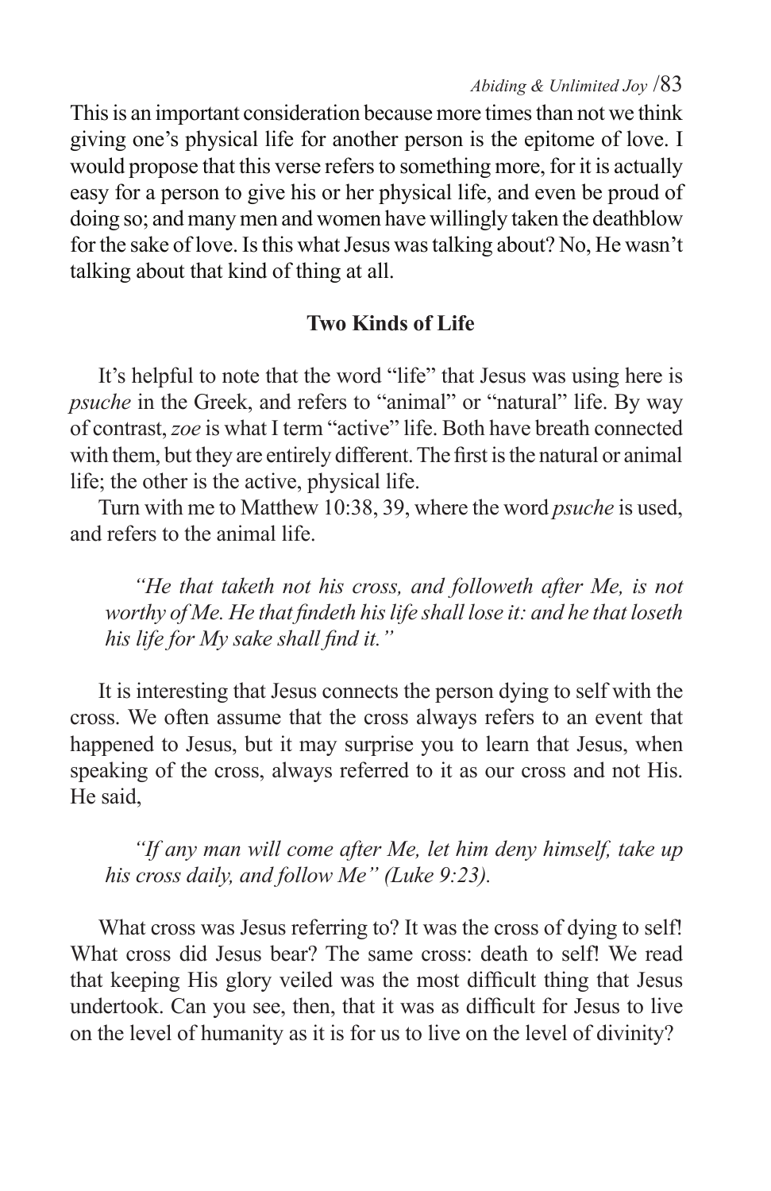This is an important consideration because more times than not we think giving one's physical life for another person is the epitome of love. I would propose that this verse refers to something more, for it is actually easy for a person to give his or her physical life, and even be proud of doing so; and many men and women have willingly taken the deathblow for the sake of love. Is this what Jesus was talking about? No, He wasn't talking about that kind of thing at all.

## Two Kinds of Life

It's helpful to note that the word "life" that Jesus was using here is *psuche* in the Greek, and refers to "animal" or "natural" life. By way of contrast, *zoe* is what I term "active" life. Both have breath connected with them, but they are entirely different. The first is the natural or animal life; the other is the active, physical life.

Turn with me to Matthew 10:38, 39, where the word *psuche* is used, and refers to the animal life.

> *"He that taketh not his cross, and followeth after Me, is not worthy of Me. He that findeth his life shall lose it: and he that loseth his life for My sake shall find it."*

It is interesting that Jesus connects the person dying to self with the cross. We often assume that the cross always refers to an event that happened to Jesus, but it may surprise you to learn that Jesus, when speaking of the cross, always referred to it as our cross and not His. He said,

> *"If any man will come after Me, let him deny himself, take up his cross daily, and follow Me" (Luke 9:23).*

What cross was Jesus referring to? It was the cross of dying to self! What cross did Jesus bear? The same cross: death to self! We read that keeping His glory veiled was the most difficult thing that Jesus undertook. Can you see, then, that it was as difficult for Jesus to live on the level of humanity as it is for us to live on the level of divinity?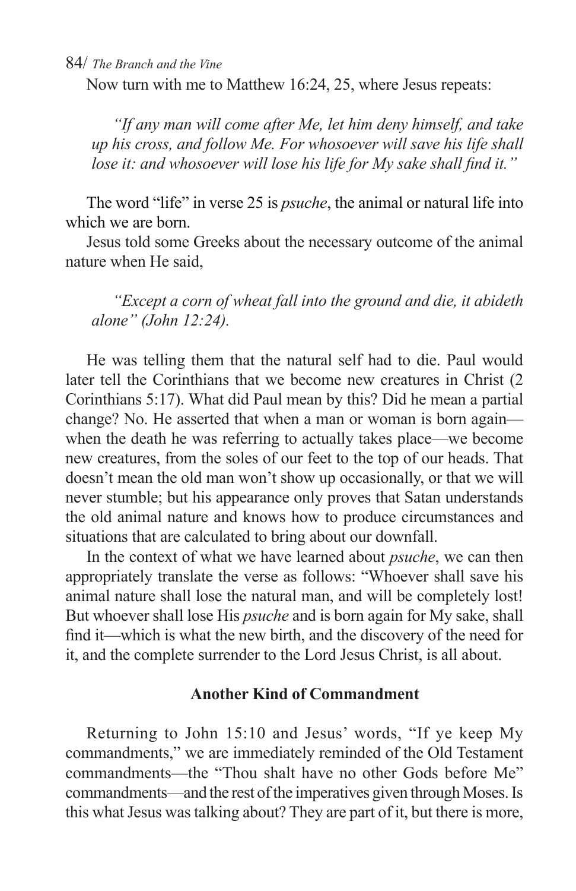Now turn with me to Matthew 16:24, 25, where Jesus repeats:

> *"If any man will come after Me, let him deny himself, and take up his cross, and follow Me. For whosoever will save his life shall lose it: and whosoever will lose his life for My sake shall find it."*

The word "life" in verse 25 is *psuche*, the animal or natural life into which we are born.

Jesus told some Greeks about the necessary outcome of the animal nature when He said,

> *"Except a corn of wheat fall into the ground and die, it abideth alone" (John 12:24).*

He was telling them that the natural self had to die. Paul would later tell the Corinthians that we become new creatures in Christ (2 Corinthians 5:17). What did Paul mean by this? Did he mean a partial change? No. He asserted that when a man or woman is born again—when the death he was referring to actually takes place—we become new creatures, from the soles of our feet to the top of our heads. That doesn't mean the old man won't show up occasionally, or that we will never stumble; but his appearance only proves that Satan understands the old animal nature and knows how to produce circumstances and situations that are calculated to bring about our downfall.

In the context of what we have learned about *psuche*, we can then appropriately translate the verse as follows: "Whoever shall save his animal nature shall lose the natural man, and will be completely lost! But whoever shall lose His *psuche* and is born again for My sake, shall find it—which is what the new birth, and the discovery of the need for it, and the complete surrender to the Lord Jesus Christ, is all about.

### Another Kind of Commandment

Returning to John 15:10 and Jesus' words, "If ye keep My commandments," we are immediately reminded of the Old Testament commandments—the "Thou shalt have no other Gods before Me" commandments—and the rest of the imperatives given through Moses. Is this what Jesus was talking about? They are part of it, but there is more,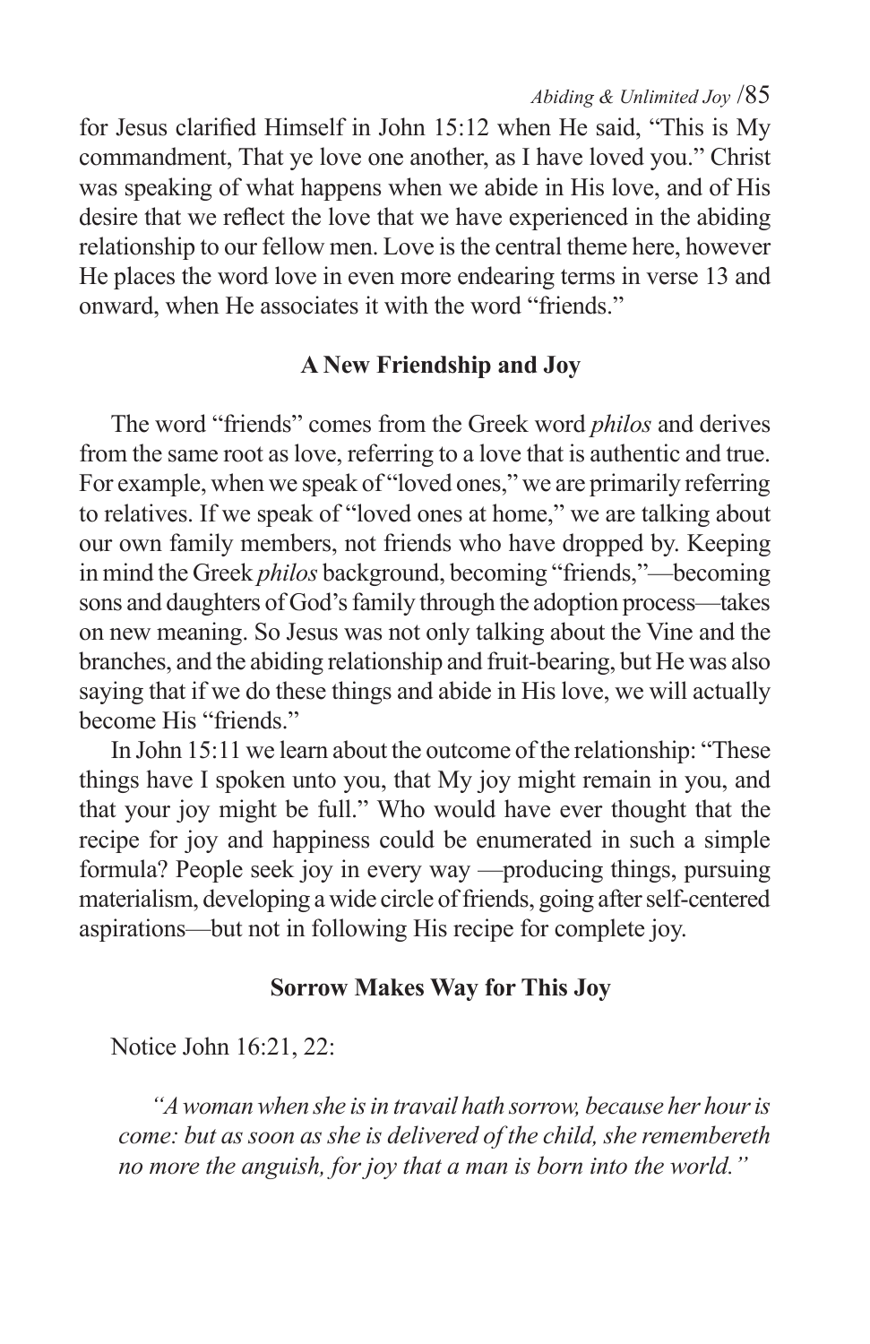for Jesus clarified Himself in John 15:12 when He said, "This is My commandment, That ye love one another, as I have loved you." Christ was speaking of what happens when we abide in His love, and of His desire that we reflect the love that we have experienced in the abiding relationship to our fellow men. Love is the central theme here, however He places the word love in even more endearing terms in verse 13 and onward, when He associates it with the word "friends."

### A New Friendship and Joy

The word "friends" comes from the Greek word *philos* and derives from the same root as love, referring to a love that is authentic and true. For example, when we speak of "loved ones," we are primarily referring to relatives. If we speak of "loved ones at home," we are talking about our own family members, not friends who have dropped by. Keeping in mind the Greek *philos* background, becoming "friends,"—becoming sons and daughters of God's family through the adoption process—takes on new meaning. So Jesus was not only talking about the Vine and the branches, and the abiding relationship and fruit-bearing, but He was also saying that if we do these things and abide in His love, we will actually become His "friends."

In John 15:11 we learn about the outcome of the relationship: "These things have I spoken unto you, that My joy might remain in you, and that your joy might be full." Who would have ever thought that the recipe for joy and happiness could be enumerated in such a simple formula? People seek joy in every way —producing things, pursuing materialism, developing a wide circle of friends, going after self-centered aspirations—but not in following His recipe for complete joy.

### Sorrow Makes Way for This Joy

Notice John 16:21, 22:

> *"A woman when she is in travail hath sorrow, because her hour is come: but as soon as she is delivered of the child, she remembereth no more the anguish, for joy that a man is born into the world."*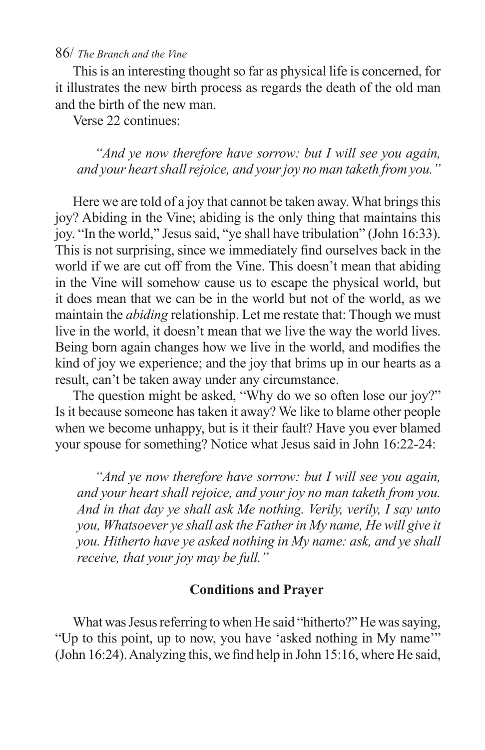This is an interesting thought so far as physical life is concerned, for it illustrates the new birth process as regards the death of the old man and the birth of the new man.

Verse 22 continues:

> *"And ye now therefore have sorrow: but I will see you again, and your heart shall rejoice, and your joy no man taketh from you."*

Here we are told of a joy that cannot be taken away. What brings this joy? Abiding in the Vine; abiding is the only thing that maintains this joy. "In the world," Jesus said, "ye shall have tribulation" (John 16:33). This is not surprising, since we immediately find ourselves back in the world if we are cut off from the Vine. This doesn't mean that abiding in the Vine will somehow cause us to escape the physical world, but it does mean that we can be in the world but not of the world, as we maintain the *abiding* relationship. Let me restate that: Though we must live in the world, it doesn't mean that we live the way the world lives. Being born again changes how we live in the world, and modifies the kind of joy we experience; and the joy that brims up in our hearts as a result, can't be taken away under any circumstance.

The question might be asked, "Why do we so often lose our joy?" Is it because someone has taken it away? We like to blame other people when we become unhappy, but is it their fault? Have you ever blamed your spouse for something? Notice what Jesus said in John 16:22-24:

> *"And ye now therefore have sorrow: but I will see you again, and your heart shall rejoice, and your joy no man taketh from you. And in that day ye shall ask Me nothing. Verily, verily, I say unto you, Whatsoever ye shall ask the Father in My name, He will give it you. Hitherto have ye asked nothing in My name: ask, and ye shall receive, that your joy may be full."*

### Conditions and Prayer

What was Jesus referring to when He said "hitherto?" He was saying, "Up to this point, up to now, you have 'asked nothing in My name'" (John 16:24). Analyzing this, we find help in John 15:16, where He said,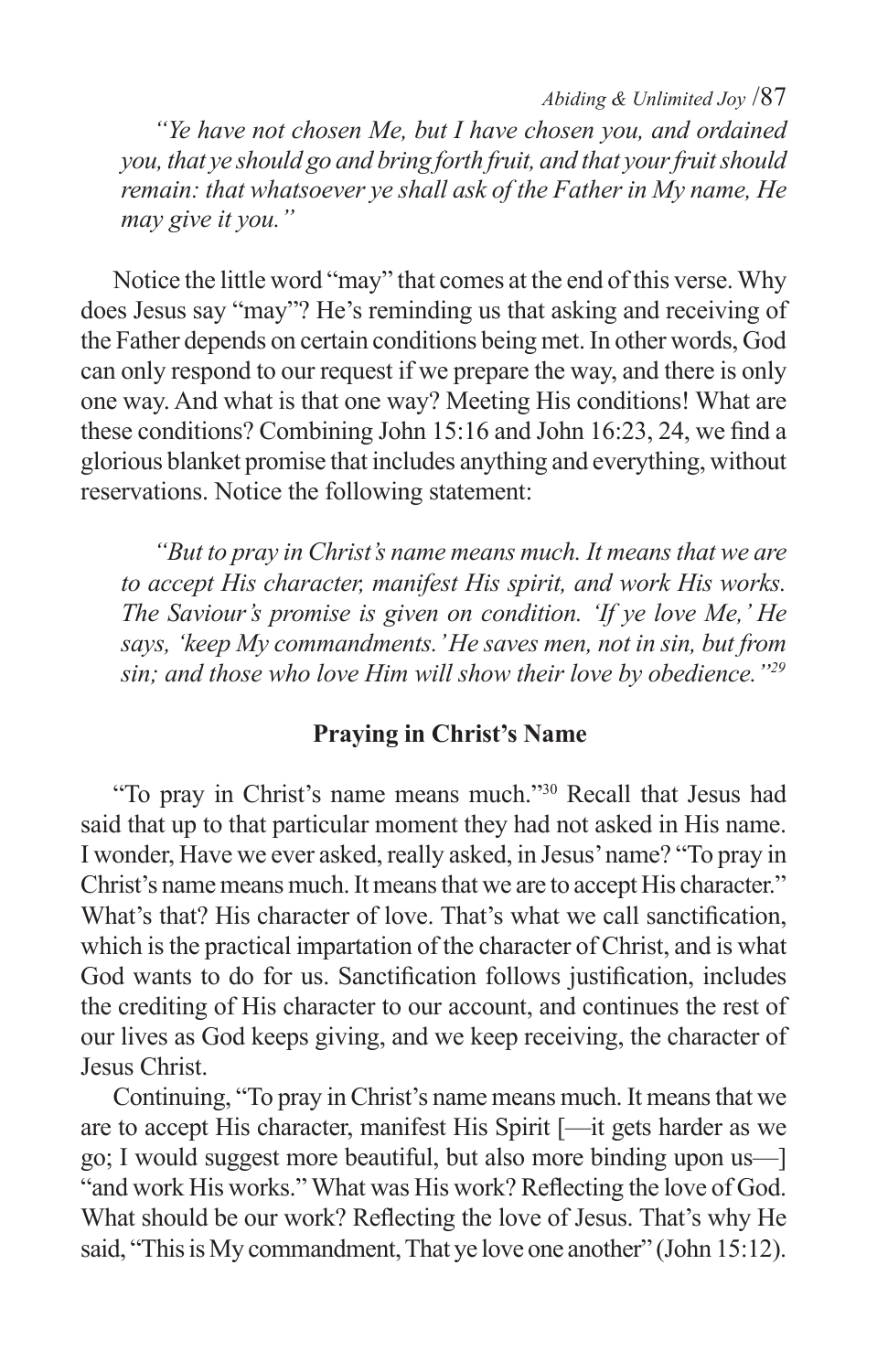*"Ye have not chosen Me, but I have chosen you, and ordained you, that ye should go and bring forth fruit, and that your fruit should remain: that whatsoever ye shall ask of the Father in My name, He may give it you."*

Notice the little word "may" that comes at the end of this verse. Why does Jesus say "may"? He's reminding us that asking and receiving of the Father depends on certain conditions being met. In other words, God can only respond to our request if we prepare the way, and there is only one way. And what is that one way? Meeting His conditions! What are these conditions? Combining John 15:16 and John 16:23, 24, we find a glorious blanket promise that includes anything and everything, without reservations. Notice the following statement:

*"But to pray in Christ's name means much. It means that we are to accept His character, manifest His spirit, and work His works. The Saviour's promise is given on condition. 'If ye love Me,' He says, 'keep My commandments.' He saves men, not in sin, but from sin; and those who love Him will show their love by obedience."*[29]

## Praying in Christ's Name

"To pray in Christ's name means much."[30] Recall that Jesus had said that up to that particular moment they had not asked in His name. I wonder, Have we ever asked, really asked, in Jesus' name? "To pray in Christ's name means much. It means that we are to accept His character." What's that? His character of love. That's what we call sanctification, which is the practical impartation of the character of Christ, and is what God wants to do for us. Sanctification follows justification, includes the crediting of His character to our account, and continues the rest of our lives as God keeps giving, and we keep receiving, the character of Jesus Christ.

Continuing, "To pray in Christ's name means much. It means that we are to accept His character, manifest His Spirit [—it gets harder as we go; I would suggest more beautiful, but also more binding upon us—] "and work His works." What was His work? Reflecting the love of God. What should be our work? Reflecting the love of Jesus. That's why He said, "This is My commandment, That ye love one another" (John 15:12).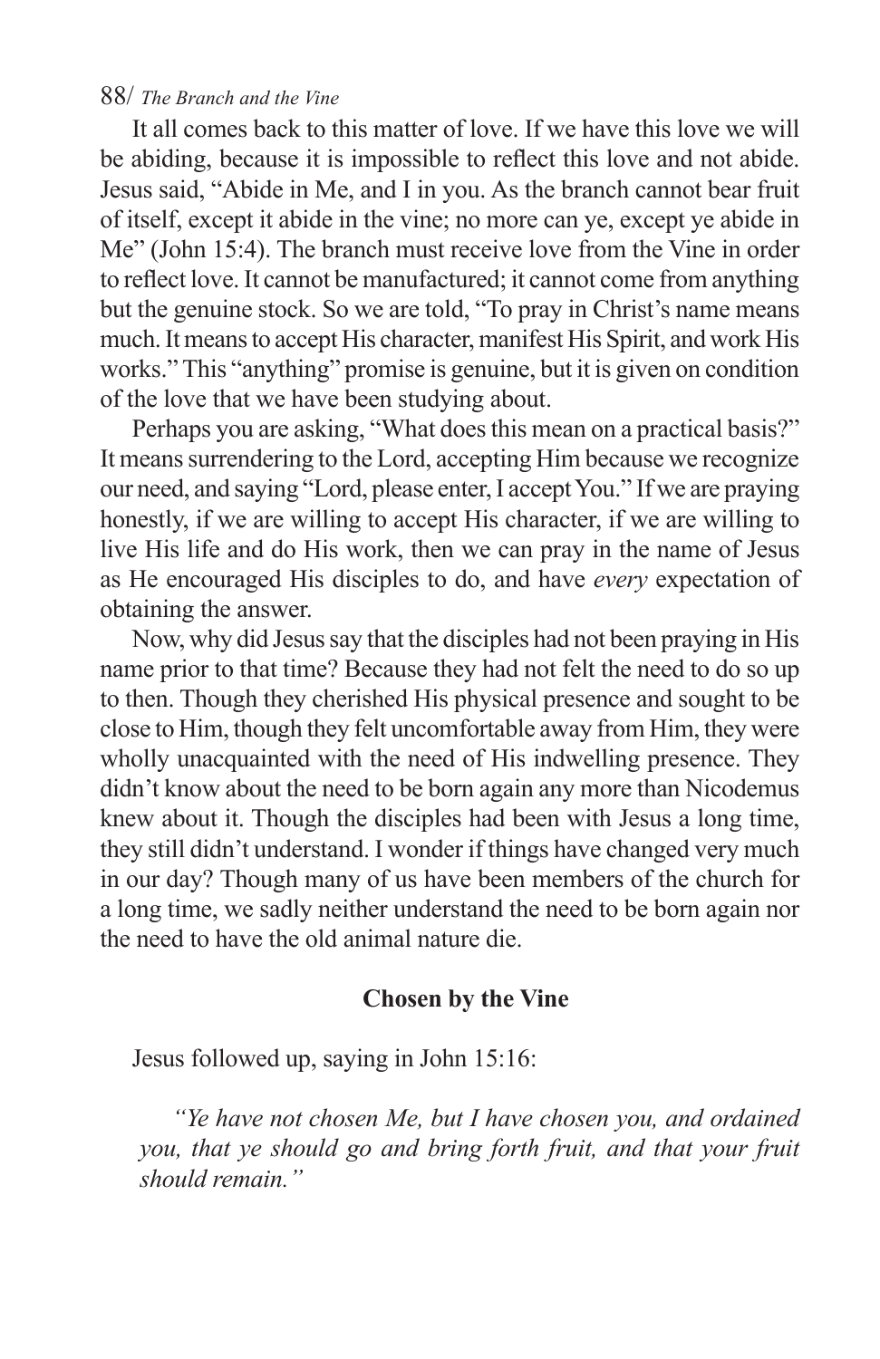It all comes back to this matter of love. If we have this love we will be abiding, because it is impossible to reflect this love and not abide. Jesus said, "Abide in Me, and I in you. As the branch cannot bear fruit of itself, except it abide in the vine; no more can ye, except ye abide in Me" (John 15:4). The branch must receive love from the Vine in order to reflect love. It cannot be manufactured; it cannot come from anything but the genuine stock. So we are told, "To pray in Christ's name means much. It means to accept His character, manifest His Spirit, and work His works." This "anything" promise is genuine, but it is given on condition of the love that we have been studying about.

Perhaps you are asking, "What does this mean on a practical basis?" It means surrendering to the Lord, accepting Him because we recognize our need, and saying "Lord, please enter, I accept You." If we are praying honestly, if we are willing to accept His character, if we are willing to live His life and do His work, then we can pray in the name of Jesus as He encouraged His disciples to do, and have *every* expectation of obtaining the answer.

Now, why did Jesus say that the disciples had not been praying in His name prior to that time? Because they had not felt the need to do so up to then. Though they cherished His physical presence and sought to be close to Him, though they felt uncomfortable away from Him, they were wholly unacquainted with the need of His indwelling presence. They didn't know about the need to be born again any more than Nicodemus knew about it. Though the disciples had been with Jesus a long time, they still didn't understand. I wonder if things have changed very much in our day? Though many of us have been members of the church for a long time, we sadly neither understand the need to be born again nor the need to have the old animal nature die.

### Chosen by the Vine

Jesus followed up, saying in John 15:16:

> *"Ye have not chosen Me, but I have chosen you, and ordained you, that ye should go and bring forth fruit, and that your fruit should remain."*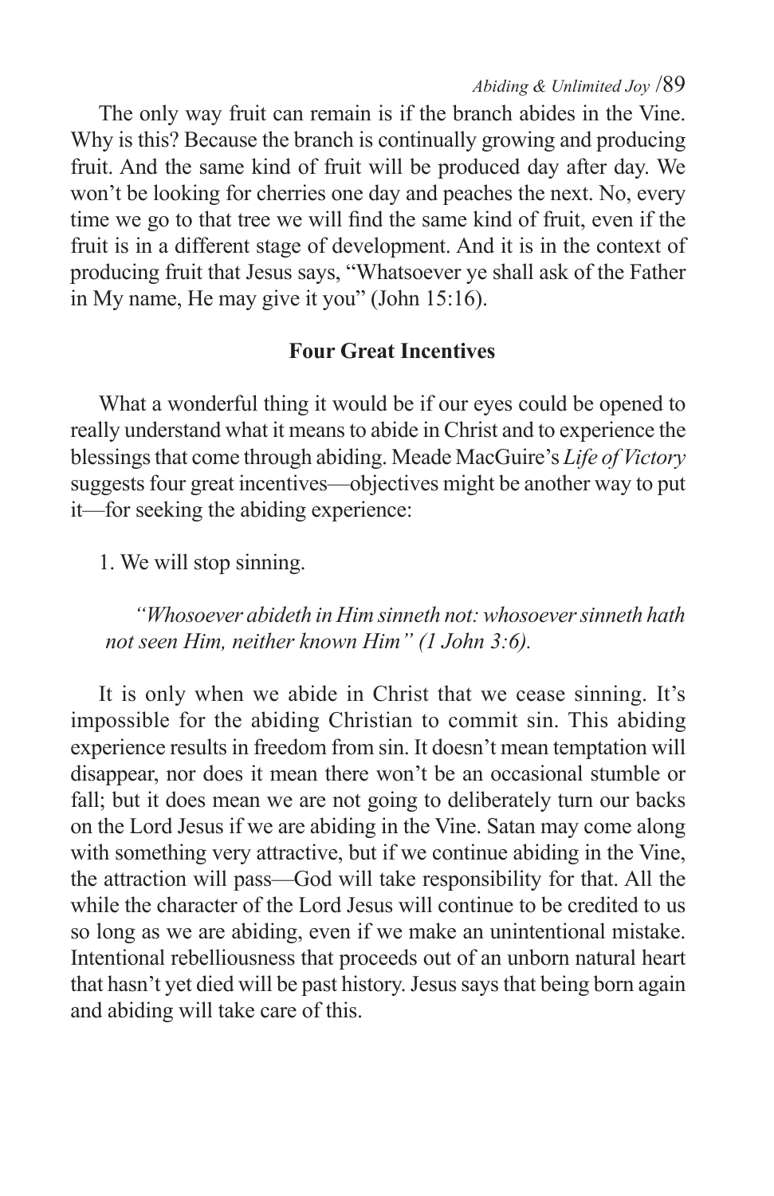The only way fruit can remain is if the branch abides in the Vine. Why is this? Because the branch is continually growing and producing fruit. And the same kind of fruit will be produced day after day. We won't be looking for cherries one day and peaches the next. No, every time we go to that tree we will find the same kind of fruit, even if the fruit is in a different stage of development. And it is in the context of producing fruit that Jesus says, "Whatsoever ye shall ask of the Father in My name, He may give it you" (John 15:16).

### Four Great Incentives

What a wonderful thing it would be if our eyes could be opened to really understand what it means to abide in Christ and to experience the blessings that come through abiding. Meade MacGuire's *Life of Victory* suggests four great incentives—objectives might be another way to put it—for seeking the abiding experience:

1. We will stop sinning.

> *"Whosoever abideth in Him sinneth not: whosoever sinneth hath not seen Him, neither known Him" (1 John 3:6).*

It is only when we abide in Christ that we cease sinning. It's impossible for the abiding Christian to commit sin. This abiding experience results in freedom from sin. It doesn't mean temptation will disappear, nor does it mean there won't be an occasional stumble or fall; but it does mean we are not going to deliberately turn our backs on the Lord Jesus if we are abiding in the Vine. Satan may come along with something very attractive, but if we continue abiding in the Vine, the attraction will pass—God will take responsibility for that. All the while the character of the Lord Jesus will continue to be credited to us so long as we are abiding, even if we make an unintentional mistake. Intentional rebelliousness that proceeds out of an unborn natural heart that hasn't yet died will be past history. Jesus says that being born again and abiding will take care of this.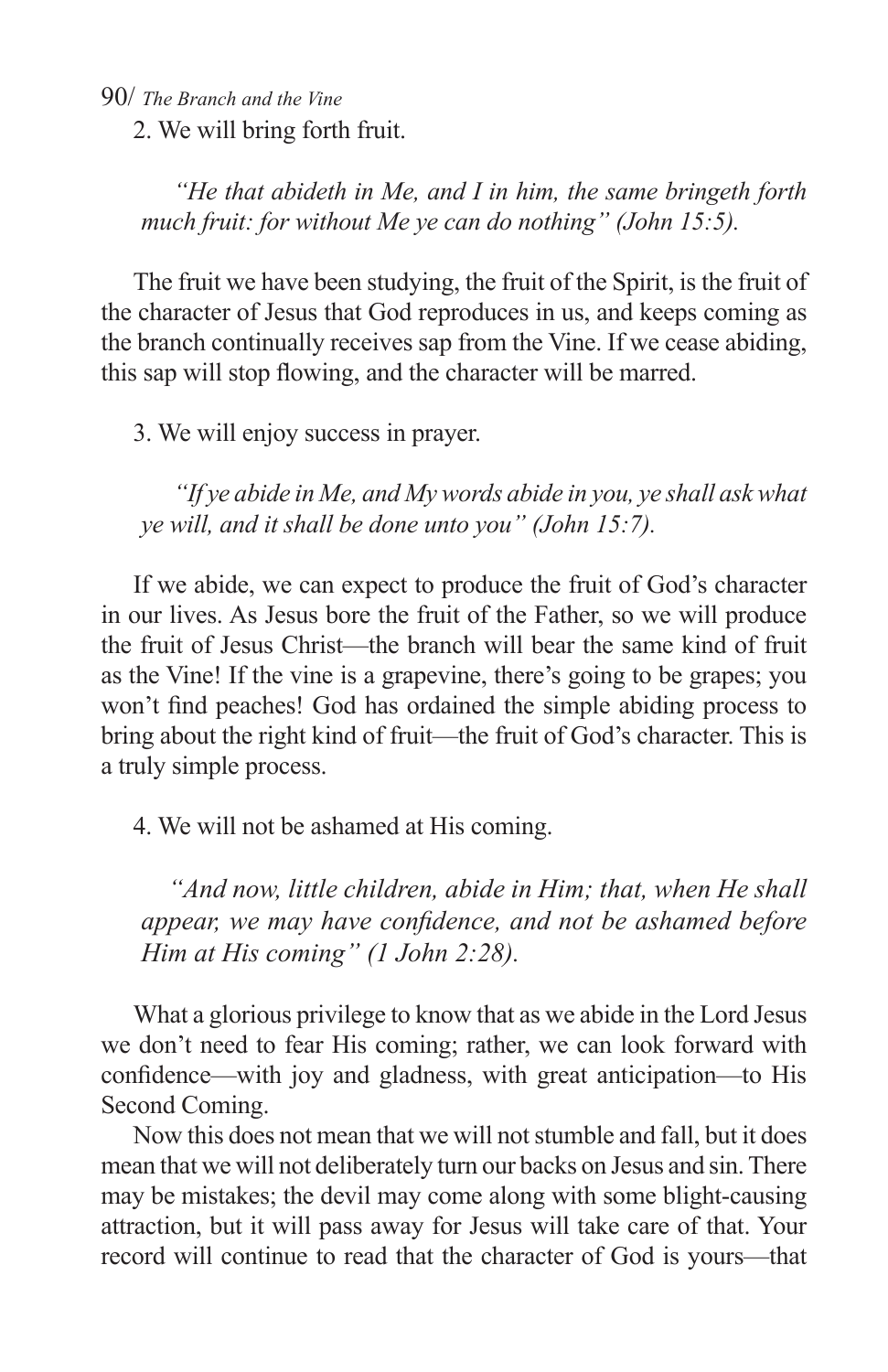2. We will bring forth fruit.

> *"He that abideth in Me, and I in him, the same bringeth forth much fruit: for without Me ye can do nothing" (John 15:5).*

The fruit we have been studying, the fruit of the Spirit, is the fruit of the character of Jesus that God reproduces in us, and keeps coming as the branch continually receives sap from the Vine. If we cease abiding, this sap will stop flowing, and the character will be marred.

3. We will enjoy success in prayer.

> *"If ye abide in Me, and My words abide in you, ye shall ask what ye will, and it shall be done unto you" (John 15:7).*

If we abide, we can expect to produce the fruit of God's character in our lives. As Jesus bore the fruit of the Father, so we will produce the fruit of Jesus Christ—the branch will bear the same kind of fruit as the Vine! If the vine is a grapevine, there's going to be grapes; you won't find peaches! God has ordained the simple abiding process to bring about the right kind of fruit—the fruit of God's character. This is a truly simple process.

4. We will not be ashamed at His coming.

> *"And now, little children, abide in Him; that, when He shall appear, we may have confidence, and not be ashamed before Him at His coming" (1 John 2:28).*

What a glorious privilege to know that as we abide in the Lord Jesus we don't need to fear His coming; rather, we can look forward with confidence—with joy and gladness, with great anticipation—to His Second Coming.

Now this does not mean that we will not stumble and fall, but it does mean that we will not deliberately turn our backs on Jesus and sin. There may be mistakes; the devil may come along with some blight-causing attraction, but it will pass away for Jesus will take care of that. Your record will continue to read that the character of God is yours—that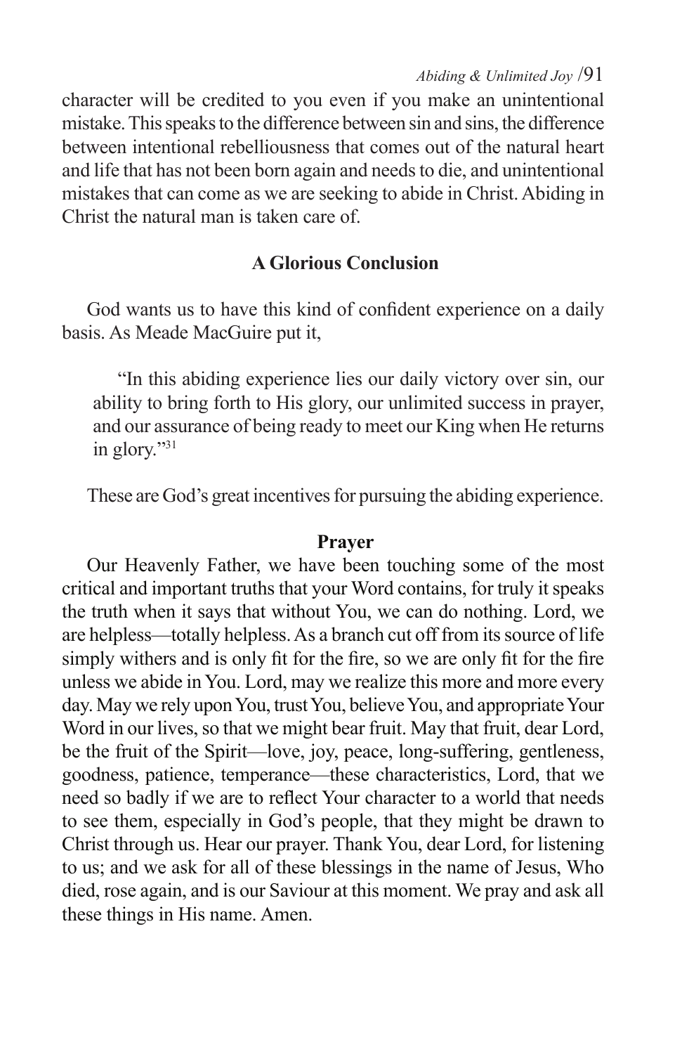character will be credited to you even if you make an unintentional mistake. This speaks to the difference between sin and sins, the difference between intentional rebelliousness that comes out of the natural heart and life that has not been born again and needs to die, and unintentional mistakes that can come as we are seeking to abide in Christ. Abiding in Christ the natural man is taken care of.

### A Glorious Conclusion

God wants us to have this kind of confident experience on a daily basis. As Meade MacGuire put it,

> "In this abiding experience lies our daily victory over sin, our ability to bring forth to His glory, our unlimited success in prayer, and our assurance of being ready to meet our King when He returns in glory."[31]

These are God's great incentives for pursuing the abiding experience.

### Prayer

Our Heavenly Father, we have been touching some of the most critical and important truths that your Word contains, for truly it speaks the truth when it says that without You, we can do nothing. Lord, we are helpless—totally helpless. As a branch cut off from its source of life simply withers and is only fit for the fire, so we are only fit for the fire unless we abide in You. Lord, may we realize this more and more every day. May we rely upon You, trust You, believe You, and appropriate Your Word in our lives, so that we might bear fruit. May that fruit, dear Lord, be the fruit of the Spirit—love, joy, peace, long-suffering, gentleness, goodness, patience, temperance—these characteristics, Lord, that we need so badly if we are to reflect Your character to a world that needs to see them, especially in God's people, that they might be drawn to Christ through us. Hear our prayer. Thank You, dear Lord, for listening to us; and we ask for all of these blessings in the name of Jesus, Who died, rose again, and is our Saviour at this moment. We pray and ask all these things in His name. Amen.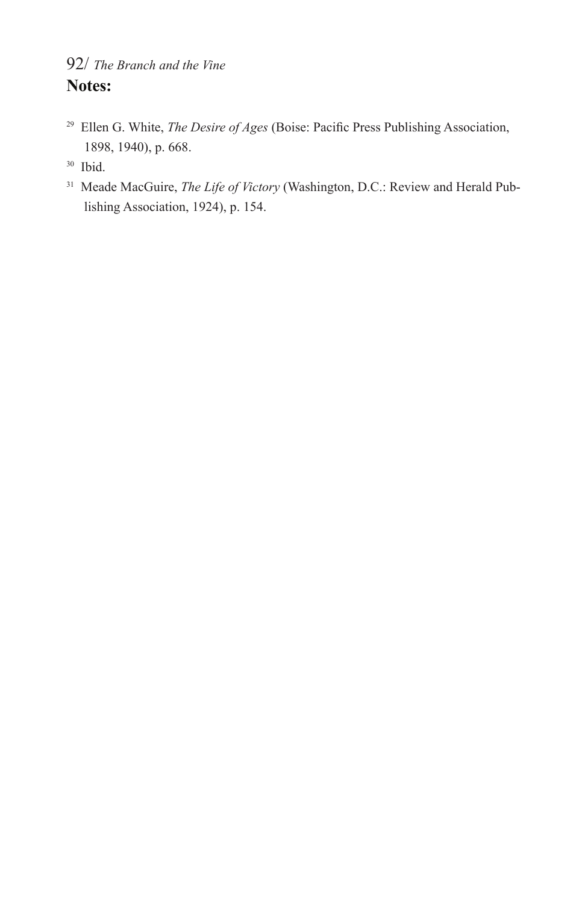**Notes:**

[29] Ellen G. White, *The Desire of Ages* (Boise: Pacific Press Publishing Association, 1898, 1940), p. 668.

[30] Ibid.

[31] Meade MacGuire, *The Life of Victory* (Washington, D.C.: Review and Herald Publishing Association, 1924), p. 154.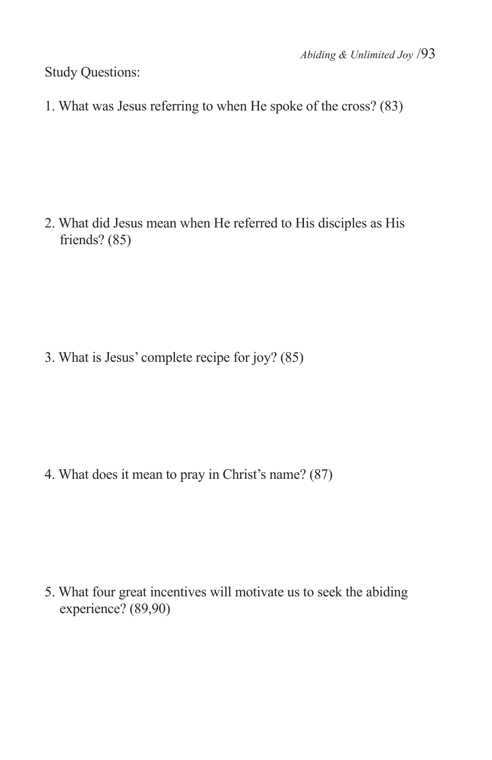Study Questions:

1. What was Jesus referring to when He spoke of the cross? (83)

2. What did Jesus mean when He referred to His disciples as His friends? (85)

3. What is Jesus' complete recipe for joy? (85)

4. What does it mean to pray in Christ's name? (87)

5. What four great incentives will motivate us to seek the abiding experience? (89,90)